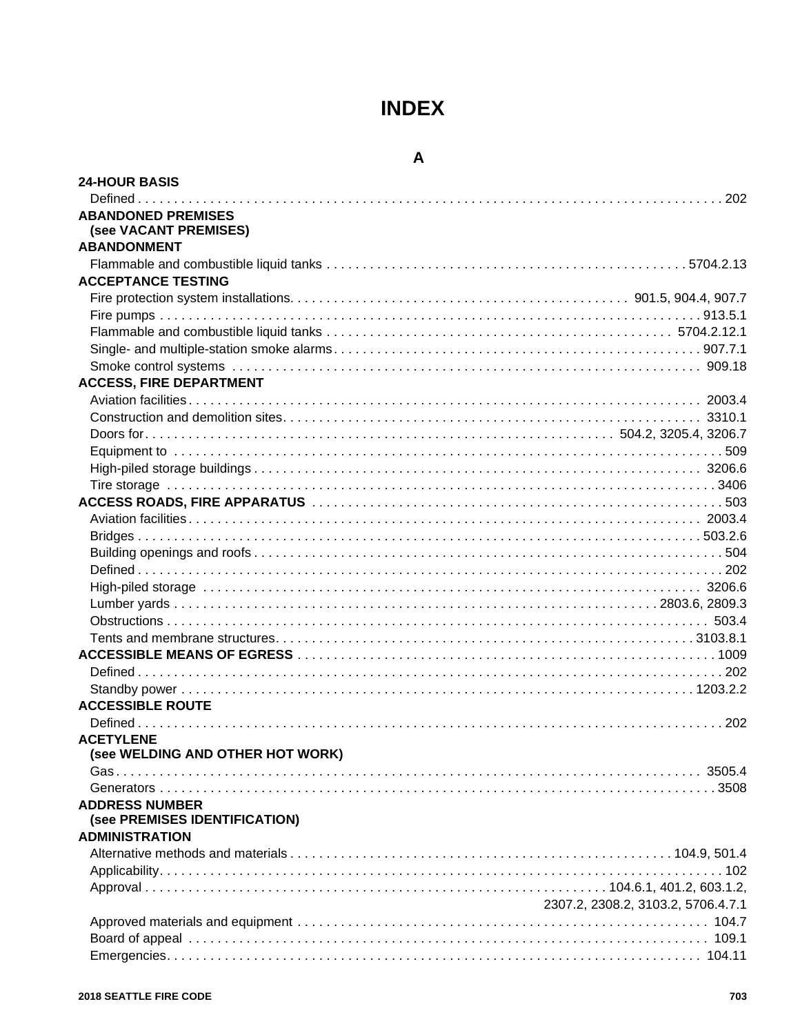# INDEX

## A

**24-HOUR BASIS**

- Defined . . . 202

**ABANDONED PREMISES (see VACANT PREMISES)**

**ABANDONMENT**

- Flammable and combustible liquid tanks . . . 5704.2.13

**ACCEPTANCE TESTING**

- Fire protection system installations . . . 901.5, 904.4, 907.7
- Fire pumps . . . 913.5.1
- Flammable and combustible liquid tanks . . . 5704.2.12.1
- Single- and multiple-station smoke alarms . . . 907.7.1
- Smoke control systems . . . 909.18

**ACCESS, FIRE DEPARTMENT**

- Aviation facilities . . . 2003.4
- Construction and demolition sites . . . 3310.1
- Doors for . . . 504.2, 3205.4, 3206.7
- Equipment to . . . 509
- High-piled storage buildings . . . 3206.6
- Tire storage . . . 3406

**ACCESS ROADS, FIRE APPARATUS** . . . 503

- Aviation facilities . . . 2003.4
- Bridges . . . 503.2.6
- Building openings and roofs . . . 504
- Defined . . . 202
- High-piled storage . . . 3206.6
- Lumber yards . . . 2803.6, 2809.3
- Obstructions . . . 503.4
- Tents and membrane structures . . . 3103.8.1

**ACCESSIBLE MEANS OF EGRESS** . . . 1009

- Defined . . . 202
- Standby power . . . 1203.2.2

**ACCESSIBLE ROUTE**

- Defined . . . 202

**ACETYLENE (see WELDING AND OTHER HOT WORK)**

- Gas . . . 3505.4
- Generators . . . 3508

**ADDRESS NUMBER (see PREMISES IDENTIFICATION)**

**ADMINISTRATION**

- Alternative methods and materials . . . 104.9, 501.4
- Applicability . . . 102
- Approval . . . 104.6.1, 401.2, 603.1.2, 2307.2, 2308.2, 3103.2, 5706.4.7.1
- Approved materials and equipment . . . 104.7
- Board of appeal . . . 109.1
- Emergencies . . . 104.11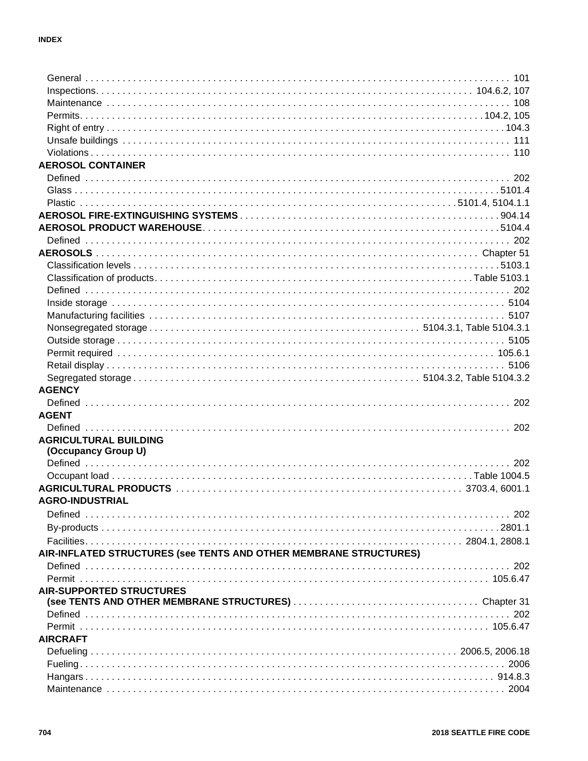General . . . . . . . . . . . . . . . . . . . . . . . . . . . . . . . . . . . . . . . . . 101
Inspections. . . . . . . . . . . . . . . . . . . . . . . . . . . . . . . . . . . . 104.6.2, 107
Maintenance . . . . . . . . . . . . . . . . . . . . . . . . . . . . . . . . . . . . . . . 108
Permits. . . . . . . . . . . . . . . . . . . . . . . . . . . . . . . . . . . . . . . 104.2, 105
Right of entry . . . . . . . . . . . . . . . . . . . . . . . . . . . . . . . . . . . . . . 104.3
Unsafe buildings . . . . . . . . . . . . . . . . . . . . . . . . . . . . . . . . . . . . . 111
Violations . . . . . . . . . . . . . . . . . . . . . . . . . . . . . . . . . . . . . . . . 110

**AEROSOL CONTAINER**
Defined . . . . . . . . . . . . . . . . . . . . . . . . . . . . . . . . . . . . . . . . . 202
Glass . . . . . . . . . . . . . . . . . . . . . . . . . . . . . . . . . . . . . . . . . 5101.4
Plastic . . . . . . . . . . . . . . . . . . . . . . . . . . . . . . . . . . 5101.4, 5104.1.1

**AEROSOL FIRE-EXTINGUISHING SYSTEMS** . . . . . . . . . . . . . . . . . . . 904.14

**AEROSOL PRODUCT WAREHOUSE**. . . . . . . . . . . . . . . . . . . . . . . . 5104.4
Defined . . . . . . . . . . . . . . . . . . . . . . . . . . . . . . . . . . . . . . . . . 202

**AEROSOLS** . . . . . . . . . . . . . . . . . . . . . . . . . . . . . . . . . . . . Chapter 51
Classification levels . . . . . . . . . . . . . . . . . . . . . . . . . . . . . . . . . 5103.1
Classification of products. . . . . . . . . . . . . . . . . . . . . . . . . . . Table 5103.1
Defined . . . . . . . . . . . . . . . . . . . . . . . . . . . . . . . . . . . . . . . . . 202
Inside storage . . . . . . . . . . . . . . . . . . . . . . . . . . . . . . . . . . . . . 5104
Manufacturing facilities . . . . . . . . . . . . . . . . . . . . . . . . . . . . . . . . 5107
Nonsegregated storage . . . . . . . . . . . . . . . . . . . . . . . 5104.3.1, Table 5104.3.1
Outside storage . . . . . . . . . . . . . . . . . . . . . . . . . . . . . . . . . . . . 5105
Permit required . . . . . . . . . . . . . . . . . . . . . . . . . . . . . . . . . . . 105.6.1
Retail display . . . . . . . . . . . . . . . . . . . . . . . . . . . . . . . . . . . . . 5106
Segregated storage . . . . . . . . . . . . . . . . . . . . . . . . 5104.3.2, Table 5104.3.2

**AGENCY**
Defined . . . . . . . . . . . . . . . . . . . . . . . . . . . . . . . . . . . . . . . . . 202

**AGENT**
Defined . . . . . . . . . . . . . . . . . . . . . . . . . . . . . . . . . . . . . . . . . 202

**AGRICULTURAL BUILDING (Occupancy Group U)**
Defined . . . . . . . . . . . . . . . . . . . . . . . . . . . . . . . . . . . . . . . . . 202
Occupant load . . . . . . . . . . . . . . . . . . . . . . . . . . . . . . . . . . Table 1004.5

**AGRICULTURAL PRODUCTS** . . . . . . . . . . . . . . . . . . . . . . . . 3703.4, 6001.1

**AGRO-INDUSTRIAL**
Defined . . . . . . . . . . . . . . . . . . . . . . . . . . . . . . . . . . . . . . . . . 202
By-products . . . . . . . . . . . . . . . . . . . . . . . . . . . . . . . . . . . . . . 2801.1
Facilities. . . . . . . . . . . . . . . . . . . . . . . . . . . . . . . . . . . . 2804.1, 2808.1

**AIR-INFLATED STRUCTURES (see TENTS AND OTHER MEMBRANE STRUCTURES)**
Defined . . . . . . . . . . . . . . . . . . . . . . . . . . . . . . . . . . . . . . . . . 202
Permit . . . . . . . . . . . . . . . . . . . . . . . . . . . . . . . . . . . . . . . 105.6.47

**AIR-SUPPORTED STRUCTURES (see TENTS AND OTHER MEMBRANE STRUCTURES)** . . . . . . . . . . . . . . . . . Chapter 31
Defined . . . . . . . . . . . . . . . . . . . . . . . . . . . . . . . . . . . . . . . . . 202
Permit . . . . . . . . . . . . . . . . . . . . . . . . . . . . . . . . . . . . . . . 105.6.47

**AIRCRAFT**
Defueling . . . . . . . . . . . . . . . . . . . . . . . . . . . . . . . . . . . 2006.5, 2006.18
Fueling. . . . . . . . . . . . . . . . . . . . . . . . . . . . . . . . . . . . . . . . . 2006
Hangars . . . . . . . . . . . . . . . . . . . . . . . . . . . . . . . . . . . . . . . . 914.8.3
Maintenance . . . . . . . . . . . . . . . . . . . . . . . . . . . . . . . . . . . . . . 2004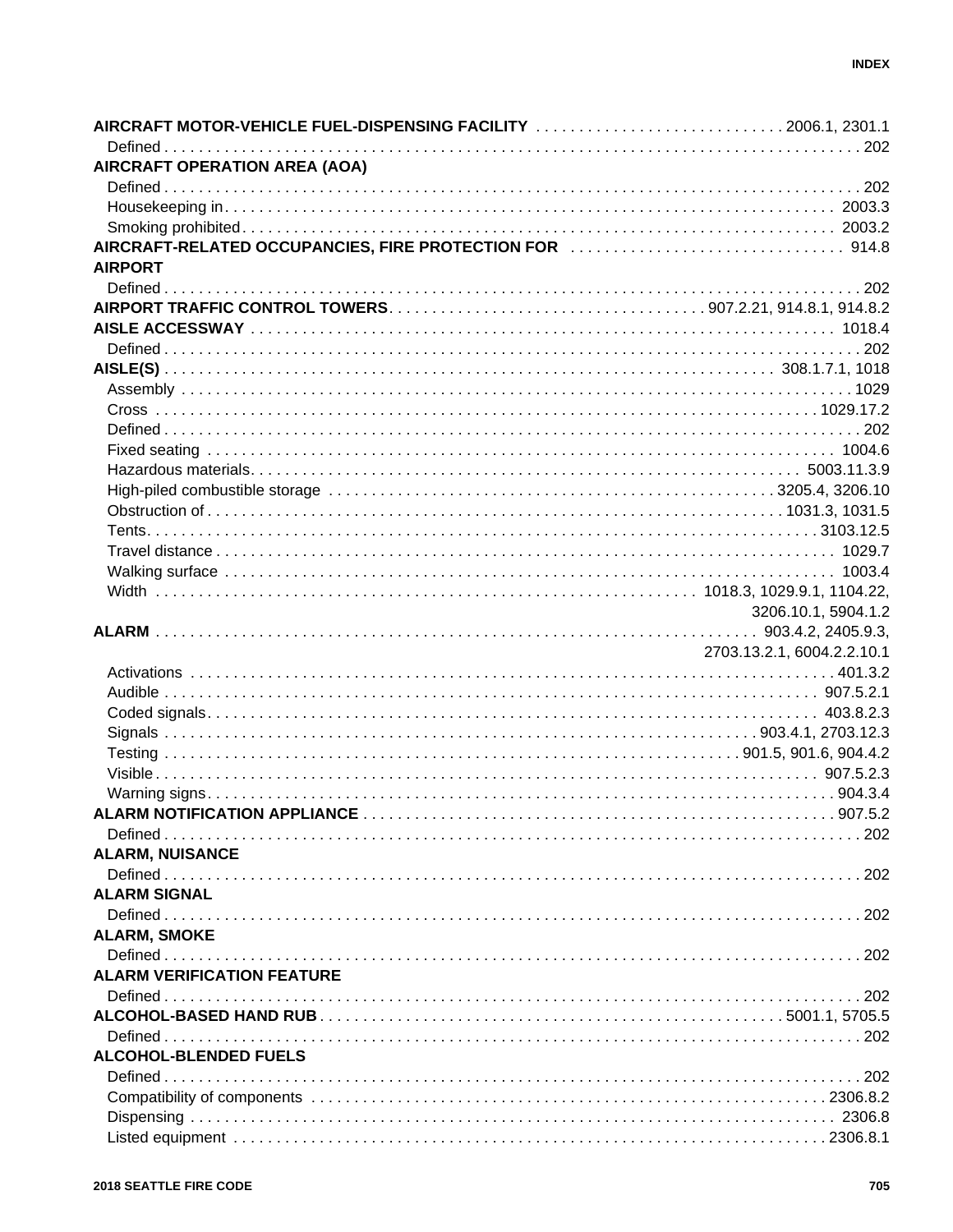**AIRCRAFT MOTOR-VEHICLE FUEL-DISPENSING FACILITY** . . . 2006.1, 2301.1
- Defined . . . 202

**AIRCRAFT OPERATION AREA (AOA)**
- Defined . . . 202
- Housekeeping in . . . 2003.3
- Smoking prohibited . . . 2003.2

**AIRCRAFT-RELATED OCCUPANCIES, FIRE PROTECTION FOR** . . . 914.8

**AIRPORT**
- Defined . . . 202

**AIRPORT TRAFFIC CONTROL TOWERS** . . . 907.2.21, 914.8.1, 914.8.2

**AISLE ACCESSWAY** . . . 1018.4
- Defined . . . 202

**AISLE(S)** . . . 308.1.7.1, 1018
- Assembly . . . 1029
- Cross . . . 1029.17.2
- Defined . . . 202
- Fixed seating . . . 1004.6
- Hazardous materials . . . 5003.11.3.9
- High-piled combustible storage . . . 3205.4, 3206.10
- Obstruction of . . . 1031.3, 1031.5
- Tents . . . 3103.12.5
- Travel distance . . . 1029.7
- Walking surface . . . 1003.4
- Width . . . 1018.3, 1029.9.1, 1104.22, 3206.10.1, 5904.1.2

**ALARM** . . . 903.4.2, 2405.9.3, 2703.13.2.1, 6004.2.2.10.1
- Activations . . . 401.3.2
- Audible . . . 907.5.2.1
- Coded signals . . . 403.8.2.3
- Signals . . . 903.4.1, 2703.12.3
- Testing . . . 901.5, 901.6, 904.4.2
- Visible . . . 907.5.2.3
- Warning signs . . . 904.3.4

**ALARM NOTIFICATION APPLIANCE** . . . 907.5.2
- Defined . . . 202

**ALARM, NUISANCE**
- Defined . . . 202

**ALARM SIGNAL**
- Defined . . . 202

**ALARM, SMOKE**
- Defined . . . 202

**ALARM VERIFICATION FEATURE**
- Defined . . . 202

**ALCOHOL-BASED HAND RUB** . . . 5001.1, 5705.5
- Defined . . . 202

**ALCOHOL-BLENDED FUELS**
- Defined . . . 202
- Compatibility of components . . . 2306.8.2
- Dispensing . . . 2306.8
- Listed equipment . . . 2306.8.1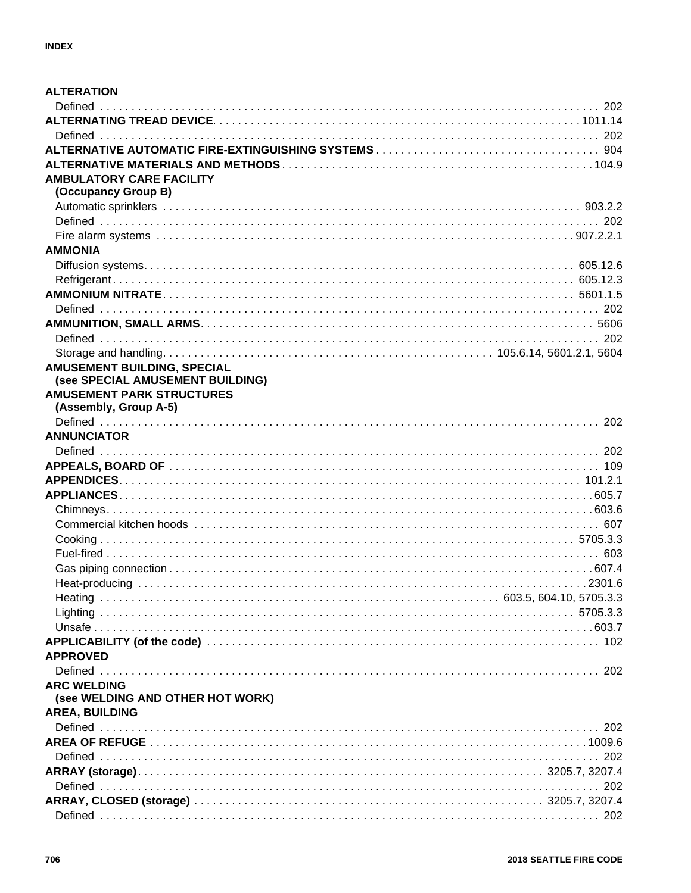**ALTERATION**

Defined . . . . . 202

**ALTERNATING TREAD DEVICE** . . . . . 1011.14

Defined . . . . . 202

**ALTERNATIVE AUTOMATIC FIRE-EXTINGUISHING SYSTEMS** . . . . . 904

**ALTERNATIVE MATERIALS AND METHODS** . . . . . 104.9

**AMBULATORY CARE FACILITY (Occupancy Group B)**

Automatic sprinklers . . . . . 903.2.2

Defined . . . . . 202

Fire alarm systems . . . . . 907.2.2.1

**AMMONIA**

Diffusion systems . . . . . 605.12.6

Refrigerant . . . . . 605.12.3

**AMMONIUM NITRATE** . . . . . 5601.1.5

Defined . . . . . 202

**AMMUNITION, SMALL ARMS** . . . . . 5606

Defined . . . . . 202

Storage and handling . . . . . 105.6.14, 5601.2.1, 5604

**AMUSEMENT BUILDING, SPECIAL (see SPECIAL AMUSEMENT BUILDING)**

**AMUSEMENT PARK STRUCTURES (Assembly, Group A-5)**

Defined . . . . . 202

**ANNUNCIATOR**

Defined . . . . . 202

**APPEALS, BOARD OF** . . . . . 109

**APPENDICES** . . . . . 101.2.1

**APPLIANCES** . . . . . 605.7

Chimneys . . . . . 603.6

Commercial kitchen hoods . . . . . 607

Cooking . . . . . 5705.3.3

Fuel-fired . . . . . 603

Gas piping connection . . . . . 607.4

Heat-producing . . . . . 2301.6

Heating . . . . . 603.5, 604.10, 5705.3.3

Lighting . . . . . 5705.3.3

Unsafe . . . . . 603.7

**APPLICABILITY (of the code)** . . . . . 102

**APPROVED**

Defined . . . . . 202

**ARC WELDING (see WELDING AND OTHER HOT WORK)**

**AREA, BUILDING**

Defined . . . . . 202

**AREA OF REFUGE** . . . . . 1009.6

Defined . . . . . 202

**ARRAY (storage)** . . . . . 3205.7, 3207.4

Defined . . . . . 202

**ARRAY, CLOSED (storage)** . . . . . 3205.7, 3207.4

Defined . . . . . 202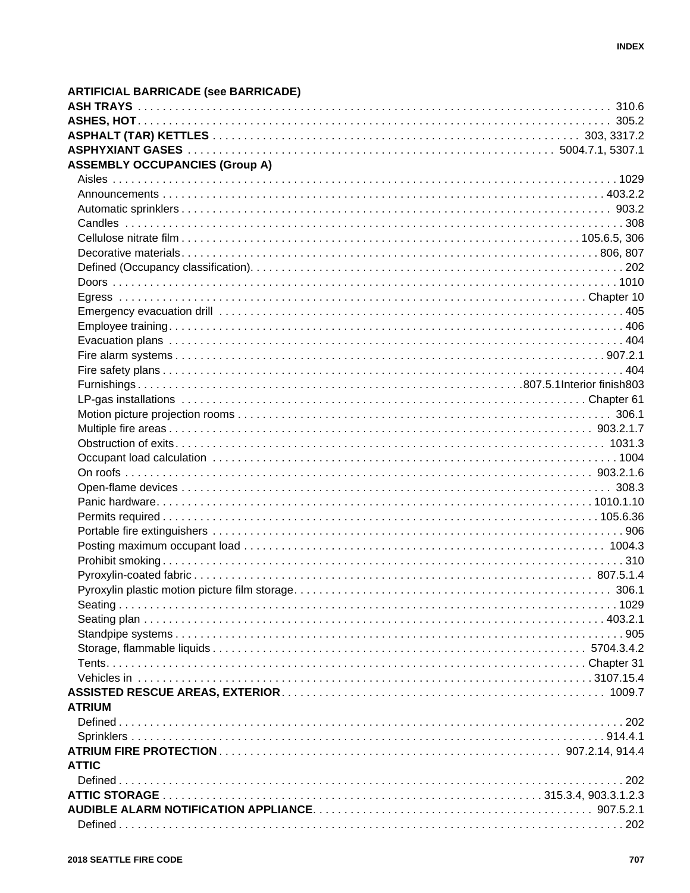**ARTIFICIAL BARRICADE (see BARRICADE)**

**ASH TRAYS** . . . . . . . . . . 310.6

**ASHES, HOT** . . . . . . . . . . 305.2

**ASPHALT (TAR) KETTLES** . . . . . . . . . . 303, 3317.2

**ASPHYXIANT GASES** . . . . . . . . . . 5004.7.1, 5307.1

**ASSEMBLY OCCUPANCIES (Group A)**

- Aisles . . . . . . . . . . 1029
- Announcements . . . . . . . . . . 403.2.2
- Automatic sprinklers . . . . . . . . . . 903.2
- Candles . . . . . . . . . . 308
- Cellulose nitrate film . . . . . . . . . . 105.6.5, 306
- Decorative materials . . . . . . . . . . 806, 807
- Defined (Occupancy classification) . . . . . . . . . . 202
- Doors . . . . . . . . . . 1010
- Egress . . . . . . . . . . Chapter 10
- Emergency evacuation drill . . . . . . . . . . 405
- Employee training . . . . . . . . . . 406
- Evacuation plans . . . . . . . . . . 404
- Fire alarm systems . . . . . . . . . . 907.2.1
- Fire safety plans . . . . . . . . . . 404
- Furnishings . . . . . . . . . . 807.5.1Interior finish803
- LP-gas installations . . . . . . . . . . Chapter 61
- Motion picture projection rooms . . . . . . . . . . 306.1
- Multiple fire areas . . . . . . . . . . 903.2.1.7
- Obstruction of exits . . . . . . . . . . 1031.3
- Occupant load calculation . . . . . . . . . . 1004
- On roofs . . . . . . . . . . 903.2.1.6
- Open-flame devices . . . . . . . . . . 308.3
- Panic hardware . . . . . . . . . . 1010.1.10
- Permits required . . . . . . . . . . 105.6.36
- Portable fire extinguishers . . . . . . . . . . 906
- Posting maximum occupant load . . . . . . . . . . 1004.3
- Prohibit smoking . . . . . . . . . . 310
- Pyroxylin-coated fabric . . . . . . . . . . 807.5.1.4
- Pyroxylin plastic motion picture film storage . . . . . . . . . . 306.1
- Seating . . . . . . . . . . 1029
- Seating plan . . . . . . . . . . 403.2.1
- Standpipe systems . . . . . . . . . . 905
- Storage, flammable liquids . . . . . . . . . . 5704.3.4.2
- Tents . . . . . . . . . . Chapter 31
- Vehicles in . . . . . . . . . . 3107.15.4

**ASSISTED RESCUE AREAS, EXTERIOR** . . . . . . . . . . 1009.7

**ATRIUM**

- Defined . . . . . . . . . . 202
- Sprinklers . . . . . . . . . . 914.4.1

**ATRIUM FIRE PROTECTION** . . . . . . . . . . 907.2.14, 914.4

**ATTIC**

- Defined . . . . . . . . . . 202

**ATTIC STORAGE** . . . . . . . . . . 315.3.4, 903.3.1.2.3

**AUDIBLE ALARM NOTIFICATION APPLIANCE** . . . . . . . . . . 907.5.2.1

- Defined . . . . . . . . . . 202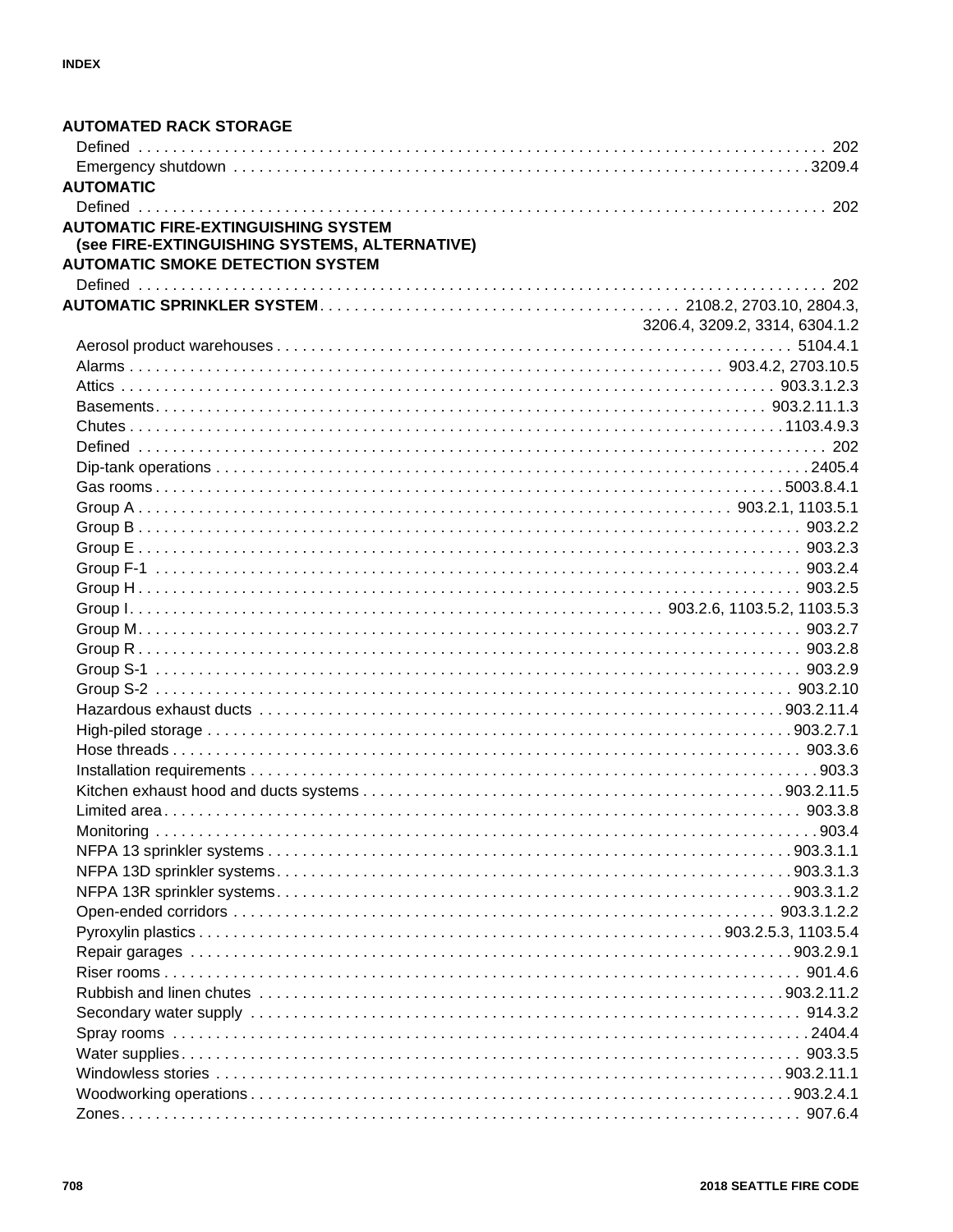**AUTOMATED RACK STORAGE**

- Defined . . . 202
- Emergency shutdown . . . 3209.4

**AUTOMATIC**

- Defined . . . 202

**AUTOMATIC FIRE-EXTINGUISHING SYSTEM (see FIRE-EXTINGUISHING SYSTEMS, ALTERNATIVE)**

**AUTOMATIC SMOKE DETECTION SYSTEM**

- Defined . . . 202

**AUTOMATIC SPRINKLER SYSTEM** . . . 2108.2, 2703.10, 2804.3, 3206.4, 3209.2, 3314, 6304.1.2

- Aerosol product warehouses . . . 5104.4.1
- Alarms . . . 903.4.2, 2703.10.5
- Attics . . . 903.3.1.2.3
- Basements . . . 903.2.11.1.3
- Chutes . . . 1103.4.9.3
- Defined . . . 202
- Dip-tank operations . . . 2405.4
- Gas rooms . . . 5003.8.4.1
- Group A . . . 903.2.1, 1103.5.1
- Group B . . . 903.2.2
- Group E . . . 903.2.3
- Group F-1 . . . 903.2.4
- Group H . . . 903.2.5
- Group I . . . 903.2.6, 1103.5.2, 1103.5.3
- Group M . . . 903.2.7
- Group R . . . 903.2.8
- Group S-1 . . . 903.2.9
- Group S-2 . . . 903.2.10
- Hazardous exhaust ducts . . . 903.2.11.4
- High-piled storage . . . 903.2.7.1
- Hose threads . . . 903.3.6
- Installation requirements . . . 903.3
- Kitchen exhaust hood and ducts systems . . . 903.2.11.5
- Limited area . . . 903.3.8
- Monitoring . . . 903.4
- NFPA 13 sprinkler systems . . . 903.3.1.1
- NFPA 13D sprinkler systems . . . 903.3.1.3
- NFPA 13R sprinkler systems . . . 903.3.1.2
- Open-ended corridors . . . 903.3.1.2.2
- Pyroxylin plastics . . . 903.2.5.3, 1103.5.4
- Repair garages . . . 903.2.9.1
- Riser rooms . . . 901.4.6
- Rubbish and linen chutes . . . 903.2.11.2
- Secondary water supply . . . 914.3.2
- Spray rooms . . . 2404.4
- Water supplies . . . 903.3.5
- Windowless stories . . . 903.2.11.1
- Woodworking operations . . . 903.2.4.1
- Zones . . . 907.6.4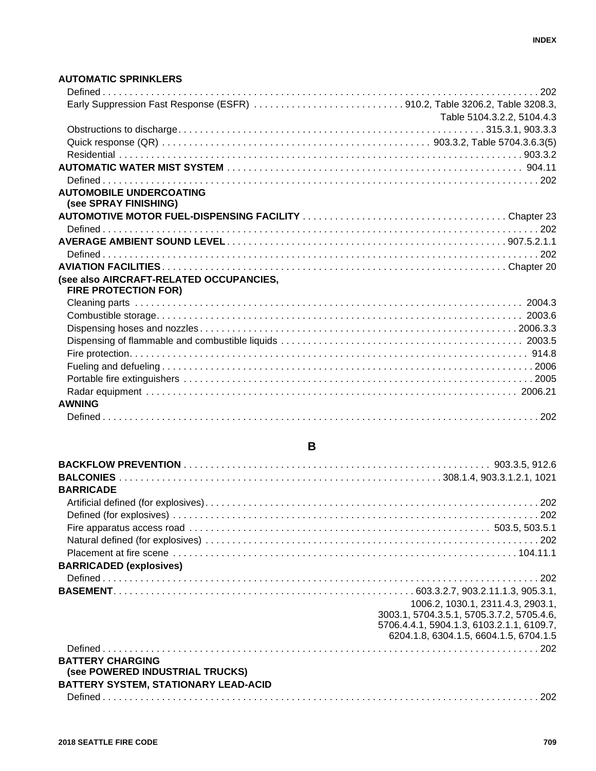**AUTOMATIC SPRINKLERS**

- Defined . . . 202
- Early Suppression Fast Response (ESFR) . . . 910.2, Table 3206.2, Table 3208.3, Table 5104.3.2.2, 5104.4.3
- Obstructions to discharge . . . 315.3.1, 903.3.3
- Quick response (QR) . . . 903.3.2, Table 5704.3.6.3(5)
- Residential . . . 903.3.2

**AUTOMATIC WATER MIST SYSTEM** . . . 904.11

- Defined . . . 202

**AUTOMOBILE UNDERCOATING (see SPRAY FINISHING)**

**AUTOMOTIVE MOTOR FUEL-DISPENSING FACILITY** . . . Chapter 23

- Defined . . . 202

**AVERAGE AMBIENT SOUND LEVEL** . . . 907.5.2.1.1

- Defined . . . 202

**AVIATION FACILITIES** . . . Chapter 20

**(see also AIRCRAFT-RELATED OCCUPANCIES, FIRE PROTECTION FOR)**

- Cleaning parts . . . 2004.3
- Combustible storage . . . 2003.6
- Dispensing hoses and nozzles . . . 2006.3.3
- Dispensing of flammable and combustible liquids . . . 2003.5
- Fire protection . . . 914.8
- Fueling and defueling . . . 2006
- Portable fire extinguishers . . . 2005
- Radar equipment . . . 2006.21

**AWNING**

- Defined . . . 202

## B

**BACKFLOW PREVENTION** . . . 903.3.5, 912.6

**BALCONIES** . . . 308.1.4, 903.3.1.2.1, 1021

**BARRICADE**

- Artificial defined (for explosives) . . . 202
- Defined (for explosives) . . . 202
- Fire apparatus access road . . . 503.5, 503.5.1
- Natural defined (for explosives) . . . 202
- Placement at fire scene . . . 104.11.1

**BARRICADED (explosives)**

- Defined . . . 202

**BASEMENT** . . . 603.3.2.7, 903.2.11.1.3, 905.3.1, 1006.2, 1030.1, 2311.4.3, 2903.1, 3003.1, 5704.3.5.1, 5705.3.7.2, 5705.4.6, 5706.4.4.1, 5904.1.3, 6103.2.1.1, 6109.7, 6204.1.8, 6304.1.5, 6604.1.5, 6704.1.5

- Defined . . . 202

**BATTERY CHARGING (see POWERED INDUSTRIAL TRUCKS)**

**BATTERY SYSTEM, STATIONARY LEAD-ACID**

- Defined . . . 202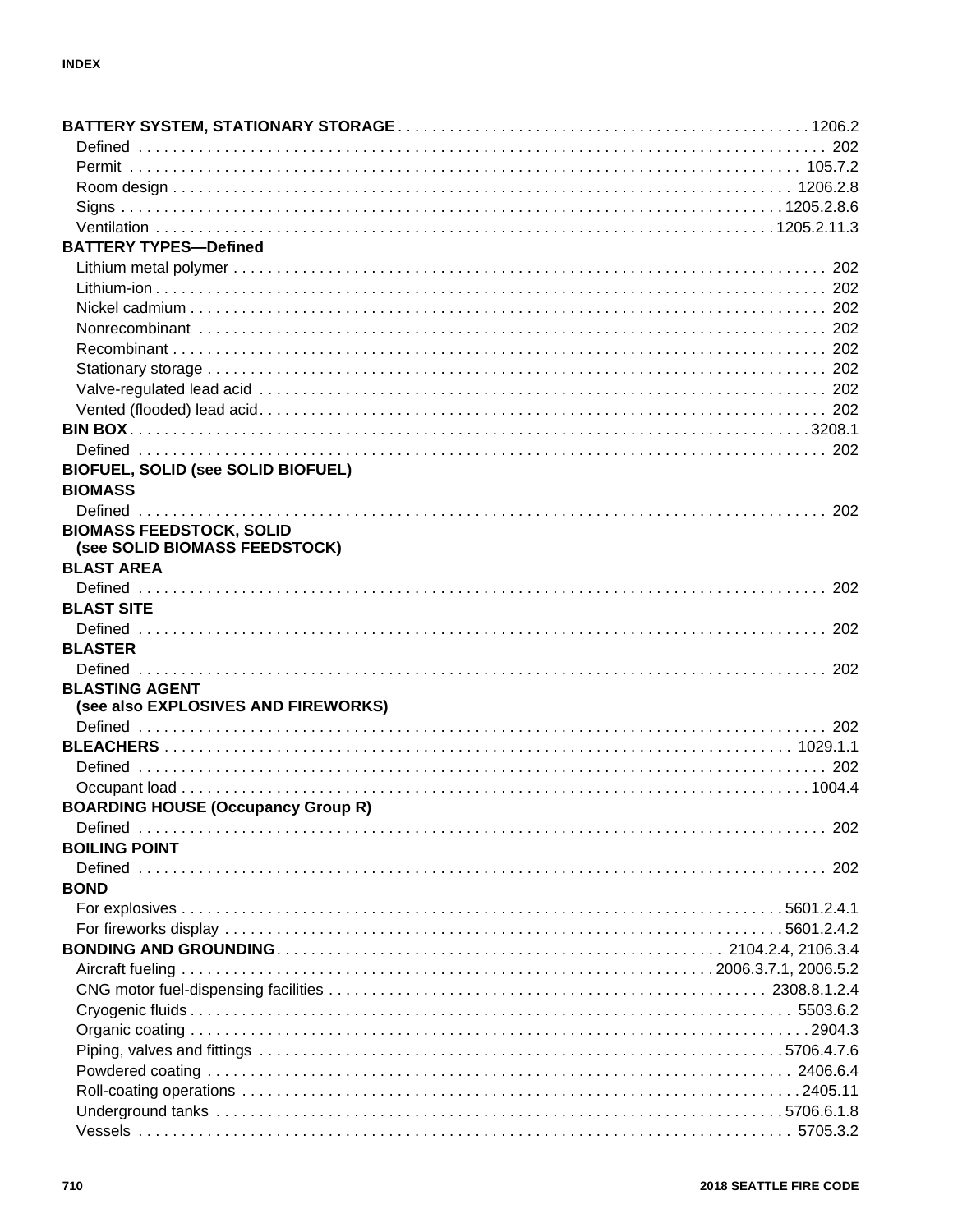**BATTERY SYSTEM, STATIONARY STORAGE** . . . 1206.2
- Defined . . . 202
- Permit . . . 105.7.2
- Room design . . . 1206.2.8
- Signs . . . 1205.2.8.6
- Ventilation . . . 1205.2.11.3

**BATTERY TYPES—Defined**
- Lithium metal polymer . . . 202
- Lithium-ion . . . 202
- Nickel cadmium . . . 202
- Nonrecombinant . . . 202
- Recombinant . . . 202
- Stationary storage . . . 202
- Valve-regulated lead acid . . . 202
- Vented (flooded) lead acid . . . 202

**BIN BOX** . . . 3208.1
- Defined . . . 202

**BIOFUEL, SOLID (see SOLID BIOFUEL)**

**BIOMASS**
- Defined . . . 202

**BIOMASS FEEDSTOCK, SOLID (see SOLID BIOMASS FEEDSTOCK)**

**BLAST AREA**
- Defined . . . 202

**BLAST SITE**
- Defined . . . 202

**BLASTER**
- Defined . . . 202

**BLASTING AGENT (see also EXPLOSIVES AND FIREWORKS)**
- Defined . . . 202

**BLEACHERS** . . . 1029.1.1
- Defined . . . 202
- Occupant load . . . 1004.4

**BOARDING HOUSE (Occupancy Group R)**
- Defined . . . 202

**BOILING POINT**
- Defined . . . 202

**BOND**
- For explosives . . . 5601.2.4.1
- For fireworks display . . . 5601.2.4.2

**BONDING AND GROUNDING** . . . 2104.2.4, 2106.3.4
- Aircraft fueling . . . 2006.3.7.1, 2006.5.2
- CNG motor fuel-dispensing facilities . . . 2308.8.1.2.4
- Cryogenic fluids . . . 5503.6.2
- Organic coating . . . 2904.3
- Piping, valves and fittings . . . 5706.4.7.6
- Powdered coating . . . 2406.6.4
- Roll-coating operations . . . 2405.11
- Underground tanks . . . 5706.6.1.8
- Vessels . . . 5705.3.2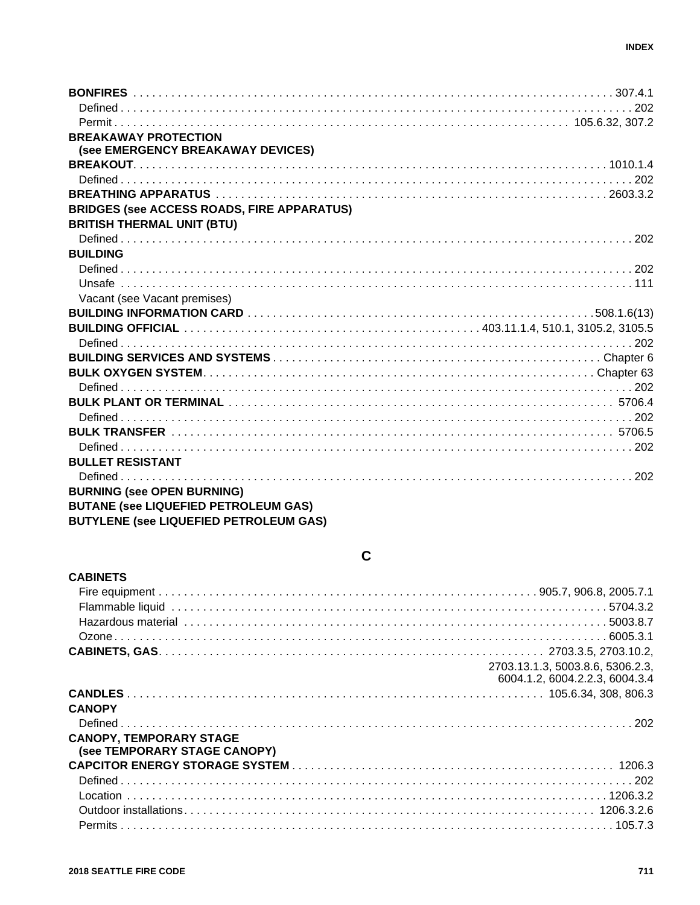**BONFIRES** . . . . . . . . . . . . . . . . . . . . . . . . . . 307.4.1
  Defined . . . . . . . . . . . . . . . . . . . . . . . . . . 202
  Permit . . . . . . . . . . . . . . . . . . . . . . . . . . 105.6.32, 307.2

**BREAKAWAY PROTECTION (see EMERGENCY BREAKAWAY DEVICES)**

**BREAKOUT** . . . . . . . . . . . . . . . . . . . . . . . . . . 1010.1.4
  Defined . . . . . . . . . . . . . . . . . . . . . . . . . . 202

**BREATHING APPARATUS** . . . . . . . . . . . . . . . . . . . . . . . . . . 2603.3.2

**BRIDGES (see ACCESS ROADS, FIRE APPARATUS)**

**BRITISH THERMAL UNIT (BTU)**
  Defined . . . . . . . . . . . . . . . . . . . . . . . . . . 202

**BUILDING**
  Defined . . . . . . . . . . . . . . . . . . . . . . . . . . 202
  Unsafe . . . . . . . . . . . . . . . . . . . . . . . . . . 111
  Vacant (see Vacant premises)

**BUILDING INFORMATION CARD** . . . . . . . . . . . . . . . . . . . . . . . . . . 508.1.6(13)

**BUILDING OFFICIAL** . . . . . . . . . . . . . . . . . . . . . . . . . . 403.11.1.4, 510.1, 3105.2, 3105.5
  Defined . . . . . . . . . . . . . . . . . . . . . . . . . . 202

**BUILDING SERVICES AND SYSTEMS** . . . . . . . . . . . . . . . . . . . . . . . . . . Chapter 6

**BULK OXYGEN SYSTEM** . . . . . . . . . . . . . . . . . . . . . . . . . . Chapter 63
  Defined . . . . . . . . . . . . . . . . . . . . . . . . . . 202

**BULK PLANT OR TERMINAL** . . . . . . . . . . . . . . . . . . . . . . . . . . 5706.4
  Defined . . . . . . . . . . . . . . . . . . . . . . . . . . 202

**BULK TRANSFER** . . . . . . . . . . . . . . . . . . . . . . . . . . 5706.5
  Defined . . . . . . . . . . . . . . . . . . . . . . . . . . 202

**BULLET RESISTANT**
  Defined . . . . . . . . . . . . . . . . . . . . . . . . . . 202

**BURNING (see OPEN BURNING)**

**BUTANE (see LIQUEFIED PETROLEUM GAS)**

**BUTYLENE (see LIQUEFIED PETROLEUM GAS)**

## C

**CABINETS**
  Fire equipment . . . . . . . . . . . . . . . . . . . . . . . . . . 905.7, 906.8, 2005.7.1
  Flammable liquid . . . . . . . . . . . . . . . . . . . . . . . . . . 5704.3.2
  Hazardous material . . . . . . . . . . . . . . . . . . . . . . . . . . 5003.8.7
  Ozone . . . . . . . . . . . . . . . . . . . . . . . . . . 6005.3.1

**CABINETS, GAS** . . . . . . . . . . . . . . . . . . . . . . . . . . 2703.3.5, 2703.10.2, 2703.13.1.3, 5003.8.6, 5306.2.3, 6004.1.2, 6004.2.2.3, 6004.3.4

**CANDLES** . . . . . . . . . . . . . . . . . . . . . . . . . . 105.6.34, 308, 806.3

**CANOPY**
  Defined . . . . . . . . . . . . . . . . . . . . . . . . . . 202

**CANOPY, TEMPORARY STAGE (see TEMPORARY STAGE CANOPY)**

**CAPCITOR ENERGY STORAGE SYSTEM** . . . . . . . . . . . . . . . . . . . . . . . . . . 1206.3
  Defined . . . . . . . . . . . . . . . . . . . . . . . . . . 202
  Location . . . . . . . . . . . . . . . . . . . . . . . . . . 1206.3.2
  Outdoor installations . . . . . . . . . . . . . . . . . . . . . . . . . . 1206.3.2.6
  Permits . . . . . . . . . . . . . . . . . . . . . . . . . . 105.7.3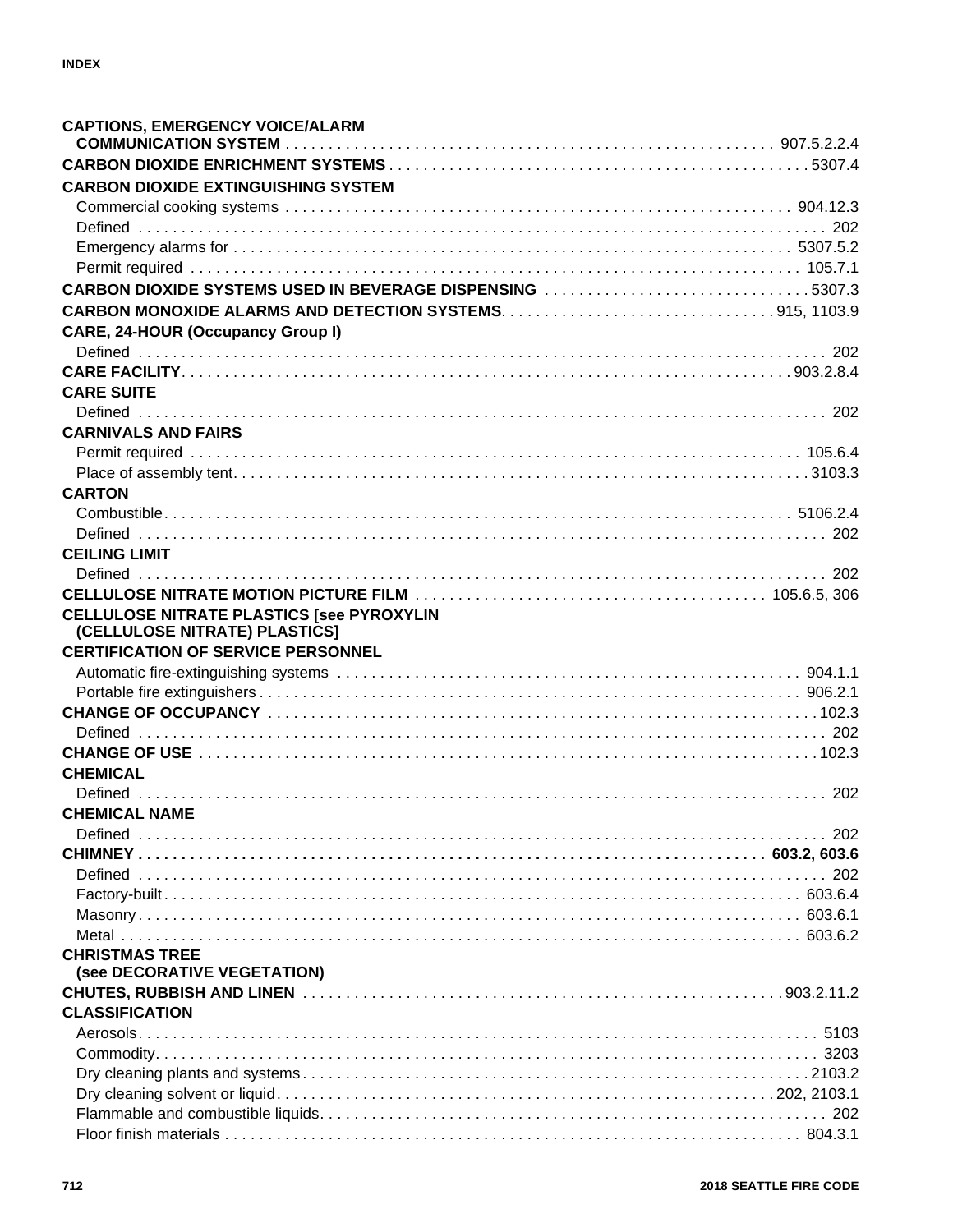**CAPTIONS, EMERGENCY VOICE/ALARM COMMUNICATION SYSTEM** . . . . . 907.5.2.2.4

**CARBON DIOXIDE ENRICHMENT SYSTEMS** . . . . . 5307.4

**CARBON DIOXIDE EXTINGUISHING SYSTEM**

- Commercial cooking systems . . . . . 904.12.3
- Defined . . . . . 202
- Emergency alarms for . . . . . 5307.5.2
- Permit required . . . . . 105.7.1

**CARBON DIOXIDE SYSTEMS USED IN BEVERAGE DISPENSING** . . . . . 5307.3

**CARBON MONOXIDE ALARMS AND DETECTION SYSTEMS** . . . . . 915, 1103.9

**CARE, 24-HOUR (Occupancy Group I)**

- Defined . . . . . 202

**CARE FACILITY** . . . . . 903.2.8.4

**CARE SUITE**

- Defined . . . . . 202

**CARNIVALS AND FAIRS**

- Permit required . . . . . 105.6.4
- Place of assembly tent . . . . . 3103.3

**CARTON**

- Combustible . . . . . 5106.2.4
- Defined . . . . . 202

**CEILING LIMIT**

- Defined . . . . . 202

**CELLULOSE NITRATE MOTION PICTURE FILM** . . . . . 105.6.5, 306

**CELLULOSE NITRATE PLASTICS [see PYROXYLIN (CELLULOSE NITRATE) PLASTICS]**

**CERTIFICATION OF SERVICE PERSONNEL**

- Automatic fire-extinguishing systems . . . . . 904.1.1
- Portable fire extinguishers . . . . . 906.2.1

**CHANGE OF OCCUPANCY** . . . . . 102.3

- Defined . . . . . 202

**CHANGE OF USE** . . . . . 102.3

**CHEMICAL**

- Defined . . . . . 202

**CHEMICAL NAME**

- Defined . . . . . 202

**CHIMNEY** . . . . . **603.2, 603.6**

- Defined . . . . . 202
- Factory-built . . . . . 603.6.4
- Masonry . . . . . 603.6.1
- Metal . . . . . 603.6.2

**CHRISTMAS TREE (see DECORATIVE VEGETATION)**

**CHUTES, RUBBISH AND LINEN** . . . . . 903.2.11.2

**CLASSIFICATION**

- Aerosols . . . . . 5103
- Commodity . . . . . 3203
- Dry cleaning plants and systems . . . . . 2103.2
- Dry cleaning solvent or liquid . . . . . 202, 2103.1
- Flammable and combustible liquids . . . . . 202
- Floor finish materials . . . . . 804.3.1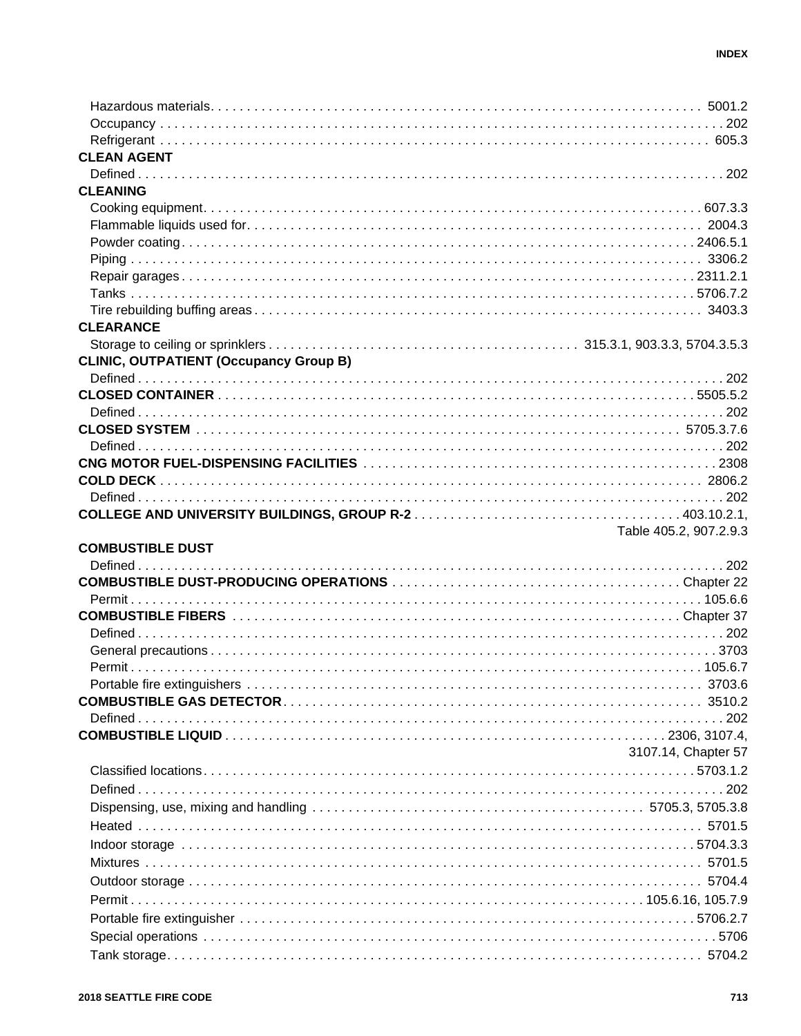Hazardous materials . . . . 5001.2
Occupancy . . . . 202
Refrigerant . . . . 605.3

**CLEAN AGENT**
Defined . . . . 202

**CLEANING**
Cooking equipment . . . . 607.3.3
Flammable liquids used for . . . . 2004.3
Powder coating . . . . 2406.5.1
Piping . . . . 3306.2
Repair garages . . . . 2311.2.1
Tanks . . . . 5706.7.2
Tire rebuilding buffing areas . . . . 3403.3

**CLEARANCE**
Storage to ceiling or sprinklers . . . . 315.3.1, 903.3.3, 5704.3.5.3

**CLINIC, OUTPATIENT (Occupancy Group B)**
Defined . . . . 202

**CLOSED CONTAINER** . . . . 5505.5.2
Defined . . . . 202

**CLOSED SYSTEM** . . . . 5705.3.7.6
Defined . . . . 202

**CNG MOTOR FUEL-DISPENSING FACILITIES** . . . . 2308

**COLD DECK** . . . . 2806.2
Defined . . . . 202

**COLLEGE AND UNIVERSITY BUILDINGS, GROUP R-2** . . . . 403.10.2.1, Table 405.2, 907.2.9.3

**COMBUSTIBLE DUST**
Defined . . . . 202

**COMBUSTIBLE DUST-PRODUCING OPERATIONS** . . . . Chapter 22
Permit . . . . 105.6.6

**COMBUSTIBLE FIBERS** . . . . Chapter 37
Defined . . . . 202
General precautions . . . . 3703
Permit . . . . 105.6.7
Portable fire extinguishers . . . . 3703.6

**COMBUSTIBLE GAS DETECTOR** . . . . 3510.2
Defined . . . . 202

**COMBUSTIBLE LIQUID** . . . . 2306, 3107.4, 3107.14, Chapter 57
Classified locations . . . . 5703.1.2
Defined . . . . 202
Dispensing, use, mixing and handling . . . . 5705.3, 5705.3.8
Heated . . . . 5701.5
Indoor storage . . . . 5704.3.3
Mixtures . . . . 5701.5
Outdoor storage . . . . 5704.4
Permit . . . . 105.6.16, 105.7.9
Portable fire extinguisher . . . . 5706.2.7
Special operations . . . . 5706
Tank storage . . . . 5704.2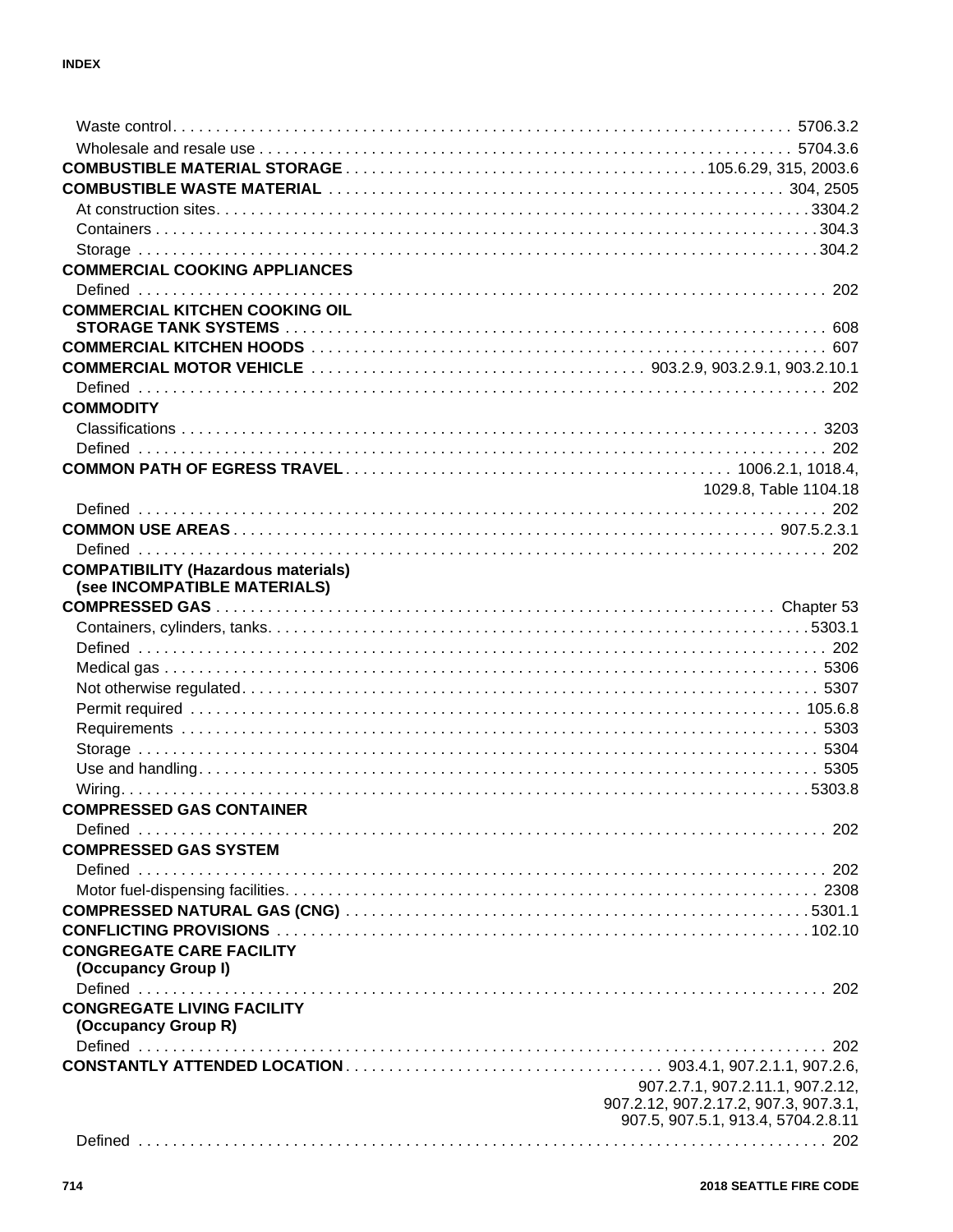Waste control . . . . . . . . . . . . . . . . . . . . . 5706.3.2

Wholesale and resale use . . . . . . . . . . . . . . . . . . . . . 5704.3.6

**COMBUSTIBLE MATERIAL STORAGE** . . . . . . . . . . . . . . . . . . . . . 105.6.29, 315, 2003.6

**COMBUSTIBLE WASTE MATERIAL** . . . . . . . . . . . . . . . . . . . . . 304, 2505

At construction sites . . . . . . . . . . . . . . . . . . . . . 3304.2

Containers . . . . . . . . . . . . . . . . . . . . . 304.3

Storage . . . . . . . . . . . . . . . . . . . . . 304.2

**COMMERCIAL COOKING APPLIANCES**

Defined . . . . . . . . . . . . . . . . . . . . . 202

**COMMERCIAL KITCHEN COOKING OIL STORAGE TANK SYSTEMS** . . . . . . . . . . . . . . . . . . . . . 608

**COMMERCIAL KITCHEN HOODS** . . . . . . . . . . . . . . . . . . . . . 607

**COMMERCIAL MOTOR VEHICLE** . . . . . . . . . . . . . . . . . . . . . 903.2.9, 903.2.9.1, 903.2.10.1

Defined . . . . . . . . . . . . . . . . . . . . . 202

**COMMODITY**

Classifications . . . . . . . . . . . . . . . . . . . . . 3203

Defined . . . . . . . . . . . . . . . . . . . . . 202

**COMMON PATH OF EGRESS TRAVEL** . . . . . . . . . . . . . . . . . . . . . 1006.2.1, 1018.4, 1029.8, Table 1104.18

Defined . . . . . . . . . . . . . . . . . . . . . 202

**COMMON USE AREAS** . . . . . . . . . . . . . . . . . . . . . 907.5.2.3.1

Defined . . . . . . . . . . . . . . . . . . . . . 202

**COMPATIBILITY (Hazardous materials) (see INCOMPATIBLE MATERIALS)**

**COMPRESSED GAS** . . . . . . . . . . . . . . . . . . . . . Chapter 53

Containers, cylinders, tanks . . . . . . . . . . . . . . . . . . . . . 5303.1

Defined . . . . . . . . . . . . . . . . . . . . . 202

Medical gas . . . . . . . . . . . . . . . . . . . . . 5306

Not otherwise regulated . . . . . . . . . . . . . . . . . . . . . 5307

Permit required . . . . . . . . . . . . . . . . . . . . . 105.6.8

Requirements . . . . . . . . . . . . . . . . . . . . . 5303

Storage . . . . . . . . . . . . . . . . . . . . . 5304

Use and handling . . . . . . . . . . . . . . . . . . . . . 5305

Wiring . . . . . . . . . . . . . . . . . . . . . 5303.8

**COMPRESSED GAS CONTAINER**

Defined . . . . . . . . . . . . . . . . . . . . . 202

**COMPRESSED GAS SYSTEM**

Defined . . . . . . . . . . . . . . . . . . . . . 202

Motor fuel-dispensing facilities . . . . . . . . . . . . . . . . . . . . . 2308

**COMPRESSED NATURAL GAS (CNG)** . . . . . . . . . . . . . . . . . . . . . 5301.1

**CONFLICTING PROVISIONS** . . . . . . . . . . . . . . . . . . . . . 102.10

**CONGREGATE CARE FACILITY (Occupancy Group I)**

Defined . . . . . . . . . . . . . . . . . . . . . 202

**CONGREGATE LIVING FACILITY (Occupancy Group R)**

Defined . . . . . . . . . . . . . . . . . . . . . 202

**CONSTANTLY ATTENDED LOCATION** . . . . . . . . . . . . . . . . . . . . . 903.4.1, 907.2.1.1, 907.2.6, 907.2.7.1, 907.2.11.1, 907.2.12, 907.2.12, 907.2.17.2, 907.3, 907.3.1, 907.5, 907.5.1, 913.4, 5704.2.8.11

Defined . . . . . . . . . . . . . . . . . . . . . 202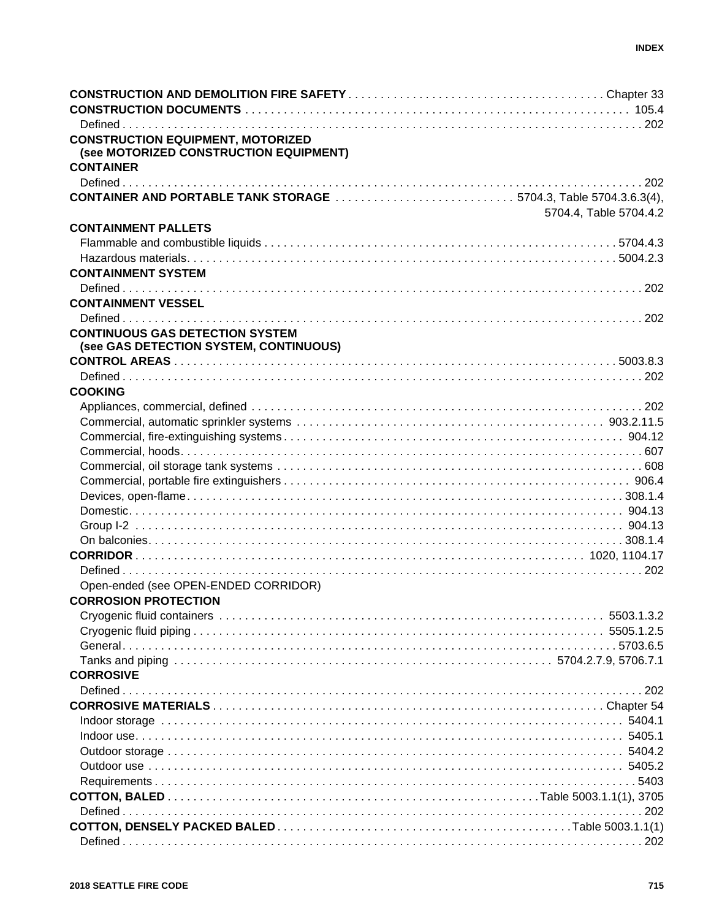**CONSTRUCTION AND DEMOLITION FIRE SAFETY** . . . . . . . . . . Chapter 33

**CONSTRUCTION DOCUMENTS** . . . . . . . . . . 105.4

Defined . . . . . . . . . . 202

**CONSTRUCTION EQUIPMENT, MOTORIZED (see MOTORIZED CONSTRUCTION EQUIPMENT)**

**CONTAINER**

Defined . . . . . . . . . . 202

**CONTAINER AND PORTABLE TANK STORAGE** . . . . . . . . . . 5704.3, Table 5704.3.6.3(4), 5704.4, Table 5704.4.2

**CONTAINMENT PALLETS**

Flammable and combustible liquids . . . . . . . . . . 5704.4.3

Hazardous materials. . . . . . . . . . . 5004.2.3

**CONTAINMENT SYSTEM**

Defined . . . . . . . . . . 202

**CONTAINMENT VESSEL**

Defined . . . . . . . . . . 202

**CONTINUOUS GAS DETECTION SYSTEM (see GAS DETECTION SYSTEM, CONTINUOUS)**

**CONTROL AREAS** . . . . . . . . . . 5003.8.3

Defined . . . . . . . . . . 202

**COOKING**

Appliances, commercial, defined . . . . . . . . . . 202

Commercial, automatic sprinkler systems . . . . . . . . . . 903.2.11.5

Commercial, fire-extinguishing systems . . . . . . . . . . 904.12

Commercial, hoods. . . . . . . . . . . 607

Commercial, oil storage tank systems . . . . . . . . . . 608

Commercial, portable fire extinguishers . . . . . . . . . . 906.4

Devices, open-flame. . . . . . . . . . . 308.1.4

Domestic. . . . . . . . . . . 904.13

Group I-2 . . . . . . . . . . 904.13

On balconies. . . . . . . . . . . 308.1.4

**CORRIDOR** . . . . . . . . . . 1020, 1104.17

Defined . . . . . . . . . . 202

Open-ended (see OPEN-ENDED CORRIDOR)

**CORROSION PROTECTION**

Cryogenic fluid containers . . . . . . . . . . 5503.1.3.2

Cryogenic fluid piping . . . . . . . . . . 5505.1.2.5

General. . . . . . . . . . . 5703.6.5

Tanks and piping . . . . . . . . . . 5704.2.7.9, 5706.7.1

**CORROSIVE**

Defined . . . . . . . . . . 202

**CORROSIVE MATERIALS** . . . . . . . . . . Chapter 54

Indoor storage . . . . . . . . . . 5404.1

Indoor use. . . . . . . . . . . 5405.1

Outdoor storage . . . . . . . . . . 5404.2

Outdoor use . . . . . . . . . . 5405.2

Requirements . . . . . . . . . . 5403

**COTTON, BALED** . . . . . . . . . . Table 5003.1.1(1), 3705

Defined . . . . . . . . . . 202

**COTTON, DENSELY PACKED BALED** . . . . . . . . . . Table 5003.1.1(1)

Defined . . . . . . . . . . 202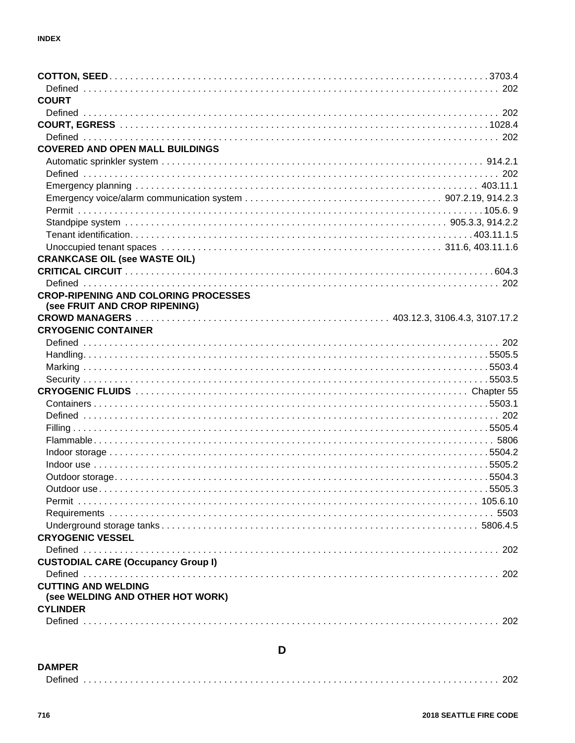**COTTON, SEED** . . . . . 3703.4
  Defined . . . . . 202

**COURT**
  Defined . . . . . 202

**COURT, EGRESS** . . . . . 1028.4
  Defined . . . . . 202

**COVERED AND OPEN MALL BUILDINGS**
  Automatic sprinkler system . . . . . 914.2.1
  Defined . . . . . 202
  Emergency planning . . . . . 403.11.1
  Emergency voice/alarm communication system . . . . . 907.2.19, 914.2.3
  Permit . . . . . 105.6. 9
  Standpipe system . . . . . 905.3.3, 914.2.2
  Tenant identification. . . . . 403.11.1.5
  Unoccupied tenant spaces . . . . . 311.6, 403.11.1.6

**CRANKCASE OIL (see WASTE OIL)**

**CRITICAL CIRCUIT** . . . . . 604.3
  Defined . . . . . 202

**CROP-RIPENING AND COLORING PROCESSES (see FRUIT AND CROP RIPENING)**

**CROWD MANAGERS** . . . . . 403.12.3, 3106.4.3, 3107.17.2

**CRYOGENIC CONTAINER**
  Defined . . . . . 202
  Handling. . . . . 5505.5
  Marking . . . . . 5503.4
  Security . . . . . 5503.5

**CRYOGENIC FLUIDS** . . . . . Chapter 55
  Containers . . . . . 5503.1
  Defined . . . . . 202
  Filling . . . . . 5505.4
  Flammable . . . . . 5806
  Indoor storage . . . . . 5504.2
  Indoor use . . . . . 5505.2
  Outdoor storage. . . . . 5504.3
  Outdoor use. . . . . 5505.3
  Permit . . . . . 105.6.10
  Requirements . . . . . 5503
  Underground storage tanks . . . . . 5806.4.5

**CRYOGENIC VESSEL**
  Defined . . . . . 202

**CUSTODIAL CARE (Occupancy Group I)**
  Defined . . . . . 202

**CUTTING AND WELDING (see WELDING AND OTHER HOT WORK)**

**CYLINDER**
  Defined . . . . . 202

## D

**DAMPER**
  Defined . . . . . 202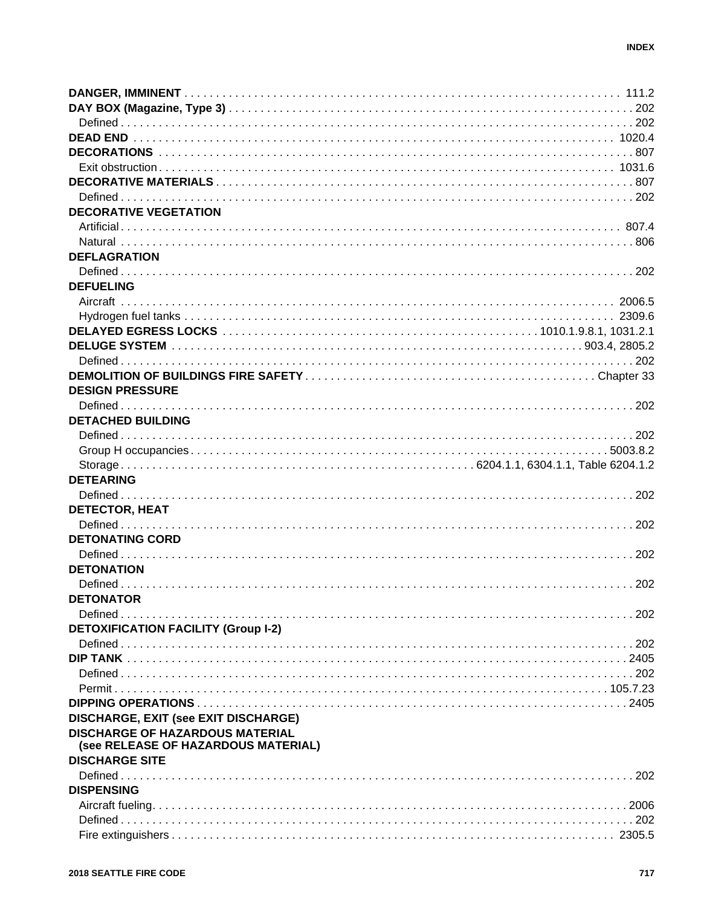**DANGER, IMMINENT** . . . . . . . . . . . . . . . . . . . . . . . . . . . . . . . . . . . . . . . . . . . . . . . . . . . . . . . . . . . . . . . . . . . . 111.2

**DAY BOX (Magazine, Type 3)** . . . . . . . . . . . . . . . . . . . . . . . . . . . . . . . . . . . . . . . . . . . . . . . . . . . . . . . . . . . . . . 202

Defined . . . . . . . . . . . . . . . . . . . . . . . . . . . . . . . . . . . . . . . . . . . . . . . . . . . . . . . . . . . . . . . . . . . . . . . . . . . . . 202

**DEAD END** . . . . . . . . . . . . . . . . . . . . . . . . . . . . . . . . . . . . . . . . . . . . . . . . . . . . . . . . . . . . . . . . . . . . . . . . . . 1020.4

**DECORATIONS** . . . . . . . . . . . . . . . . . . . . . . . . . . . . . . . . . . . . . . . . . . . . . . . . . . . . . . . . . . . . . . . . . . . . . . . 807

Exit obstruction . . . . . . . . . . . . . . . . . . . . . . . . . . . . . . . . . . . . . . . . . . . . . . . . . . . . . . . . . . . . . . . . . . . . . . 1031.6

**DECORATIVE MATERIALS** . . . . . . . . . . . . . . . . . . . . . . . . . . . . . . . . . . . . . . . . . . . . . . . . . . . . . . . . . . . . . . 807

Defined . . . . . . . . . . . . . . . . . . . . . . . . . . . . . . . . . . . . . . . . . . . . . . . . . . . . . . . . . . . . . . . . . . . . . . . . . . . . . 202

**DECORATIVE VEGETATION**

Artificial . . . . . . . . . . . . . . . . . . . . . . . . . . . . . . . . . . . . . . . . . . . . . . . . . . . . . . . . . . . . . . . . . . . . . . . . . . . 807.4

Natural . . . . . . . . . . . . . . . . . . . . . . . . . . . . . . . . . . . . . . . . . . . . . . . . . . . . . . . . . . . . . . . . . . . . . . . . . . . . . 806

**DEFLAGRATION**

Defined . . . . . . . . . . . . . . . . . . . . . . . . . . . . . . . . . . . . . . . . . . . . . . . . . . . . . . . . . . . . . . . . . . . . . . . . . . . . . 202

**DEFUELING**

Aircraft . . . . . . . . . . . . . . . . . . . . . . . . . . . . . . . . . . . . . . . . . . . . . . . . . . . . . . . . . . . . . . . . . . . . . . . . . . . 2006.5

Hydrogen fuel tanks . . . . . . . . . . . . . . . . . . . . . . . . . . . . . . . . . . . . . . . . . . . . . . . . . . . . . . . . . . . . . . . . . 2309.6

**DELAYED EGRESS LOCKS** . . . . . . . . . . . . . . . . . . . . . . . . . . . . . . . . . . . . . . . . . . . . . . . . 1010.1.9.8.1, 1031.2.1

**DELUGE SYSTEM** . . . . . . . . . . . . . . . . . . . . . . . . . . . . . . . . . . . . . . . . . . . . . . . . . . . . . . . . . . . . . . 903.4, 2805.2

Defined . . . . . . . . . . . . . . . . . . . . . . . . . . . . . . . . . . . . . . . . . . . . . . . . . . . . . . . . . . . . . . . . . . . . . . . . . . . . . 202

**DEMOLITION OF BUILDINGS FIRE SAFETY** . . . . . . . . . . . . . . . . . . . . . . . . . . . . . . . . . . . . . . . . . . . . . Chapter 33

**DESIGN PRESSURE**

Defined . . . . . . . . . . . . . . . . . . . . . . . . . . . . . . . . . . . . . . . . . . . . . . . . . . . . . . . . . . . . . . . . . . . . . . . . . . . . . 202

**DETACHED BUILDING**

Defined . . . . . . . . . . . . . . . . . . . . . . . . . . . . . . . . . . . . . . . . . . . . . . . . . . . . . . . . . . . . . . . . . . . . . . . . . . . . . 202

Group H occupancies . . . . . . . . . . . . . . . . . . . . . . . . . . . . . . . . . . . . . . . . . . . . . . . . . . . . . . . . . . . . . . 5003.8.2

Storage . . . . . . . . . . . . . . . . . . . . . . . . . . . . . . . . . . . . . . . . . . . . . . 6204.1.1, 6304.1.1, Table 6204.1.2

**DETEARING**

Defined . . . . . . . . . . . . . . . . . . . . . . . . . . . . . . . . . . . . . . . . . . . . . . . . . . . . . . . . . . . . . . . . . . . . . . . . . . . . . 202

**DETECTOR, HEAT**

Defined . . . . . . . . . . . . . . . . . . . . . . . . . . . . . . . . . . . . . . . . . . . . . . . . . . . . . . . . . . . . . . . . . . . . . . . . . . . . . 202

**DETONATING CORD**

Defined . . . . . . . . . . . . . . . . . . . . . . . . . . . . . . . . . . . . . . . . . . . . . . . . . . . . . . . . . . . . . . . . . . . . . . . . . . . . . 202

**DETONATION**

Defined . . . . . . . . . . . . . . . . . . . . . . . . . . . . . . . . . . . . . . . . . . . . . . . . . . . . . . . . . . . . . . . . . . . . . . . . . . . . . 202

**DETONATOR**

Defined . . . . . . . . . . . . . . . . . . . . . . . . . . . . . . . . . . . . . . . . . . . . . . . . . . . . . . . . . . . . . . . . . . . . . . . . . . . . . 202

**DETOXIFICATION FACILITY (Group I-2)**

Defined . . . . . . . . . . . . . . . . . . . . . . . . . . . . . . . . . . . . . . . . . . . . . . . . . . . . . . . . . . . . . . . . . . . . . . . . . . . . . 202

**DIP TANK** . . . . . . . . . . . . . . . . . . . . . . . . . . . . . . . . . . . . . . . . . . . . . . . . . . . . . . . . . . . . . . . . . . . . . . . . . . . 2405

Defined . . . . . . . . . . . . . . . . . . . . . . . . . . . . . . . . . . . . . . . . . . . . . . . . . . . . . . . . . . . . . . . . . . . . . . . . . . . . . 202

Permit . . . . . . . . . . . . . . . . . . . . . . . . . . . . . . . . . . . . . . . . . . . . . . . . . . . . . . . . . . . . . . . . . . . . . . . . . . . 105.7.23

**DIPPING OPERATIONS** . . . . . . . . . . . . . . . . . . . . . . . . . . . . . . . . . . . . . . . . . . . . . . . . . . . . . . . . . . . . . . . . 2405

**DISCHARGE, EXIT (see EXIT DISCHARGE)**

**DISCHARGE OF HAZARDOUS MATERIAL (see RELEASE OF HAZARDOUS MATERIAL)**

**DISCHARGE SITE**

Defined . . . . . . . . . . . . . . . . . . . . . . . . . . . . . . . . . . . . . . . . . . . . . . . . . . . . . . . . . . . . . . . . . . . . . . . . . . . . . 202

**DISPENSING**

Aircraft fueling . . . . . . . . . . . . . . . . . . . . . . . . . . . . . . . . . . . . . . . . . . . . . . . . . . . . . . . . . . . . . . . . . . . . . . 2006

Defined . . . . . . . . . . . . . . . . . . . . . . . . . . . . . . . . . . . . . . . . . . . . . . . . . . . . . . . . . . . . . . . . . . . . . . . . . . . . . 202

Fire extinguishers . . . . . . . . . . . . . . . . . . . . . . . . . . . . . . . . . . . . . . . . . . . . . . . . . . . . . . . . . . . . . . . . . . . 2305.5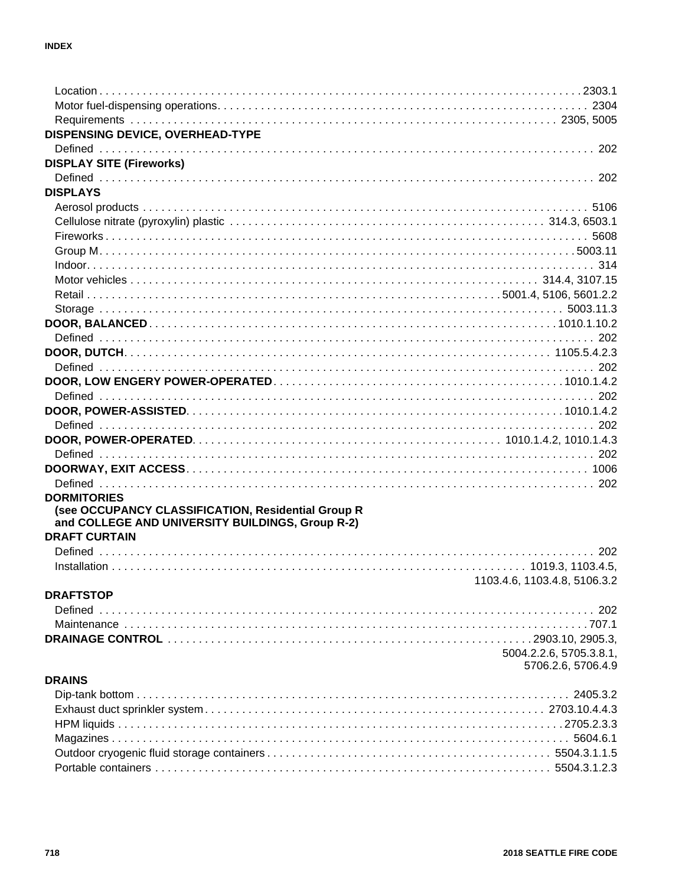Location . . . . . . . . . . . . . . . . . . . . . . . . . . . . . . . . . . . . 2303.1
Motor fuel-dispensing operations. . . . . . . . . . . . . . . . . . . . . . . . 2304
Requirements . . . . . . . . . . . . . . . . . . . . . . . . . . . . . . 2305, 5005

**DISPENSING DEVICE, OVERHEAD-TYPE**
Defined . . . . . . . . . . . . . . . . . . . . . . . . . . . . . . . . . . . . . 202

**DISPLAY SITE (Fireworks)**
Defined . . . . . . . . . . . . . . . . . . . . . . . . . . . . . . . . . . . . . 202

**DISPLAYS**
Aerosol products . . . . . . . . . . . . . . . . . . . . . . . . . . . . . . . . 5106
Cellulose nitrate (pyroxylin) plastic . . . . . . . . . . . . . . . . 314.3, 6503.1
Fireworks . . . . . . . . . . . . . . . . . . . . . . . . . . . . . . . . . . . . 5608
Group M . . . . . . . . . . . . . . . . . . . . . . . . . . . . . . . . . . . 5003.11
Indoor. . . . . . . . . . . . . . . . . . . . . . . . . . . . . . . . . . . . . . . 314
Motor vehicles . . . . . . . . . . . . . . . . . . . . . . . . . . . . 314.4, 3107.15
Retail . . . . . . . . . . . . . . . . . . . . . . . . . . 5001.4, 5106, 5601.2.2
Storage . . . . . . . . . . . . . . . . . . . . . . . . . . . . . . . . . . 5003.11.3

**DOOR, BALANCED** . . . . . . . . . . . . . . . . . . . . . . . . . . . . 1010.1.10.2
Defined . . . . . . . . . . . . . . . . . . . . . . . . . . . . . . . . . . . . . 202

**DOOR, DUTCH**. . . . . . . . . . . . . . . . . . . . . . . . . . . . . . 1105.5.4.2.3
Defined . . . . . . . . . . . . . . . . . . . . . . . . . . . . . . . . . . . . . 202

**DOOR, LOW ENGERY POWER-OPERATED**. . . . . . . . . . . . . . . . 1010.1.4.2
Defined . . . . . . . . . . . . . . . . . . . . . . . . . . . . . . . . . . . . . 202

**DOOR, POWER-ASSISTED**. . . . . . . . . . . . . . . . . . . . . . . . . 1010.1.4.2
Defined . . . . . . . . . . . . . . . . . . . . . . . . . . . . . . . . . . . . . 202

**DOOR, POWER-OPERATED**. . . . . . . . . . . . . . . . . . 1010.1.4.2, 1010.1.4.3
Defined . . . . . . . . . . . . . . . . . . . . . . . . . . . . . . . . . . . . . 202

**DOORWAY, EXIT ACCESS**. . . . . . . . . . . . . . . . . . . . . . . . . . . 1006
Defined . . . . . . . . . . . . . . . . . . . . . . . . . . . . . . . . . . . . . 202

**DORMITORIES**
**(see OCCUPANCY CLASSIFICATION, Residential Group R and COLLEGE AND UNIVERSITY BUILDINGS, Group R-2)**

**DRAFT CURTAIN**
Defined . . . . . . . . . . . . . . . . . . . . . . . . . . . . . . . . . . . . . 202
Installation . . . . . . . . . . . . . . . . . . . . . . . . . . . 1019.3, 1103.4.5, 1103.4.6, 1103.4.8, 5106.3.2

**DRAFTSTOP**
Defined . . . . . . . . . . . . . . . . . . . . . . . . . . . . . . . . . . . . . 202
Maintenance . . . . . . . . . . . . . . . . . . . . . . . . . . . . . . . . . . 707.1

**DRAINAGE CONTROL** . . . . . . . . . . . . . . . . . . . . . 2903.10, 2905.3, 5004.2.2.6, 5705.3.8.1, 5706.2.6, 5706.4.9

**DRAINS**
Dip-tank bottom . . . . . . . . . . . . . . . . . . . . . . . . . . . . . . . 2405.3.2
Exhaust duct sprinkler system . . . . . . . . . . . . . . . . . . . . 2703.10.4.4.3
HPM liquids . . . . . . . . . . . . . . . . . . . . . . . . . . . . . . . . 2705.2.3.3
Magazines . . . . . . . . . . . . . . . . . . . . . . . . . . . . . . . . . . 5604.6.1
Outdoor cryogenic fluid storage containers . . . . . . . . . . . . . . 5504.3.1.1.5
Portable containers . . . . . . . . . . . . . . . . . . . . . . . . . . . 5504.3.1.2.3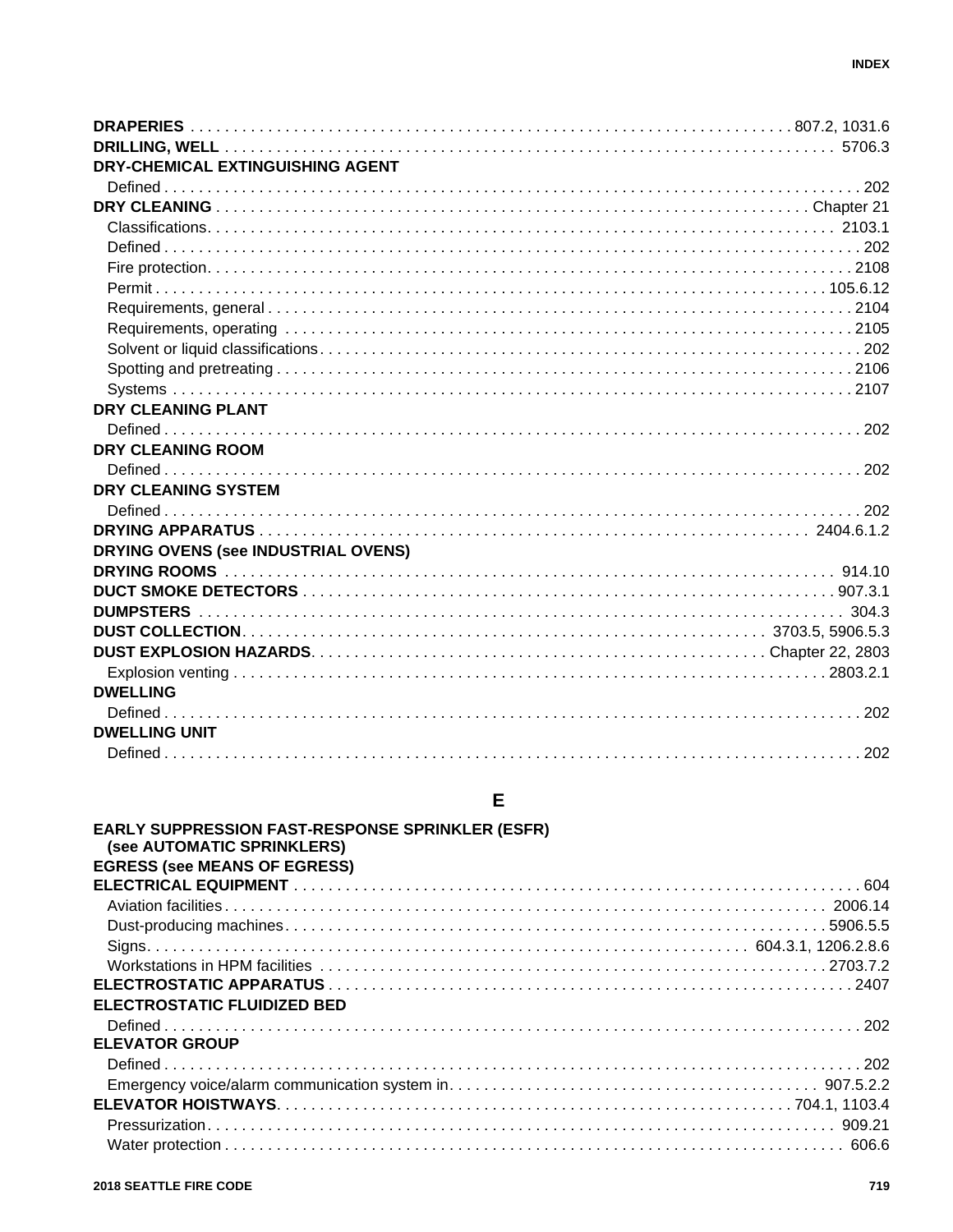**DRAPERIES** . . . . . . . . . . 807.2, 1031.6
**DRILLING, WELL** . . . . . . . . . . 5706.3
**DRY-CHEMICAL EXTINGUISHING AGENT**
  Defined . . . . . . . . . . 202
**DRY CLEANING** . . . . . . . . . . Chapter 21
  Classifications. . . . . . . . . . 2103.1
  Defined . . . . . . . . . . 202
  Fire protection. . . . . . . . . . 2108
  Permit . . . . . . . . . . 105.6.12
  Requirements, general . . . . . . . . . . 2104
  Requirements, operating . . . . . . . . . . 2105
  Solvent or liquid classifications. . . . . . . . . . 202
  Spotting and pretreating . . . . . . . . . . 2106
  Systems . . . . . . . . . . 2107
**DRY CLEANING PLANT**
  Defined . . . . . . . . . . 202
**DRY CLEANING ROOM**
  Defined . . . . . . . . . . 202
**DRY CLEANING SYSTEM**
  Defined . . . . . . . . . . 202
**DRYING APPARATUS** . . . . . . . . . . 2404.6.1.2
**DRYING OVENS (see INDUSTRIAL OVENS)**
**DRYING ROOMS** . . . . . . . . . . 914.10
**DUCT SMOKE DETECTORS** . . . . . . . . . . 907.3.1
**DUMPSTERS** . . . . . . . . . . 304.3
**DUST COLLECTION**. . . . . . . . . . 3703.5, 5906.5.3
**DUST EXPLOSION HAZARDS**. . . . . . . . . . Chapter 22, 2803
  Explosion venting . . . . . . . . . . 2803.2.1
**DWELLING**
  Defined . . . . . . . . . . 202
**DWELLING UNIT**
  Defined . . . . . . . . . . 202

## E

**EARLY SUPPRESSION FAST-RESPONSE SPRINKLER (ESFR) (see AUTOMATIC SPRINKLERS)**
**EGRESS (see MEANS OF EGRESS)**
**ELECTRICAL EQUIPMENT** . . . . . . . . . . 604
  Aviation facilities. . . . . . . . . . . 2006.14
  Dust-producing machines. . . . . . . . . . . 5906.5.5
  Signs. . . . . . . . . . . 604.3.1, 1206.2.8.6
  Workstations in HPM facilities . . . . . . . . . . 2703.7.2
**ELECTROSTATIC APPARATUS** . . . . . . . . . . 2407
**ELECTROSTATIC FLUIDIZED BED**
  Defined . . . . . . . . . . 202
**ELEVATOR GROUP**
  Defined . . . . . . . . . . 202
  Emergency voice/alarm communication system in. . . . . . . . . . . 907.5.2.2
**ELEVATOR HOISTWAYS**. . . . . . . . . . 704.1, 1103.4
  Pressurization. . . . . . . . . . . 909.21
  Water protection . . . . . . . . . . 606.6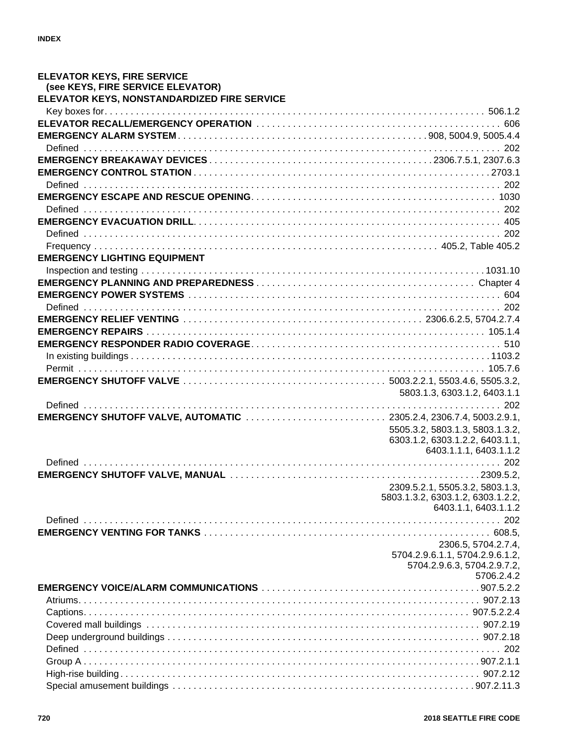**ELEVATOR KEYS, FIRE SERVICE (see KEYS, FIRE SERVICE ELEVATOR)**

**ELEVATOR KEYS, NONSTANDARDIZED FIRE SERVICE**

- Key boxes for . . . . . 506.1.2

**ELEVATOR RECALL/EMERGENCY OPERATION** . . . . . 606

**EMERGENCY ALARM SYSTEM** . . . . . 908, 5004.9, 5005.4.4

- Defined . . . . . 202

**EMERGENCY BREAKAWAY DEVICES** . . . . . 2306.7.5.1, 2307.6.3

**EMERGENCY CONTROL STATION** . . . . . 2703.1

- Defined . . . . . 202

**EMERGENCY ESCAPE AND RESCUE OPENING** . . . . . 1030

- Defined . . . . . 202

**EMERGENCY EVACUATION DRILL** . . . . . 405

- Defined . . . . . 202
- Frequency . . . . . 405.2, Table 405.2

**EMERGENCY LIGHTING EQUIPMENT**

- Inspection and testing . . . . . 1031.10

**EMERGENCY PLANNING AND PREPAREDNESS** . . . . . Chapter 4

**EMERGENCY POWER SYSTEMS** . . . . . 604

- Defined . . . . . 202

**EMERGENCY RELIEF VENTING** . . . . . 2306.6.2.5, 5704.2.7.4

**EMERGENCY REPAIRS** . . . . . 105.1.4

**EMERGENCY RESPONDER RADIO COVERAGE** . . . . . 510

- In existing buildings . . . . . 1103.2
- Permit . . . . . 105.7.6

**EMERGENCY SHUTOFF VALVE** . . . . . 5003.2.2.1, 5503.4.6, 5505.3.2, 5803.1.3, 6303.1.2, 6403.1.1

- Defined . . . . . 202

**EMERGENCY SHUTOFF VALVE, AUTOMATIC** . . . . . 2305.2.4, 2306.7.4, 5003.2.9.1, 5505.3.2, 5803.1.3, 5803.1.3.2, 6303.1.2, 6303.1.2.2, 6403.1.1, 6403.1.1.1, 6403.1.1.2

- Defined . . . . . 202

**EMERGENCY SHUTOFF VALVE, MANUAL** . . . . . 2309.5.2, 2309.5.2.1, 5505.3.2, 5803.1.3, 5803.1.3.2, 6303.1.2, 6303.1.2.2, 6403.1.1, 6403.1.1.2

- Defined . . . . . 202

**EMERGENCY VENTING FOR TANKS** . . . . . 608.5, 2306.5, 5704.2.7.4, 5704.2.9.6.1.1, 5704.2.9.6.1.2, 5704.2.9.6.3, 5704.2.9.7.2, 5706.2.4.2

**EMERGENCY VOICE/ALARM COMMUNICATIONS** . . . . . 907.5.2.2

- Atriums . . . . . 907.2.13
- Captions . . . . . 907.5.2.2.4
- Covered mall buildings . . . . . 907.2.19
- Deep underground buildings . . . . . 907.2.18
- Defined . . . . . 202
- Group A . . . . . 907.2.1.1
- High-rise building . . . . . 907.2.12
- Special amusement buildings . . . . . 907.2.11.3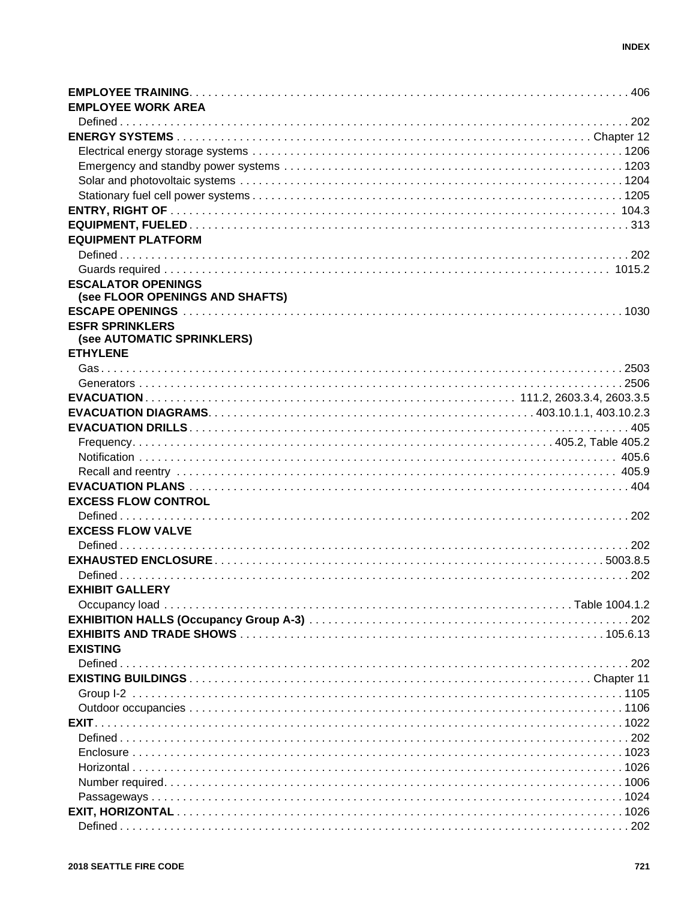**EMPLOYEE TRAINING** . . . . . . . . . . 406

**EMPLOYEE WORK AREA**

Defined . . . . . . . . . . 202

**ENERGY SYSTEMS** . . . . . . . . . . Chapter 12

Electrical energy storage systems . . . . . . . . . . 1206

Emergency and standby power systems . . . . . . . . . . 1203

Solar and photovoltaic systems . . . . . . . . . . 1204

Stationary fuel cell power systems . . . . . . . . . . 1205

**ENTRY, RIGHT OF** . . . . . . . . . . 104.3

**EQUIPMENT, FUELED** . . . . . . . . . . 313

**EQUIPMENT PLATFORM**

Defined . . . . . . . . . . 202

Guards required . . . . . . . . . . 1015.2

**ESCALATOR OPENINGS (see FLOOR OPENINGS AND SHAFTS)**

**ESCAPE OPENINGS** . . . . . . . . . . 1030

**ESFR SPRINKLERS (see AUTOMATIC SPRINKLERS)**

**ETHYLENE**

Gas . . . . . . . . . . 2503

Generators . . . . . . . . . . 2506

**EVACUATION** . . . . . . . . . . 111.2, 2603.3.4, 2603.3.5

**EVACUATION DIAGRAMS** . . . . . . . . . . 403.10.1.1, 403.10.2.3

**EVACUATION DRILLS** . . . . . . . . . . 405

Frequency . . . . . . . . . . 405.2, Table 405.2

Notification . . . . . . . . . . 405.6

Recall and reentry . . . . . . . . . . 405.9

**EVACUATION PLANS** . . . . . . . . . . 404

**EXCESS FLOW CONTROL**

Defined . . . . . . . . . . 202

**EXCESS FLOW VALVE**

Defined . . . . . . . . . . 202

**EXHAUSTED ENCLOSURE** . . . . . . . . . . 5003.8.5

Defined . . . . . . . . . . 202

**EXHIBIT GALLERY**

Occupancy load . . . . . . . . . . Table 1004.1.2

**EXHIBITION HALLS (Occupancy Group A-3)** . . . . . . . . . . 202

**EXHIBITS AND TRADE SHOWS** . . . . . . . . . . 105.6.13

**EXISTING**

Defined . . . . . . . . . . 202

**EXISTING BUILDINGS** . . . . . . . . . . Chapter 11

Group I-2 . . . . . . . . . . 1105

Outdoor occupancies . . . . . . . . . . 1106

**EXIT** . . . . . . . . . . 1022

Defined . . . . . . . . . . 202

Enclosure . . . . . . . . . . 1023

Horizontal . . . . . . . . . . 1026

Number required . . . . . . . . . . 1006

Passageways . . . . . . . . . . 1024

**EXIT, HORIZONTAL** . . . . . . . . . . 1026

Defined . . . . . . . . . . 202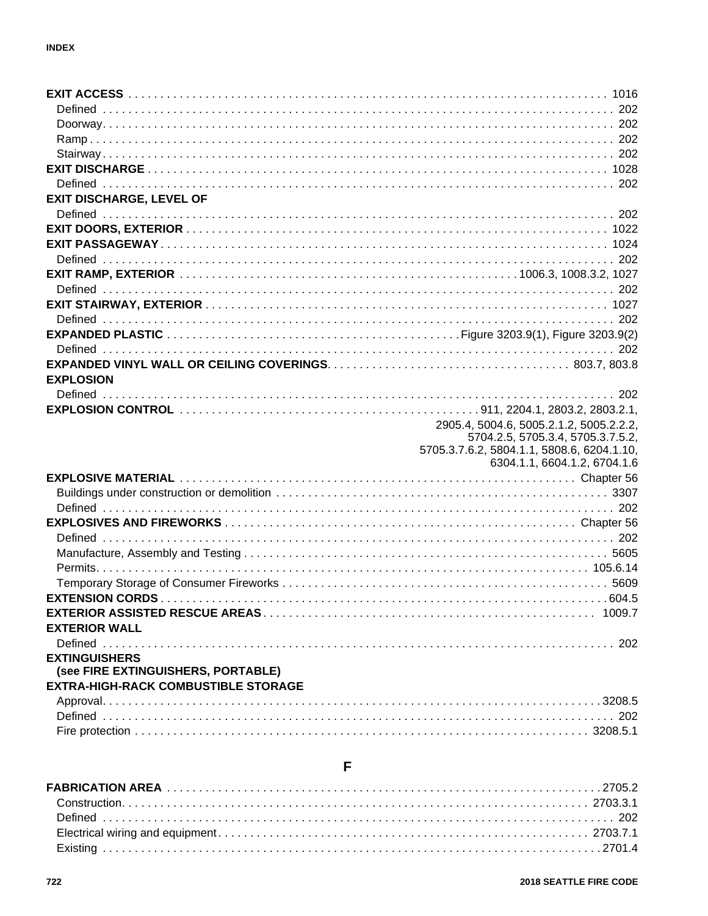**EXIT ACCESS** . . . 1016
- Defined . . . 202
- Doorway . . . 202
- Ramp . . . 202
- Stairway . . . 202

**EXIT DISCHARGE** . . . 1028
- Defined . . . 202

**EXIT DISCHARGE, LEVEL OF**
- Defined . . . 202

**EXIT DOORS, EXTERIOR** . . . 1022

**EXIT PASSAGEWAY** . . . 1024
- Defined . . . 202

**EXIT RAMP, EXTERIOR** . . . 1006.3, 1008.3.2, 1027
- Defined . . . 202

**EXIT STAIRWAY, EXTERIOR** . . . 1027
- Defined . . . 202

**EXPANDED PLASTIC** . . . Figure 3203.9(1), Figure 3203.9(2)
- Defined . . . 202

**EXPANDED VINYL WALL OR CEILING COVERINGS** . . . 803.7, 803.8

**EXPLOSION**
- Defined . . . 202

**EXPLOSION CONTROL** . . . 911, 2204.1, 2803.2, 2803.2.1, 2905.4, 5004.6, 5005.2.1.2, 5005.2.2.2, 5704.2.5, 5705.3.4, 5705.3.7.5.2, 5705.3.7.6.2, 5804.1.1, 5808.6, 6204.1.10, 6304.1.1, 6604.1.2, 6704.1.6

**EXPLOSIVE MATERIAL** . . . Chapter 56
- Buildings under construction or demolition . . . 3307
- Defined . . . 202

**EXPLOSIVES AND FIREWORKS** . . . Chapter 56
- Defined . . . 202
- Manufacture, Assembly and Testing . . . 5605
- Permits . . . 105.6.14
- Temporary Storage of Consumer Fireworks . . . 5609

**EXTENSION CORDS** . . . 604.5

**EXTERIOR ASSISTED RESCUE AREAS** . . . 1009.7

**EXTERIOR WALL**
- Defined . . . 202

**EXTINGUISHERS**
**(see FIRE EXTINGUISHERS, PORTABLE)**

**EXTRA-HIGH-RACK COMBUSTIBLE STORAGE**
- Approval . . . 3208.5
- Defined . . . 202
- Fire protection . . . 3208.5.1

## F

**FABRICATION AREA** . . . 2705.2
- Construction . . . 2703.3.1
- Defined . . . 202
- Electrical wiring and equipment . . . 2703.7.1
- Existing . . . 2701.4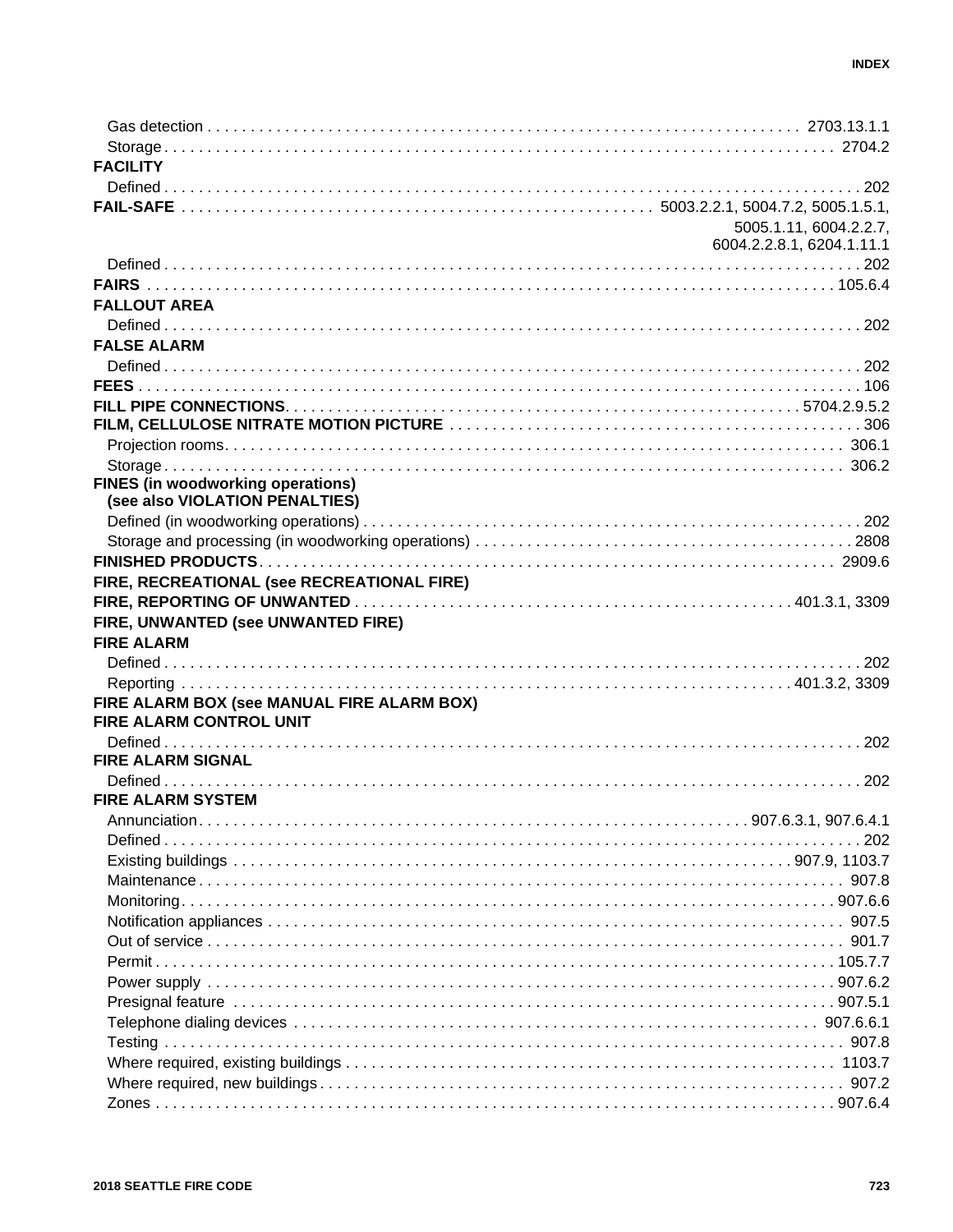Gas detection . . . . . . . . . . 2703.13.1.1
Storage . . . . . . . . . . 2704.2

**FACILITY**

Defined . . . . . . . . . . 202

**FAIL-SAFE** . . . . . . . . . . 5003.2.2.1, 5004.7.2, 5005.1.5.1, 5005.1.11, 6004.2.2.7, 6004.2.2.8.1, 6204.1.11.1

Defined . . . . . . . . . . 202

**FAIRS** . . . . . . . . . . 105.6.4

**FALLOUT AREA**

Defined . . . . . . . . . . 202

**FALSE ALARM**

Defined . . . . . . . . . . 202

**FEES** . . . . . . . . . . 106

**FILL PIPE CONNECTIONS** . . . . . . . . . . 5704.2.9.5.2

**FILM, CELLULOSE NITRATE MOTION PICTURE** . . . . . . . . . . 306

Projection rooms . . . . . . . . . . 306.1
Storage . . . . . . . . . . 306.2

**FINES (in woodworking operations) (see also VIOLATION PENALTIES)**

Defined (in woodworking operations) . . . . . . . . . . 202
Storage and processing (in woodworking operations) . . . . . . . . . . 2808

**FINISHED PRODUCTS** . . . . . . . . . . 2909.6

**FIRE, RECREATIONAL (see RECREATIONAL FIRE)**

**FIRE, REPORTING OF UNWANTED** . . . . . . . . . . 401.3.1, 3309

**FIRE, UNWANTED (see UNWANTED FIRE)**

**FIRE ALARM**

Defined . . . . . . . . . . 202
Reporting . . . . . . . . . . 401.3.2, 3309

**FIRE ALARM BOX (see MANUAL FIRE ALARM BOX)**

**FIRE ALARM CONTROL UNIT**

Defined . . . . . . . . . . 202

**FIRE ALARM SIGNAL**

Defined . . . . . . . . . . 202

**FIRE ALARM SYSTEM**

Annunciation . . . . . . . . . . 907.6.3.1, 907.6.4.1
Defined . . . . . . . . . . 202
Existing buildings . . . . . . . . . . 907.9, 1103.7
Maintenance . . . . . . . . . . 907.8
Monitoring . . . . . . . . . . 907.6.6
Notification appliances . . . . . . . . . . 907.5
Out of service . . . . . . . . . . 901.7
Permit . . . . . . . . . . 105.7.7
Power supply . . . . . . . . . . 907.6.2
Presignal feature . . . . . . . . . . 907.5.1
Telephone dialing devices . . . . . . . . . . 907.6.6.1
Testing . . . . . . . . . . 907.8
Where required, existing buildings . . . . . . . . . . 1103.7
Where required, new buildings . . . . . . . . . . 907.2
Zones . . . . . . . . . . 907.6.4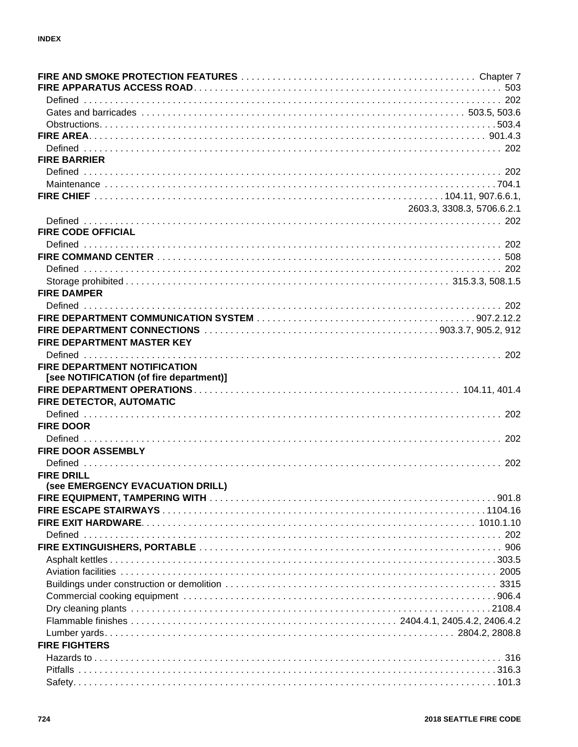**FIRE AND SMOKE PROTECTION FEATURES** . . . . . . . . . . . . . . . . . . . . . . . . . . . . . . . . . . . . . . . . . . . Chapter 7
**FIRE APPARATUS ACCESS ROAD** . . . . . . . . . . . . . . . . . . . . . . . . . . . . . . . . . . . . . . . . . . . . . . . . . . . . . . 503
Defined . . . . . . . . . . . . . . . . . . . . . . . . . . . . . . . . . . . . . . . . . . . . . . . . . . . . . . . . . . . . . . . . . . . . . . . . 202
Gates and barricades . . . . . . . . . . . . . . . . . . . . . . . . . . . . . . . . . . . . . . . . . . . . . . . . . . . . . . 503.5, 503.6
Obstructions. . . . . . . . . . . . . . . . . . . . . . . . . . . . . . . . . . . . . . . . . . . . . . . . . . . . . . . . . . . . . . . . . . . .503.4
**FIRE AREA** . . . . . . . . . . . . . . . . . . . . . . . . . . . . . . . . . . . . . . . . . . . . . . . . . . . . . . . . . . . . . . . . . . 901.4.3
Defined . . . . . . . . . . . . . . . . . . . . . . . . . . . . . . . . . . . . . . . . . . . . . . . . . . . . . . . . . . . . . . . . . . . . . . . . 202
**FIRE BARRIER**
Defined . . . . . . . . . . . . . . . . . . . . . . . . . . . . . . . . . . . . . . . . . . . . . . . . . . . . . . . . . . . . . . . . . . . . . . . . 202
Maintenance . . . . . . . . . . . . . . . . . . . . . . . . . . . . . . . . . . . . . . . . . . . . . . . . . . . . . . . . . . . . . . . . . . .704.1
**FIRE CHIEF** . . . . . . . . . . . . . . . . . . . . . . . . . . . . . . . . . . . . . . . . . . . . . . . . . . . . . . . . . 104.11, 907.6.6.1, 2603.3, 3308.3, 5706.6.2.1
Defined . . . . . . . . . . . . . . . . . . . . . . . . . . . . . . . . . . . . . . . . . . . . . . . . . . . . . . . . . . . . . . . . . . . . . . . . 202
**FIRE CODE OFFICIAL**
Defined . . . . . . . . . . . . . . . . . . . . . . . . . . . . . . . . . . . . . . . . . . . . . . . . . . . . . . . . . . . . . . . . . . . . . . . . 202
**FIRE COMMAND CENTER** . . . . . . . . . . . . . . . . . . . . . . . . . . . . . . . . . . . . . . . . . . . . . . . . . . . . . . . . . . . 508
Defined . . . . . . . . . . . . . . . . . . . . . . . . . . . . . . . . . . . . . . . . . . . . . . . . . . . . . . . . . . . . . . . . . . . . . . . . 202
Storage prohibited . . . . . . . . . . . . . . . . . . . . . . . . . . . . . . . . . . . . . . . . . . . . . . . . . . . . . . 315.3.3, 508.1.5
**FIRE DAMPER**
Defined . . . . . . . . . . . . . . . . . . . . . . . . . . . . . . . . . . . . . . . . . . . . . . . . . . . . . . . . . . . . . . . . . . . . . . . . 202
**FIRE DEPARTMENT COMMUNICATION SYSTEM** . . . . . . . . . . . . . . . . . . . . . . . . . . . . . . . . . . . . . . .907.2.12.2
**FIRE DEPARTMENT CONNECTIONS** . . . . . . . . . . . . . . . . . . . . . . . . . . . . . . . . . . . . . . . . 903.3.7, 905.2, 912
**FIRE DEPARTMENT MASTER KEY**
Defined . . . . . . . . . . . . . . . . . . . . . . . . . . . . . . . . . . . . . . . . . . . . . . . . . . . . . . . . . . . . . . . . . . . . . . . . 202
**FIRE DEPARTMENT NOTIFICATION**
**[see NOTIFICATION (of fire department)]**
**FIRE DEPARTMENT OPERATIONS** . . . . . . . . . . . . . . . . . . . . . . . . . . . . . . . . . . . . . . . . . . . . . . 104.11, 401.4
**FIRE DETECTOR, AUTOMATIC**
Defined . . . . . . . . . . . . . . . . . . . . . . . . . . . . . . . . . . . . . . . . . . . . . . . . . . . . . . . . . . . . . . . . . . . . . . . . 202
**FIRE DOOR**
Defined . . . . . . . . . . . . . . . . . . . . . . . . . . . . . . . . . . . . . . . . . . . . . . . . . . . . . . . . . . . . . . . . . . . . . . . . 202
**FIRE DOOR ASSEMBLY**
Defined . . . . . . . . . . . . . . . . . . . . . . . . . . . . . . . . . . . . . . . . . . . . . . . . . . . . . . . . . . . . . . . . . . . . . . . . 202
**FIRE DRILL**
**(see EMERGENCY EVACUATION DRILL)**
**FIRE EQUIPMENT, TAMPERING WITH** . . . . . . . . . . . . . . . . . . . . . . . . . . . . . . . . . . . . . . . . . . . . . . . . .901.8
**FIRE ESCAPE STAIRWAYS** . . . . . . . . . . . . . . . . . . . . . . . . . . . . . . . . . . . . . . . . . . . . . . . . . . . . . . . . .1104.16
**FIRE EXIT HARDWARE** . . . . . . . . . . . . . . . . . . . . . . . . . . . . . . . . . . . . . . . . . . . . . . . . . . . . . . . . . 1010.1.10
Defined . . . . . . . . . . . . . . . . . . . . . . . . . . . . . . . . . . . . . . . . . . . . . . . . . . . . . . . . . . . . . . . . . . . . . . . . 202
**FIRE EXTINGUISHERS, PORTABLE** . . . . . . . . . . . . . . . . . . . . . . . . . . . . . . . . . . . . . . . . . . . . . . . . . . . 906
Asphalt kettles . . . . . . . . . . . . . . . . . . . . . . . . . . . . . . . . . . . . . . . . . . . . . . . . . . . . . . . . . . . . . . . . .303.5
Aviation facilities . . . . . . . . . . . . . . . . . . . . . . . . . . . . . . . . . . . . . . . . . . . . . . . . . . . . . . . . . . . . . . . 2005
Buildings under construction or demolition . . . . . . . . . . . . . . . . . . . . . . . . . . . . . . . . . . . . . . . . . . . . 3315
Commercial cooking equipment . . . . . . . . . . . . . . . . . . . . . . . . . . . . . . . . . . . . . . . . . . . . . . . . . . .906.4
Dry cleaning plants . . . . . . . . . . . . . . . . . . . . . . . . . . . . . . . . . . . . . . . . . . . . . . . . . . . . . . . . . . . .2108.4
Flammable finishes . . . . . . . . . . . . . . . . . . . . . . . . . . . . . . . . . . . . . . . . . . . . 2404.4.1, 2405.4.2, 2406.4.2
Lumber yards. . . . . . . . . . . . . . . . . . . . . . . . . . . . . . . . . . . . . . . . . . . . . . . . . . . . . . . . . . . 2804.2, 2808.8
**FIRE FIGHTERS**
Hazards to . . . . . . . . . . . . . . . . . . . . . . . . . . . . . . . . . . . . . . . . . . . . . . . . . . . . . . . . . . . . . . . . . . . . . 316
Pitfalls . . . . . . . . . . . . . . . . . . . . . . . . . . . . . . . . . . . . . . . . . . . . . . . . . . . . . . . . . . . . . . . . . . . . . . .316.3
Safety. . . . . . . . . . . . . . . . . . . . . . . . . . . . . . . . . . . . . . . . . . . . . . . . . . . . . . . . . . . . . . . . . . . . . . . .101.3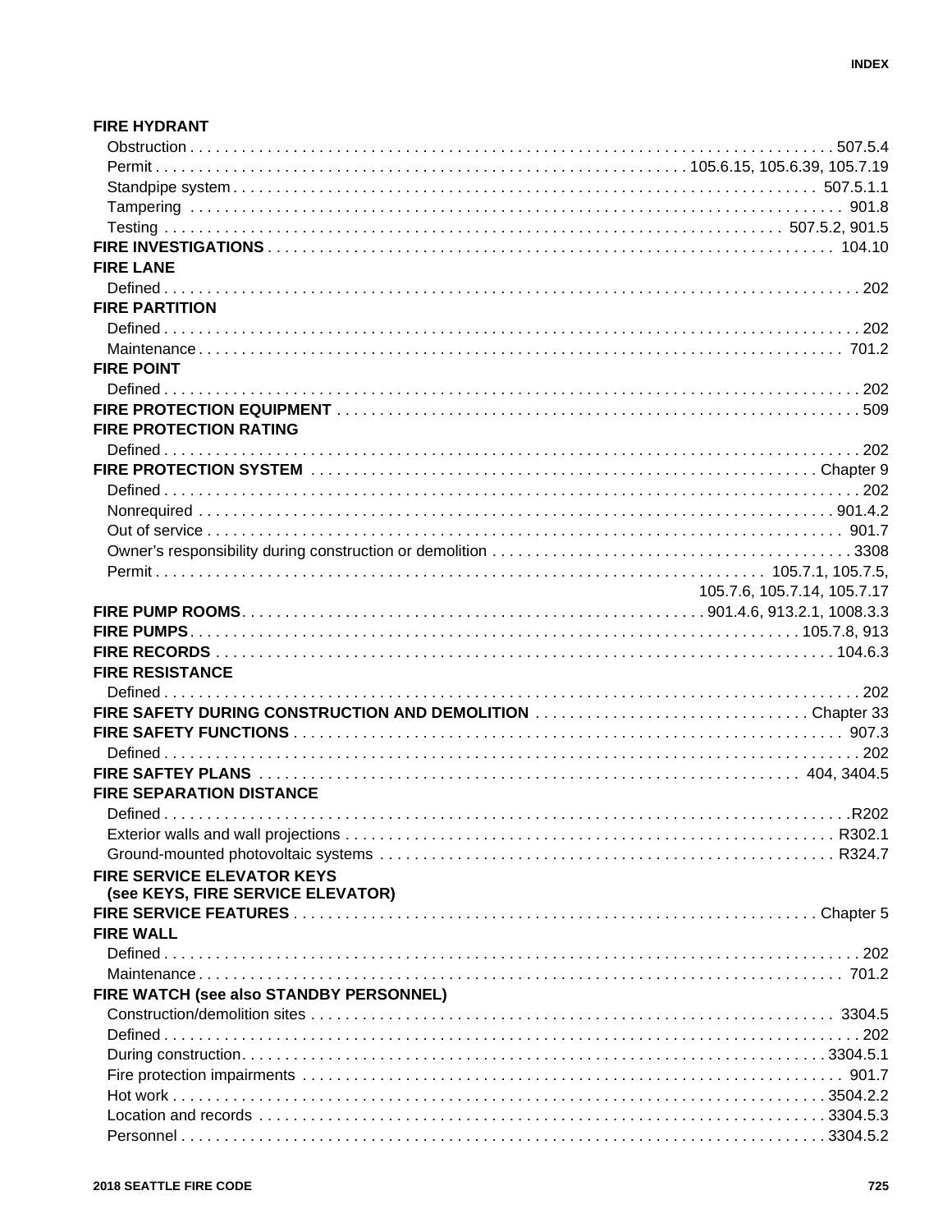**FIRE HYDRANT**

Obstruction . . . . . . . . . . . . . . . . . . . . . . . . . . . . . . . . . . . . . . . . . . . . 507.5.4
Permit . . . . . . . . . . . . . . . . . . . . . . . . . . . . . . . . . . 105.6.15, 105.6.39, 105.7.19
Standpipe system. . . . . . . . . . . . . . . . . . . . . . . . . . . . . . . . . . . . . . . . 507.5.1.1
Tampering . . . . . . . . . . . . . . . . . . . . . . . . . . . . . . . . . . . . . . . . . . . . 901.8
Testing . . . . . . . . . . . . . . . . . . . . . . . . . . . . . . . . . . . . . . . . 507.5.2, 901.5

**FIRE INVESTIGATIONS** . . . . . . . . . . . . . . . . . . . . . . . . . . . . . . . . . . . . 104.10

**FIRE LANE**

Defined . . . . . . . . . . . . . . . . . . . . . . . . . . . . . . . . . . . . . . . . . . . . . . . 202

**FIRE PARTITION**

Defined . . . . . . . . . . . . . . . . . . . . . . . . . . . . . . . . . . . . . . . . . . . . . . . 202
Maintenance . . . . . . . . . . . . . . . . . . . . . . . . . . . . . . . . . . . . . . . . . . . 701.2

**FIRE POINT**

Defined . . . . . . . . . . . . . . . . . . . . . . . . . . . . . . . . . . . . . . . . . . . . . . . 202

**FIRE PROTECTION EQUIPMENT** . . . . . . . . . . . . . . . . . . . . . . . . . . . . . . . 509

**FIRE PROTECTION RATING**

Defined . . . . . . . . . . . . . . . . . . . . . . . . . . . . . . . . . . . . . . . . . . . . . . . 202

**FIRE PROTECTION SYSTEM** . . . . . . . . . . . . . . . . . . . . . . . . . . . . . . . Chapter 9

Defined . . . . . . . . . . . . . . . . . . . . . . . . . . . . . . . . . . . . . . . . . . . . . . . 202
Nonrequired . . . . . . . . . . . . . . . . . . . . . . . . . . . . . . . . . . . . . . . . . . . 901.4.2
Out of service . . . . . . . . . . . . . . . . . . . . . . . . . . . . . . . . . . . . . . . . . . 901.7
Owner's responsibility during construction or demolition . . . . . . . . . . . . . . . . 3308
Permit . . . . . . . . . . . . . . . . . . . . . . . . . . . . . . . . . . . . . . . 105.7.1, 105.7.5, 105.7.6, 105.7.14, 105.7.17

**FIRE PUMP ROOMS**. . . . . . . . . . . . . . . . . . . . . . . . . . . 901.4.6, 913.2.1, 1008.3.3

**FIRE PUMPS**. . . . . . . . . . . . . . . . . . . . . . . . . . . . . . . . . . . . . . . . 105.7.8, 913

**FIRE RECORDS** . . . . . . . . . . . . . . . . . . . . . . . . . . . . . . . . . . . . . . . . 104.6.3

**FIRE RESISTANCE**

Defined . . . . . . . . . . . . . . . . . . . . . . . . . . . . . . . . . . . . . . . . . . . . . . . 202

**FIRE SAFETY DURING CONSTRUCTION AND DEMOLITION** . . . . . . . . . . . . Chapter 33

**FIRE SAFETY FUNCTIONS** . . . . . . . . . . . . . . . . . . . . . . . . . . . . . . . . . . 907.3

Defined . . . . . . . . . . . . . . . . . . . . . . . . . . . . . . . . . . . . . . . . . . . . . . . 202

**FIRE SAFTEY PLANS** . . . . . . . . . . . . . . . . . . . . . . . . . . . . . . . . . . 404, 3404.5

**FIRE SEPARATION DISTANCE**

Defined . . . . . . . . . . . . . . . . . . . . . . . . . . . . . . . . . . . . . . . . . . . . . . R202
Exterior walls and wall projections . . . . . . . . . . . . . . . . . . . . . . . . . . . . . R302.1
Ground-mounted photovoltaic systems . . . . . . . . . . . . . . . . . . . . . . . . . . R324.7

**FIRE SERVICE ELEVATOR KEYS (see KEYS, FIRE SERVICE ELEVATOR)**

**FIRE SERVICE FEATURES** . . . . . . . . . . . . . . . . . . . . . . . . . . . . . . . . Chapter 5

**FIRE WALL**

Defined . . . . . . . . . . . . . . . . . . . . . . . . . . . . . . . . . . . . . . . . . . . . . . . 202
Maintenance . . . . . . . . . . . . . . . . . . . . . . . . . . . . . . . . . . . . . . . . . . . 701.2

**FIRE WATCH (see also STANDBY PERSONNEL)**

Construction/demolition sites . . . . . . . . . . . . . . . . . . . . . . . . . . . . . . . . . 3304.5
Defined . . . . . . . . . . . . . . . . . . . . . . . . . . . . . . . . . . . . . . . . . . . . . . . 202
During construction. . . . . . . . . . . . . . . . . . . . . . . . . . . . . . . . . . . . . . 3304.5.1
Fire protection impairments . . . . . . . . . . . . . . . . . . . . . . . . . . . . . . . . . . 901.7
Hot work . . . . . . . . . . . . . . . . . . . . . . . . . . . . . . . . . . . . . . . . . . . . . 3504.2.2
Location and records . . . . . . . . . . . . . . . . . . . . . . . . . . . . . . . . . . . . 3304.5.3
Personnel . . . . . . . . . . . . . . . . . . . . . . . . . . . . . . . . . . . . . . . . . . . . 3304.5.2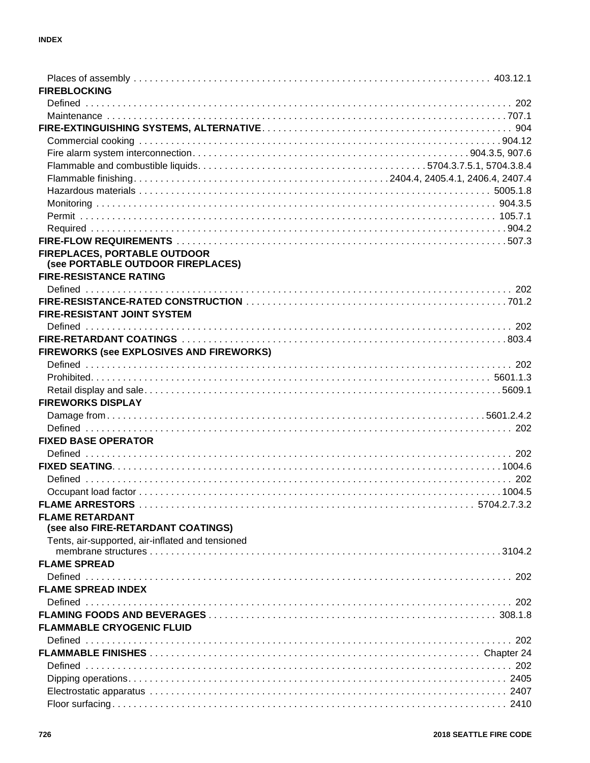Places of assembly . . . . . . . . . . . . . . . . . . . . . . . . . . . . . . . . . . . . . . . . . . . . . . . . . . . . . . . . . . . . . 403.12.1

**FIREBLOCKING**

Defined . . . . . . . . . . . . . . . . . . . . . . . . . . . . . . . . . . . . . . . . . . . . . . . . . . . . . . . . . . . . . . . . . . . . . . . . . 202

Maintenance . . . . . . . . . . . . . . . . . . . . . . . . . . . . . . . . . . . . . . . . . . . . . . . . . . . . . . . . . . . . . . . . . . . 707.1

**FIRE-EXTINGUISHING SYSTEMS, ALTERNATIVE** . . . . . . . . . . . . . . . . . . . . . . . . . . . . . . . . . . . . . . . . . . 904

Commercial cooking . . . . . . . . . . . . . . . . . . . . . . . . . . . . . . . . . . . . . . . . . . . . . . . . . . . . . . . . . . . . 904.12

Fire alarm system interconnection. . . . . . . . . . . . . . . . . . . . . . . . . . . . . . . . . . . . . . . . . . . . . . 904.3.5, 907.6

Flammable and combustible liquids. . . . . . . . . . . . . . . . . . . . . . . . . . . . . . . . . . . . . . . . . 5704.3.7.5.1, 5704.3.8.4

Flammable finishing. . . . . . . . . . . . . . . . . . . . . . . . . . . . . . . . . . . . . . . . . 2404.4, 2405.4.1, 2406.4, 2407.4

Hazardous materials . . . . . . . . . . . . . . . . . . . . . . . . . . . . . . . . . . . . . . . . . . . . . . . . . . . . . . . . . . 5005.1.8

Monitoring . . . . . . . . . . . . . . . . . . . . . . . . . . . . . . . . . . . . . . . . . . . . . . . . . . . . . . . . . . . . . . . . . . . 904.3.5

Permit . . . . . . . . . . . . . . . . . . . . . . . . . . . . . . . . . . . . . . . . . . . . . . . . . . . . . . . . . . . . . . . . . . . . . . 105.7.1

Required . . . . . . . . . . . . . . . . . . . . . . . . . . . . . . . . . . . . . . . . . . . . . . . . . . . . . . . . . . . . . . . . . . . . . 904.2

**FIRE-FLOW REQUIREMENTS** . . . . . . . . . . . . . . . . . . . . . . . . . . . . . . . . . . . . . . . . . . . . . . . . . . . . . . 507.3

**FIREPLACES, PORTABLE OUTDOOR (see PORTABLE OUTDOOR FIREPLACES)**

**FIRE-RESISTANCE RATING**

Defined . . . . . . . . . . . . . . . . . . . . . . . . . . . . . . . . . . . . . . . . . . . . . . . . . . . . . . . . . . . . . . . . . . . . . . . . . 202

**FIRE-RESISTANCE-RATED CONSTRUCTION** . . . . . . . . . . . . . . . . . . . . . . . . . . . . . . . . . . . . . . . . . . . 701.2

**FIRE-RESISTANT JOINT SYSTEM**

Defined . . . . . . . . . . . . . . . . . . . . . . . . . . . . . . . . . . . . . . . . . . . . . . . . . . . . . . . . . . . . . . . . . . . . . . . . . 202

**FIRE-RETARDANT COATINGS** . . . . . . . . . . . . . . . . . . . . . . . . . . . . . . . . . . . . . . . . . . . . . . . . . . . . . . 803.4

**FIREWORKS (see EXPLOSIVES AND FIREWORKS)**

Defined . . . . . . . . . . . . . . . . . . . . . . . . . . . . . . . . . . . . . . . . . . . . . . . . . . . . . . . . . . . . . . . . . . . . . . . . . 202

Prohibited. . . . . . . . . . . . . . . . . . . . . . . . . . . . . . . . . . . . . . . . . . . . . . . . . . . . . . . . . . . . . . . . . . . . 5601.1.3

Retail display and sale. . . . . . . . . . . . . . . . . . . . . . . . . . . . . . . . . . . . . . . . . . . . . . . . . . . . . . . . . . . 5609.1

**FIREWORKS DISPLAY**

Damage from . . . . . . . . . . . . . . . . . . . . . . . . . . . . . . . . . . . . . . . . . . . . . . . . . . . . . . . . . . . . . . . . 5601.2.4.2

Defined . . . . . . . . . . . . . . . . . . . . . . . . . . . . . . . . . . . . . . . . . . . . . . . . . . . . . . . . . . . . . . . . . . . . . . . . . 202

**FIXED BASE OPERATOR**

Defined . . . . . . . . . . . . . . . . . . . . . . . . . . . . . . . . . . . . . . . . . . . . . . . . . . . . . . . . . . . . . . . . . . . . . . . . . 202

**FIXED SEATING**. . . . . . . . . . . . . . . . . . . . . . . . . . . . . . . . . . . . . . . . . . . . . . . . . . . . . . . . . . . . . . . . . 1004.6

Defined . . . . . . . . . . . . . . . . . . . . . . . . . . . . . . . . . . . . . . . . . . . . . . . . . . . . . . . . . . . . . . . . . . . . . . . . . 202

Occupant load factor . . . . . . . . . . . . . . . . . . . . . . . . . . . . . . . . . . . . . . . . . . . . . . . . . . . . . . . . . . . . . 1004.5

**FLAME ARRESTORS** . . . . . . . . . . . . . . . . . . . . . . . . . . . . . . . . . . . . . . . . . . . . . . . . . . . . . . . . 5704.2.7.3.2

**FLAME RETARDANT (see also FIRE-RETARDANT COATINGS)**

Tents, air-supported, air-inflated and tensioned membrane structures . . . . . . . . . . . . . . . . . . . . . . . . . . . . . . . . . . . . . . . . . . . . . . . . . . . . . . . 3104.2

**FLAME SPREAD**

Defined . . . . . . . . . . . . . . . . . . . . . . . . . . . . . . . . . . . . . . . . . . . . . . . . . . . . . . . . . . . . . . . . . . . . . . . . . 202

**FLAME SPREAD INDEX**

Defined . . . . . . . . . . . . . . . . . . . . . . . . . . . . . . . . . . . . . . . . . . . . . . . . . . . . . . . . . . . . . . . . . . . . . . . . . 202

**FLAMING FOODS AND BEVERAGES** . . . . . . . . . . . . . . . . . . . . . . . . . . . . . . . . . . . . . . . . . . . . . . . . 308.1.8

**FLAMMABLE CRYOGENIC FLUID**

Defined . . . . . . . . . . . . . . . . . . . . . . . . . . . . . . . . . . . . . . . . . . . . . . . . . . . . . . . . . . . . . . . . . . . . . . . . . 202

**FLAMMABLE FINISHES** . . . . . . . . . . . . . . . . . . . . . . . . . . . . . . . . . . . . . . . . . . . . . . . . . . . . . . . . Chapter 24

Defined . . . . . . . . . . . . . . . . . . . . . . . . . . . . . . . . . . . . . . . . . . . . . . . . . . . . . . . . . . . . . . . . . . . . . . . . . 202

Dipping operations. . . . . . . . . . . . . . . . . . . . . . . . . . . . . . . . . . . . . . . . . . . . . . . . . . . . . . . . . . . . . . . . 2405

Electrostatic apparatus . . . . . . . . . . . . . . . . . . . . . . . . . . . . . . . . . . . . . . . . . . . . . . . . . . . . . . . . . . . . 2407

Floor surfacing. . . . . . . . . . . . . . . . . . . . . . . . . . . . . . . . . . . . . . . . . . . . . . . . . . . . . . . . . . . . . . . . . . . 2410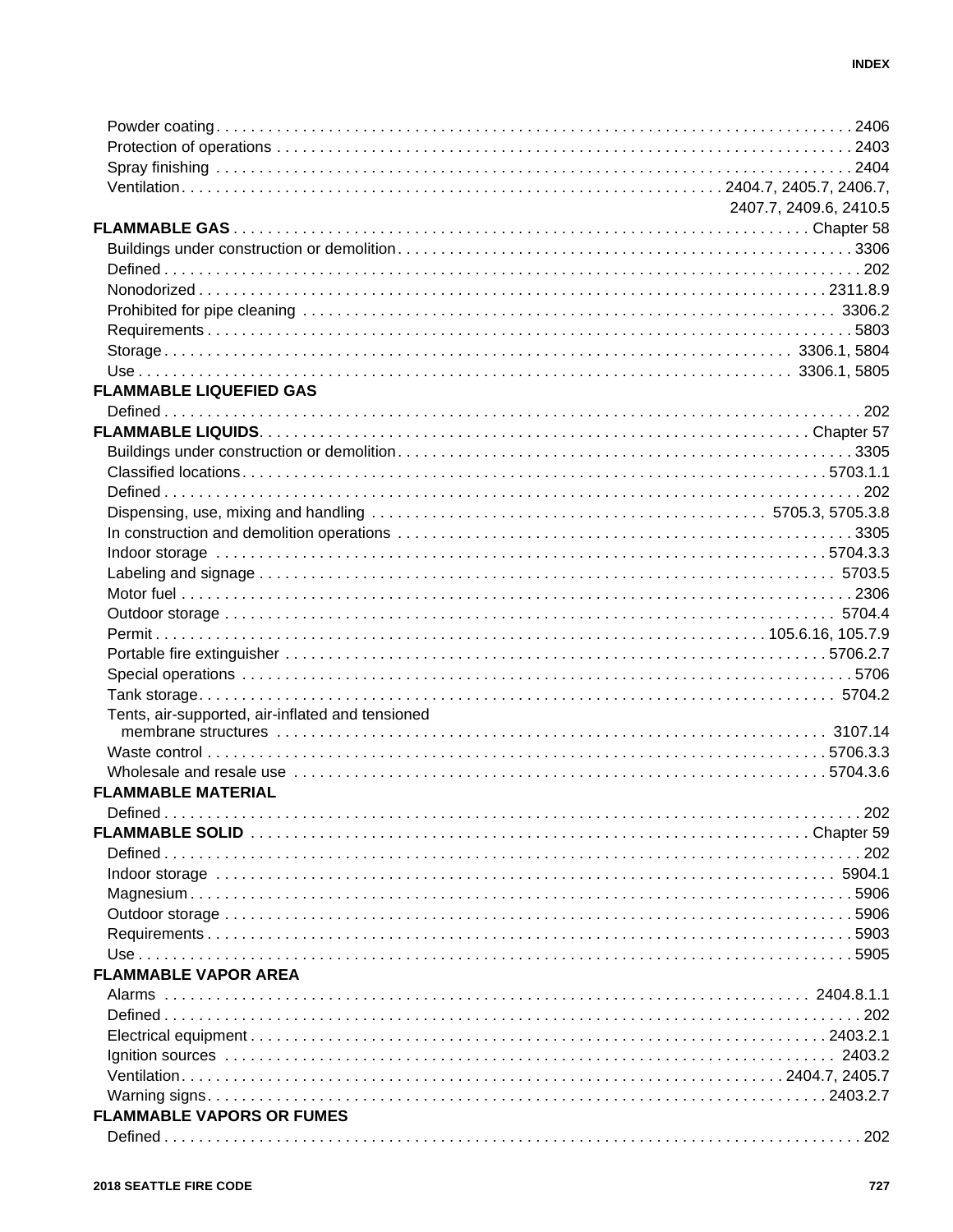Powder coating . . . . . . . . . . . . . . . . . . . . . . . . . . . . . . . . . . . . 2406
Protection of operations . . . . . . . . . . . . . . . . . . . . . . . . . . . . . 2403
Spray finishing . . . . . . . . . . . . . . . . . . . . . . . . . . . . . . . . . . . 2404
Ventilation . . . . . . . . . . . . . . . . . . . . . . . . . . 2404.7, 2405.7, 2406.7, 2407.7, 2409.6, 2410.5

**FLAMMABLE GAS** . . . . . . . . . . . . . . . . . . . . . . . . . . . . . . . Chapter 58
Buildings under construction or demolition . . . . . . . . . . . . . . . . 3306
Defined . . . . . . . . . . . . . . . . . . . . . . . . . . . . . . . . . . . . . . . . 202
Nonodorized . . . . . . . . . . . . . . . . . . . . . . . . . . . . . . . . . . . 2311.8.9
Prohibited for pipe cleaning . . . . . . . . . . . . . . . . . . . . . . . . . 3306.2
Requirements . . . . . . . . . . . . . . . . . . . . . . . . . . . . . . . . . . . . 5803
Storage . . . . . . . . . . . . . . . . . . . . . . . . . . . . . . . . . . . . 3306.1, 5804
Use . . . . . . . . . . . . . . . . . . . . . . . . . . . . . . . . . . . . . . 3306.1, 5805

**FLAMMABLE LIQUEFIED GAS**
Defined . . . . . . . . . . . . . . . . . . . . . . . . . . . . . . . . . . . . . . . . 202

**FLAMMABLE LIQUIDS** . . . . . . . . . . . . . . . . . . . . . . . . . . . . . Chapter 57
Buildings under construction or demolition . . . . . . . . . . . . . . . . 3305
Classified locations . . . . . . . . . . . . . . . . . . . . . . . . . . . . . . . 5703.1.1
Defined . . . . . . . . . . . . . . . . . . . . . . . . . . . . . . . . . . . . . . . . 202
Dispensing, use, mixing and handling . . . . . . . . . . . . . . . 5705.3, 5705.3.8
In construction and demolition operations . . . . . . . . . . . . . . . . . 3305
Indoor storage . . . . . . . . . . . . . . . . . . . . . . . . . . . . . . . . . 5704.3.3
Labeling and signage . . . . . . . . . . . . . . . . . . . . . . . . . . . . . . 5703.5
Motor fuel . . . . . . . . . . . . . . . . . . . . . . . . . . . . . . . . . . . . . . 2306
Outdoor storage . . . . . . . . . . . . . . . . . . . . . . . . . . . . . . . . . 5704.4
Permit . . . . . . . . . . . . . . . . . . . . . . . . . . . . . . . . . 105.6.16, 105.7.9
Portable fire extinguisher . . . . . . . . . . . . . . . . . . . . . . . . . . 5706.2.7
Special operations . . . . . . . . . . . . . . . . . . . . . . . . . . . . . . . . . 5706
Tank storage . . . . . . . . . . . . . . . . . . . . . . . . . . . . . . . . . . . . 5704.2
Tents, air-supported, air-inflated and tensioned membrane structures . . . . . . . . . . . . . . . . . . . . . . . . . . . . . 3107.14
Waste control . . . . . . . . . . . . . . . . . . . . . . . . . . . . . . . . . . 5706.3.3
Wholesale and resale use . . . . . . . . . . . . . . . . . . . . . . . . . . 5704.3.6

**FLAMMABLE MATERIAL**
Defined . . . . . . . . . . . . . . . . . . . . . . . . . . . . . . . . . . . . . . . . 202

**FLAMMABLE SOLID** . . . . . . . . . . . . . . . . . . . . . . . . . . . . . Chapter 59
Defined . . . . . . . . . . . . . . . . . . . . . . . . . . . . . . . . . . . . . . . . 202
Indoor storage . . . . . . . . . . . . . . . . . . . . . . . . . . . . . . . . . . 5904.1
Magnesium . . . . . . . . . . . . . . . . . . . . . . . . . . . . . . . . . . . . . . 5906
Outdoor storage . . . . . . . . . . . . . . . . . . . . . . . . . . . . . . . . . . . 5906
Requirements . . . . . . . . . . . . . . . . . . . . . . . . . . . . . . . . . . . . 5903
Use . . . . . . . . . . . . . . . . . . . . . . . . . . . . . . . . . . . . . . . . . . . 5905

**FLAMMABLE VAPOR AREA**
Alarms . . . . . . . . . . . . . . . . . . . . . . . . . . . . . . . . . . . . . 2404.8.1.1
Defined . . . . . . . . . . . . . . . . . . . . . . . . . . . . . . . . . . . . . . . . 202
Electrical equipment . . . . . . . . . . . . . . . . . . . . . . . . . . . . . 2403.2.1
Ignition sources . . . . . . . . . . . . . . . . . . . . . . . . . . . . . . . . . . 2403.2
Ventilation . . . . . . . . . . . . . . . . . . . . . . . . . . . . . . . . 2404.7, 2405.7
Warning signs . . . . . . . . . . . . . . . . . . . . . . . . . . . . . . . . . 2403.2.7

**FLAMMABLE VAPORS OR FUMES**
Defined . . . . . . . . . . . . . . . . . . . . . . . . . . . . . . . . . . . . . . . . 202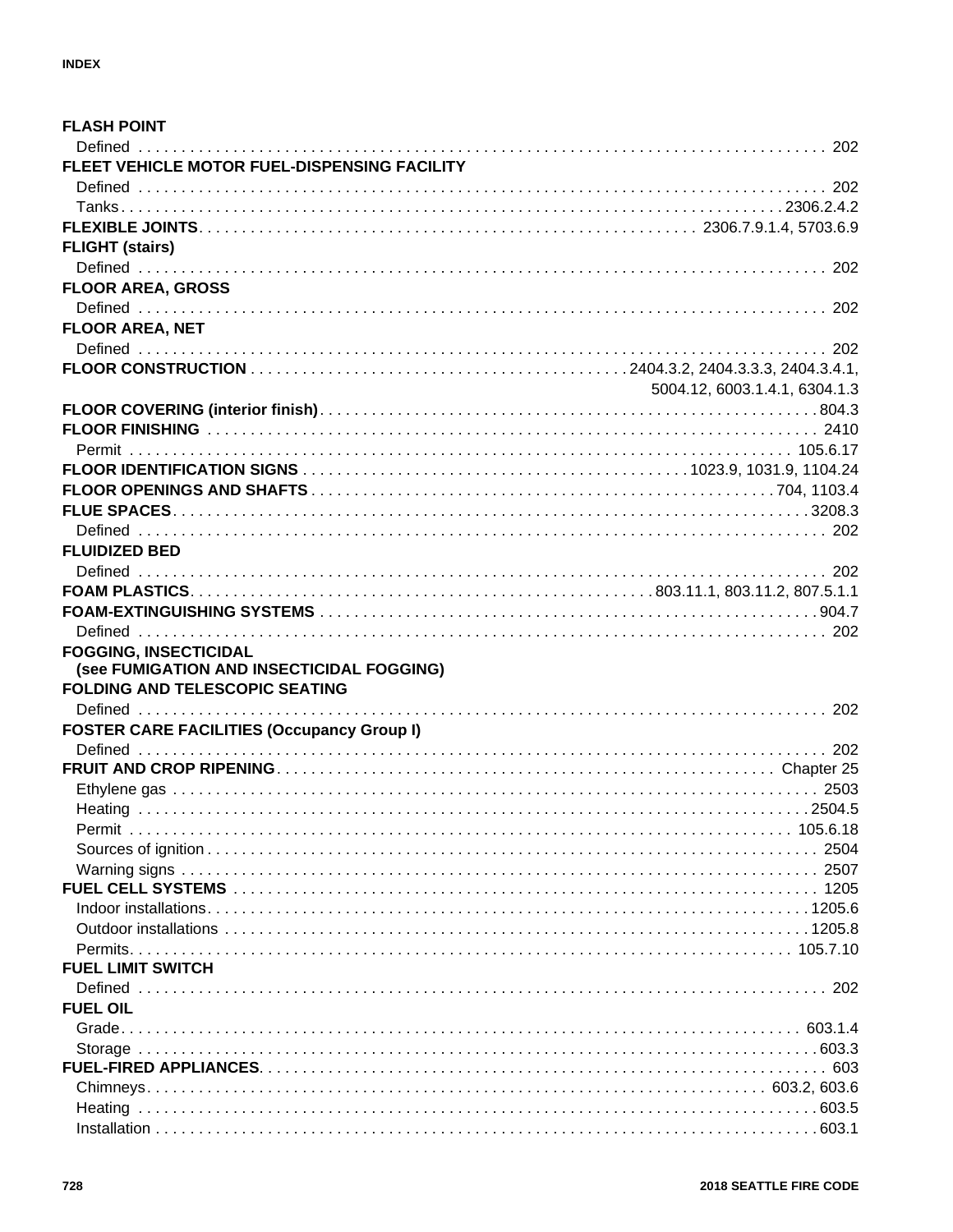**FLASH POINT**

Defined . . . . . . . . . . 202

**FLEET VEHICLE MOTOR FUEL-DISPENSING FACILITY**

Defined . . . . . . . . . . 202

Tanks . . . . . . . . . . 2306.2.4.2

**FLEXIBLE JOINTS** . . . . . . . . . . 2306.7.9.1.4, 5703.6.9

**FLIGHT (stairs)**

Defined . . . . . . . . . . 202

**FLOOR AREA, GROSS**

Defined . . . . . . . . . . 202

**FLOOR AREA, NET**

Defined . . . . . . . . . . 202

**FLOOR CONSTRUCTION** . . . . . . . . . . 2404.3.2, 2404.3.3.3, 2404.3.4.1, 5004.12, 6003.1.4.1, 6304.1.3

**FLOOR COVERING (interior finish)** . . . . . . . . . . 804.3

**FLOOR FINISHING** . . . . . . . . . . 2410

Permit . . . . . . . . . . 105.6.17

**FLOOR IDENTIFICATION SIGNS** . . . . . . . . . . 1023.9, 1031.9, 1104.24

**FLOOR OPENINGS AND SHAFTS** . . . . . . . . . . 704, 1103.4

**FLUE SPACES** . . . . . . . . . . 3208.3

Defined . . . . . . . . . . 202

**FLUIDIZED BED**

Defined . . . . . . . . . . 202

**FOAM PLASTICS** . . . . . . . . . . 803.11.1, 803.11.2, 807.5.1.1

**FOAM-EXTINGUISHING SYSTEMS** . . . . . . . . . . 904.7

Defined . . . . . . . . . . 202

**FOGGING, INSECTICIDAL**
**(see FUMIGATION AND INSECTICIDAL FOGGING)**

**FOLDING AND TELESCOPIC SEATING**

Defined . . . . . . . . . . 202

**FOSTER CARE FACILITIES (Occupancy Group I)**

Defined . . . . . . . . . . 202

**FRUIT AND CROP RIPENING** . . . . . . . . . . Chapter 25

Ethylene gas . . . . . . . . . . 2503

Heating . . . . . . . . . . 2504.5

Permit . . . . . . . . . . 105.6.18

Sources of ignition . . . . . . . . . . 2504

Warning signs . . . . . . . . . . 2507

**FUEL CELL SYSTEMS** . . . . . . . . . . 1205

Indoor installations . . . . . . . . . . 1205.6

Outdoor installations . . . . . . . . . . 1205.8

Permits . . . . . . . . . . 105.7.10

**FUEL LIMIT SWITCH**

Defined . . . . . . . . . . 202

**FUEL OIL**

Grade . . . . . . . . . . 603.1.4

Storage . . . . . . . . . . 603.3

**FUEL-FIRED APPLIANCES** . . . . . . . . . . 603

Chimneys . . . . . . . . . . 603.2, 603.6

Heating . . . . . . . . . . 603.5

Installation . . . . . . . . . . 603.1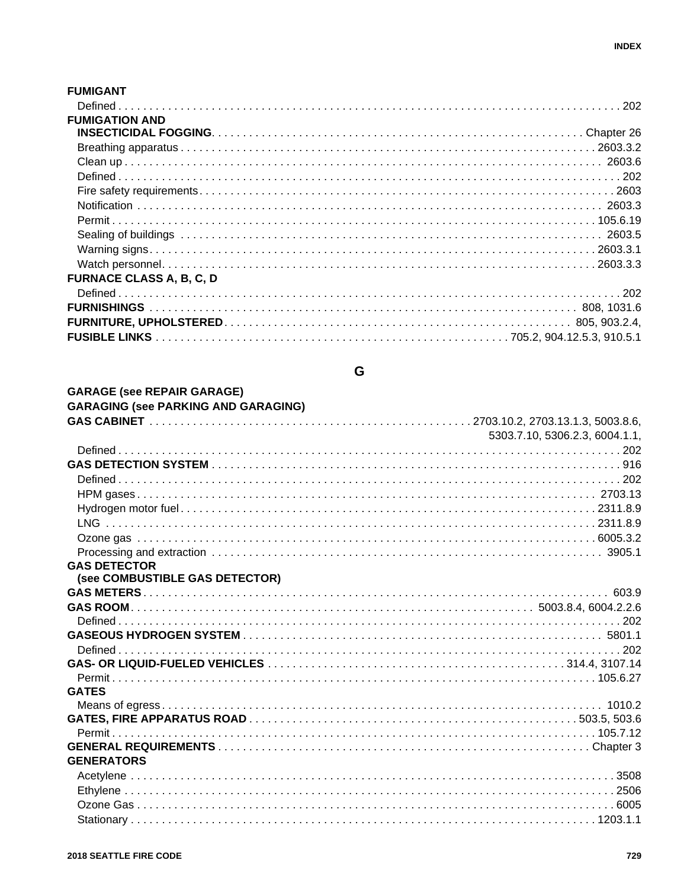**FUMIGANT**

Defined . . . . . 202

**FUMIGATION AND INSECTICIDAL FOGGING** . . . . . Chapter 26

Breathing apparatus . . . . . 2603.3.2

Clean up . . . . . 2603.6

Defined . . . . . 202

Fire safety requirements . . . . . 2603

Notification . . . . . 2603.3

Permit . . . . . 105.6.19

Sealing of buildings . . . . . 2603.5

Warning signs . . . . . 2603.3.1

Watch personnel . . . . . 2603.3.3

**FURNACE CLASS A, B, C, D**

Defined . . . . . 202

**FURNISHINGS** . . . . . 808, 1031.6

**FURNITURE, UPHOLSTERED** . . . . . 805, 903.2.4,

**FUSIBLE LINKS** . . . . . 705.2, 904.12.5.3, 910.5.1

## G

**GARAGE (see REPAIR GARAGE)**

**GARAGING (see PARKING AND GARAGING)**

**GAS CABINET** . . . . . 2703.10.2, 2703.13.1.3, 5003.8.6, 5303.7.10, 5306.2.3, 6004.1.1,

Defined . . . . . 202

**GAS DETECTION SYSTEM** . . . . . 916

Defined . . . . . 202

HPM gases . . . . . 2703.13

Hydrogen motor fuel . . . . . 2311.8.9

LNG . . . . . 2311.8.9

Ozone gas . . . . . 6005.3.2

Processing and extraction . . . . . 3905.1

**GAS DETECTOR (see COMBUSTIBLE GAS DETECTOR)**

**GAS METERS** . . . . . 603.9

**GAS ROOM** . . . . . 5003.8.4, 6004.2.2.6

Defined . . . . . 202

**GASEOUS HYDROGEN SYSTEM** . . . . . 5801.1

Defined . . . . . 202

**GAS- OR LIQUID-FUELED VEHICLES** . . . . . 314.4, 3107.14

Permit . . . . . 105.6.27

**GATES**

Means of egress . . . . . 1010.2

**GATES, FIRE APPARATUS ROAD** . . . . . 503.5, 503.6

Permit . . . . . 105.7.12

**GENERAL REQUIREMENTS** . . . . . Chapter 3

**GENERATORS**

Acetylene . . . . . 3508

Ethylene . . . . . 2506

Ozone Gas . . . . . 6005

Stationary . . . . . 1203.1.1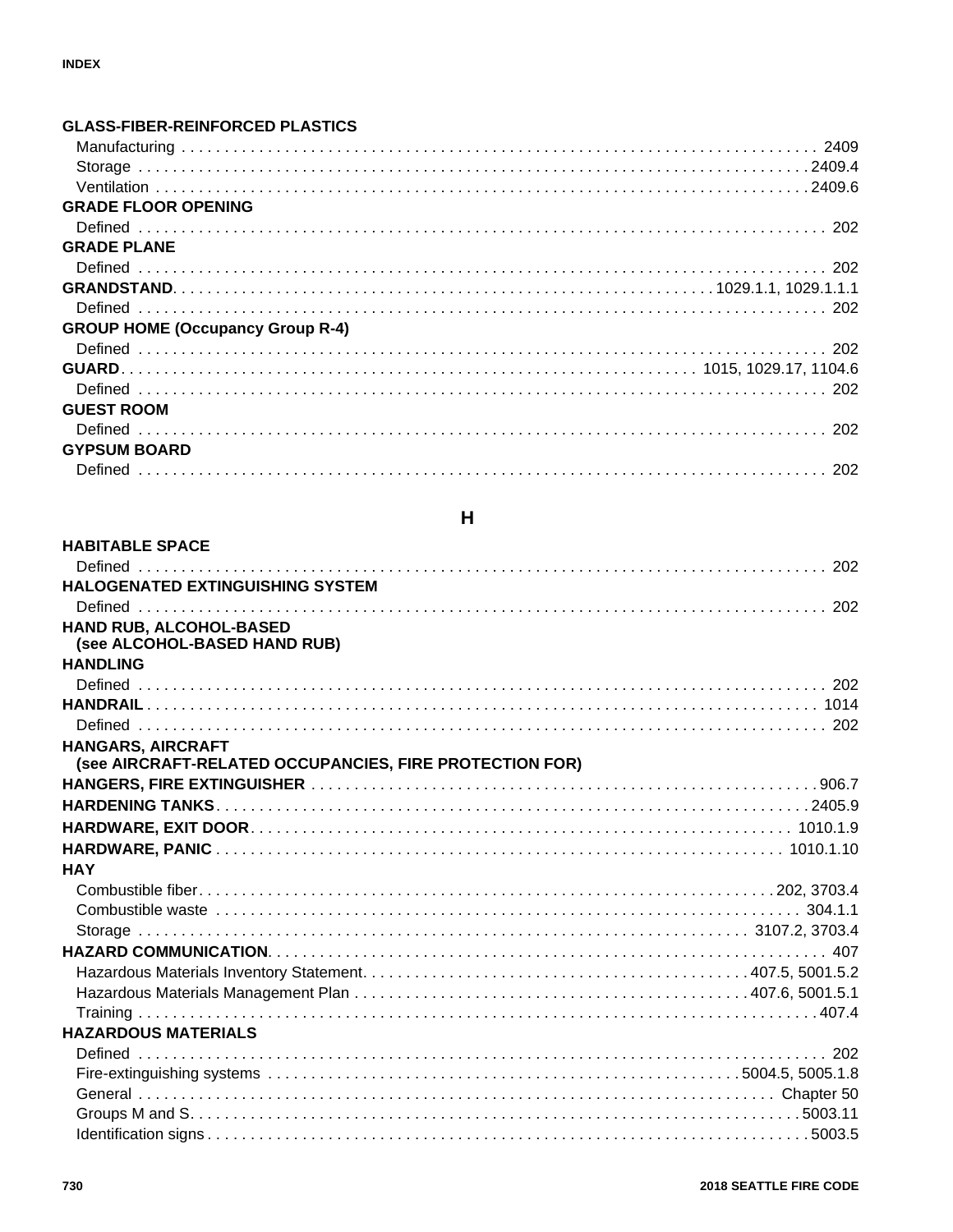**GLASS-FIBER-REINFORCED PLASTICS**

Manufacturing . . . . . . . . . . 2409
Storage . . . . . . . . . . 2409.4
Ventilation . . . . . . . . . . 2409.6

**GRADE FLOOR OPENING**

Defined . . . . . . . . . . 202

**GRADE PLANE**

Defined . . . . . . . . . . 202

**GRANDSTAND** . . . . . . . . . . 1029.1.1, 1029.1.1.1

Defined . . . . . . . . . . 202

**GROUP HOME (Occupancy Group R-4)**

Defined . . . . . . . . . . 202

**GUARD** . . . . . . . . . . 1015, 1029.17, 1104.6

Defined . . . . . . . . . . 202

**GUEST ROOM**

Defined . . . . . . . . . . 202

**GYPSUM BOARD**

Defined . . . . . . . . . . 202

## H

**HABITABLE SPACE**

Defined . . . . . . . . . . 202

**HALOGENATED EXTINGUISHING SYSTEM**

Defined . . . . . . . . . . 202

**HAND RUB, ALCOHOL-BASED (see ALCOHOL-BASED HAND RUB)**

**HANDLING**

Defined . . . . . . . . . . 202

**HANDRAIL** . . . . . . . . . . 1014

Defined . . . . . . . . . . 202

**HANGARS, AIRCRAFT (see AIRCRAFT-RELATED OCCUPANCIES, FIRE PROTECTION FOR)**

**HANGERS, FIRE EXTINGUISHER** . . . . . . . . . . 906.7

**HARDENING TANKS** . . . . . . . . . . 2405.9

**HARDWARE, EXIT DOOR** . . . . . . . . . . 1010.1.9

**HARDWARE, PANIC** . . . . . . . . . . 1010.1.10

**HAY**

Combustible fiber . . . . . . . . . . 202, 3703.4
Combustible waste . . . . . . . . . . 304.1.1
Storage . . . . . . . . . . 3107.2, 3703.4

**HAZARD COMMUNICATION** . . . . . . . . . . 407

Hazardous Materials Inventory Statement . . . . . . . . . . 407.5, 5001.5.2
Hazardous Materials Management Plan . . . . . . . . . . 407.6, 5001.5.1
Training . . . . . . . . . . 407.4

**HAZARDOUS MATERIALS**

Defined . . . . . . . . . . 202
Fire-extinguishing systems . . . . . . . . . . 5004.5, 5005.1.8
General . . . . . . . . . . Chapter 50
Groups M and S . . . . . . . . . . 5003.11
Identification signs . . . . . . . . . . 5003.5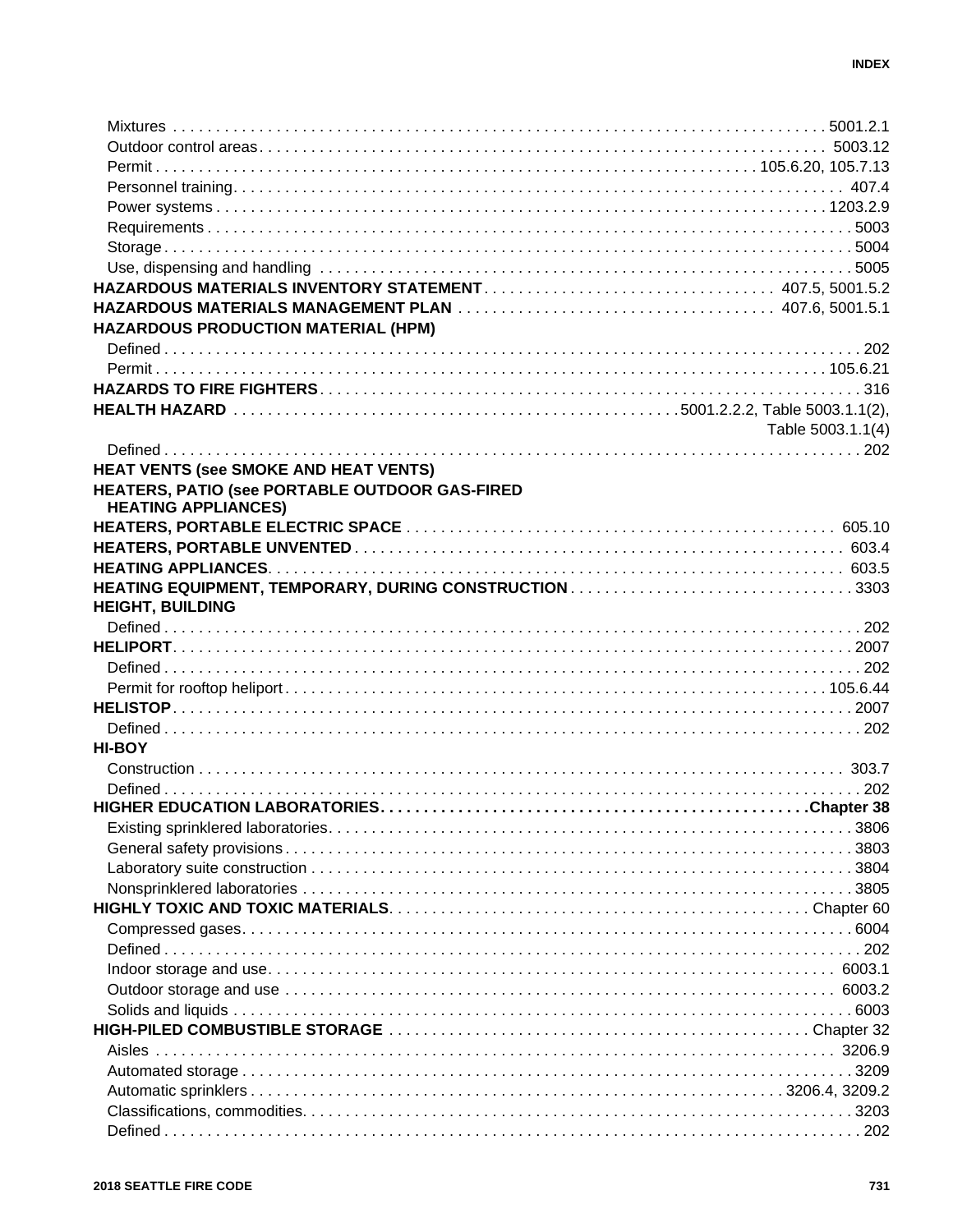Mixtures . . . 5001.2.1
Outdoor control areas . . . 5003.12
Permit . . . 105.6.20, 105.7.13
Personnel training . . . 407.4
Power systems . . . 1203.2.9
Requirements . . . 5003
Storage . . . 5004
Use, dispensing and handling . . . 5005

**HAZARDOUS MATERIALS INVENTORY STATEMENT** . . . 407.5, 5001.5.2

**HAZARDOUS MATERIALS MANAGEMENT PLAN** . . . 407.6, 5001.5.1

**HAZARDOUS PRODUCTION MATERIAL (HPM)**
Defined . . . 202
Permit . . . 105.6.21

**HAZARDS TO FIRE FIGHTERS** . . . 316

**HEALTH HAZARD** . . . 5001.2.2.2, Table 5003.1.1(2), Table 5003.1.1(4)
Defined . . . 202

**HEAT VENTS (see SMOKE AND HEAT VENTS)**

**HEATERS, PATIO (see PORTABLE OUTDOOR GAS-FIRED HEATING APPLIANCES)**

**HEATERS, PORTABLE ELECTRIC SPACE** . . . 605.10

**HEATERS, PORTABLE UNVENTED** . . . 603.4

**HEATING APPLIANCES** . . . 603.5

**HEATING EQUIPMENT, TEMPORARY, DURING CONSTRUCTION** . . . 3303

**HEIGHT, BUILDING**
Defined . . . 202

**HELIPORT** . . . 2007
Defined . . . 202
Permit for rooftop heliport . . . 105.6.44

**HELISTOP** . . . 2007
Defined . . . 202

**HI-BOY**
Construction . . . 303.7
Defined . . . 202

**HIGHER EDUCATION LABORATORIES** . . . **Chapter 38**
Existing sprinklered laboratories . . . 3806
General safety provisions . . . 3803
Laboratory suite construction . . . 3804
Nonsprinklered laboratories . . . 3805

**HIGHLY TOXIC AND TOXIC MATERIALS** . . . Chapter 60
Compressed gases . . . 6004
Defined . . . 202
Indoor storage and use . . . 6003.1
Outdoor storage and use . . . 6003.2
Solids and liquids . . . 6003

**HIGH-PILED COMBUSTIBLE STORAGE** . . . Chapter 32
Aisles . . . 3206.9
Automated storage . . . 3209
Automatic sprinklers . . . 3206.4, 3209.2
Classifications, commodities . . . 3203
Defined . . . 202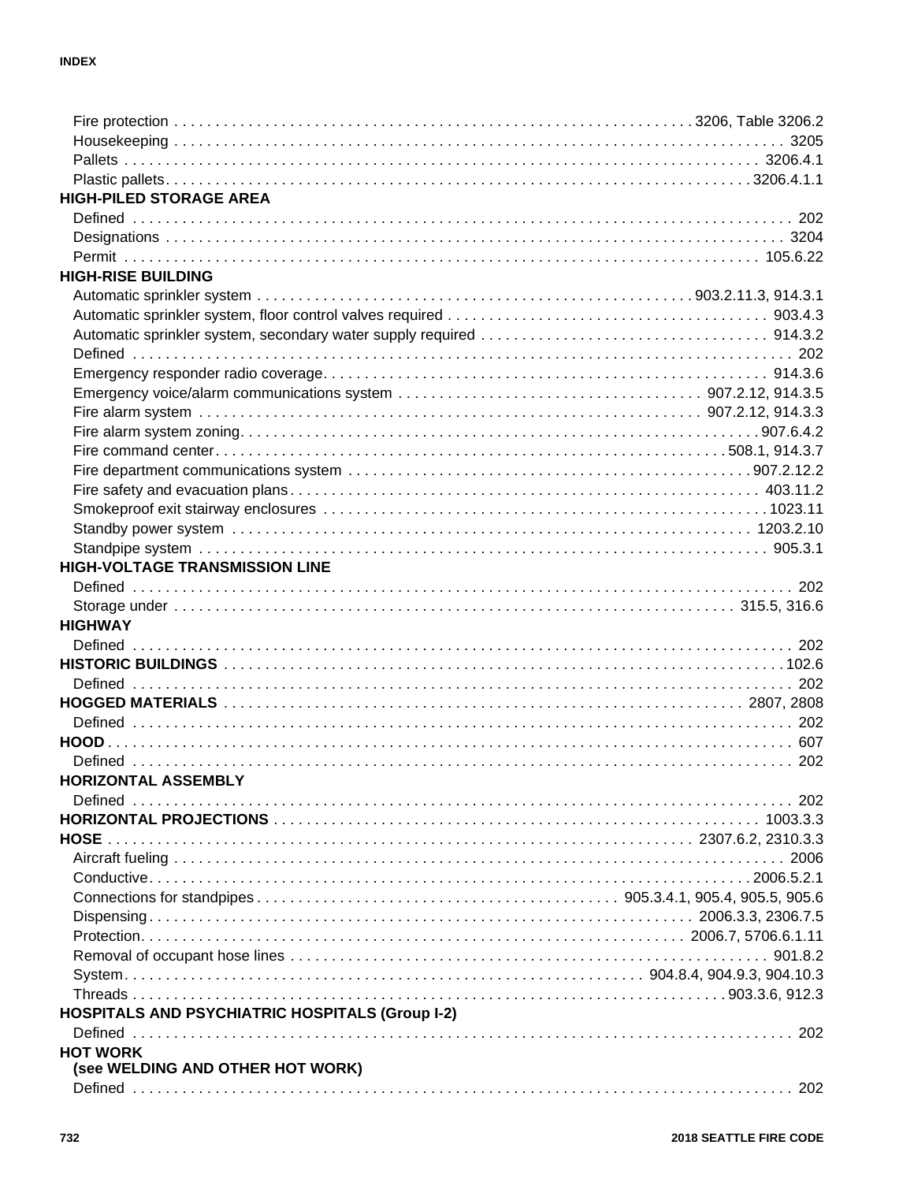Fire protection . . . . . 3206, Table 3206.2
Housekeeping . . . . . 3205
Pallets . . . . . 3206.4.1
Plastic pallets . . . . . 3206.4.1.1

**HIGH-PILED STORAGE AREA**

Defined . . . . . 202
Designations . . . . . 3204
Permit . . . . . 105.6.22

**HIGH-RISE BUILDING**

Automatic sprinkler system . . . . . 903.2.11.3, 914.3.1
Automatic sprinkler system, floor control valves required . . . . . 903.4.3
Automatic sprinkler system, secondary water supply required . . . . . 914.3.2
Defined . . . . . 202
Emergency responder radio coverage . . . . . 914.3.6
Emergency voice/alarm communications system . . . . . 907.2.12, 914.3.5
Fire alarm system . . . . . 907.2.12, 914.3.3
Fire alarm system zoning . . . . . 907.6.4.2
Fire command center . . . . . 508.1, 914.3.7
Fire department communications system . . . . . 907.2.12.2
Fire safety and evacuation plans . . . . . 403.11.2
Smokeproof exit stairway enclosures . . . . . 1023.11
Standby power system . . . . . 1203.2.10
Standpipe system . . . . . 905.3.1

**HIGH-VOLTAGE TRANSMISSION LINE**

Defined . . . . . 202
Storage under . . . . . 315.5, 316.6

**HIGHWAY**

Defined . . . . . 202

**HISTORIC BUILDINGS** . . . . . 102.6

Defined . . . . . 202

**HOGGED MATERIALS** . . . . . 2807, 2808

Defined . . . . . 202

**HOOD** . . . . . 607

Defined . . . . . 202

**HORIZONTAL ASSEMBLY**

Defined . . . . . 202

**HORIZONTAL PROJECTIONS** . . . . . 1003.3.3

**HOSE** . . . . . 2307.6.2, 2310.3.3

Aircraft fueling . . . . . 2006
Conductive . . . . . 2006.5.2.1
Connections for standpipes . . . . . 905.3.4.1, 905.4, 905.5, 905.6
Dispensing . . . . . 2006.3.3, 2306.7.5
Protection . . . . . 2006.7, 5706.6.1.11
Removal of occupant hose lines . . . . . 901.8.2
System . . . . . 904.8.4, 904.9.3, 904.10.3
Threads . . . . . 903.3.6, 912.3

**HOSPITALS AND PSYCHIATRIC HOSPITALS (Group I-2)**

Defined . . . . . 202

**HOT WORK**
**(see WELDING AND OTHER HOT WORK)**

Defined . . . . . 202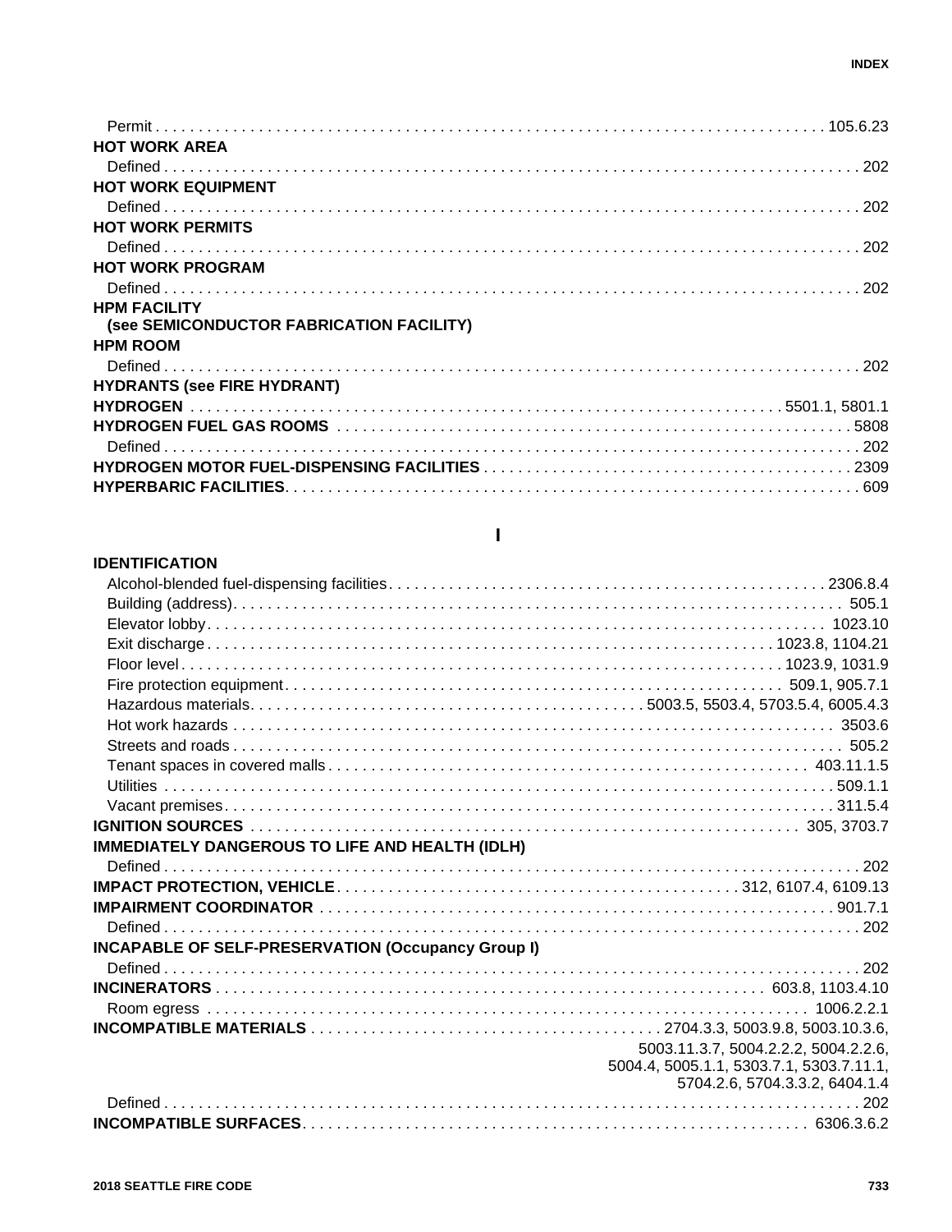Permit . . . . . . . . . . . . . . . . . . . . . . . . . . . . . . . . . . 105.6.23

**HOT WORK AREA**

Defined . . . . . . . . . . . . . . . . . . . . . . . . . . . . . . . . . . 202

**HOT WORK EQUIPMENT**

Defined . . . . . . . . . . . . . . . . . . . . . . . . . . . . . . . . . . 202

**HOT WORK PERMITS**

Defined . . . . . . . . . . . . . . . . . . . . . . . . . . . . . . . . . . 202

**HOT WORK PROGRAM**

Defined . . . . . . . . . . . . . . . . . . . . . . . . . . . . . . . . . . 202

**HPM FACILITY**
**(see SEMICONDUCTOR FABRICATION FACILITY)**

**HPM ROOM**

Defined . . . . . . . . . . . . . . . . . . . . . . . . . . . . . . . . . . 202

**HYDRANTS (see FIRE HYDRANT)**

**HYDROGEN** . . . . . . . . . . . . . . . . . . . . . . . . . . . . . . . 5501.1, 5801.1

**HYDROGEN FUEL GAS ROOMS** . . . . . . . . . . . . . . . . . . . . . 5808

Defined . . . . . . . . . . . . . . . . . . . . . . . . . . . . . . . . . . 202

**HYDROGEN MOTOR FUEL-DISPENSING FACILITIES** . . . . . . . . . . 2309

**HYPERBARIC FACILITIES**. . . . . . . . . . . . . . . . . . . . . . . . 609

## I

**IDENTIFICATION**

Alcohol-blended fuel-dispensing facilities. . . . . . . . . . . . . . 2306.8.4

Building (address). . . . . . . . . . . . . . . . . . . . . . . . . . . 505.1

Elevator lobby. . . . . . . . . . . . . . . . . . . . . . . . . . . . . 1023.10

Exit discharge . . . . . . . . . . . . . . . . . . . . . . . . . . 1023.8, 1104.21

Floor level . . . . . . . . . . . . . . . . . . . . . . . . . . . . 1023.9, 1031.9

Fire protection equipment. . . . . . . . . . . . . . . . . . . . . 509.1, 905.7.1

Hazardous materials. . . . . . . . . . . . . . 5003.5, 5503.4, 5703.5.4, 6005.4.3

Hot work hazards . . . . . . . . . . . . . . . . . . . . . . . . . . . 3503.6

Streets and roads . . . . . . . . . . . . . . . . . . . . . . . . . . . 505.2

Tenant spaces in covered malls . . . . . . . . . . . . . . . . . . . 403.11.1.5

Utilities . . . . . . . . . . . . . . . . . . . . . . . . . . . . . . . . 509.1.1

Vacant premises. . . . . . . . . . . . . . . . . . . . . . . . . . . . 311.5.4

**IGNITION SOURCES** . . . . . . . . . . . . . . . . . . . . . . . . 305, 3703.7

**IMMEDIATELY DANGEROUS TO LIFE AND HEALTH (IDLH)**

Defined . . . . . . . . . . . . . . . . . . . . . . . . . . . . . . . . . . 202

**IMPACT PROTECTION, VEHICLE**. . . . . . . . . . . . . . . . 312, 6107.4, 6109.13

**IMPAIRMENT COORDINATOR** . . . . . . . . . . . . . . . . . . . . . . 901.7.1

Defined . . . . . . . . . . . . . . . . . . . . . . . . . . . . . . . . . . 202

**INCAPABLE OF SELF-PRESERVATION (Occupancy Group I)**

Defined . . . . . . . . . . . . . . . . . . . . . . . . . . . . . . . . . . 202

**INCINERATORS** . . . . . . . . . . . . . . . . . . . . . . . . . 603.8, 1103.4.10

Room egress . . . . . . . . . . . . . . . . . . . . . . . . . . . . . . 1006.2.2.1

**INCOMPATIBLE MATERIALS** . . . . . . . . . . . . . 2704.3.3, 5003.9.8, 5003.10.3.6, 5003.11.3.7, 5004.2.2.2, 5004.2.2.6, 5004.4, 5005.1.1, 5303.7.1, 5303.7.11.1, 5704.2.6, 5704.3.3.2, 6404.1.4

Defined . . . . . . . . . . . . . . . . . . . . . . . . . . . . . . . . . . 202

**INCOMPATIBLE SURFACES**. . . . . . . . . . . . . . . . . . . . . . . 6306.3.6.2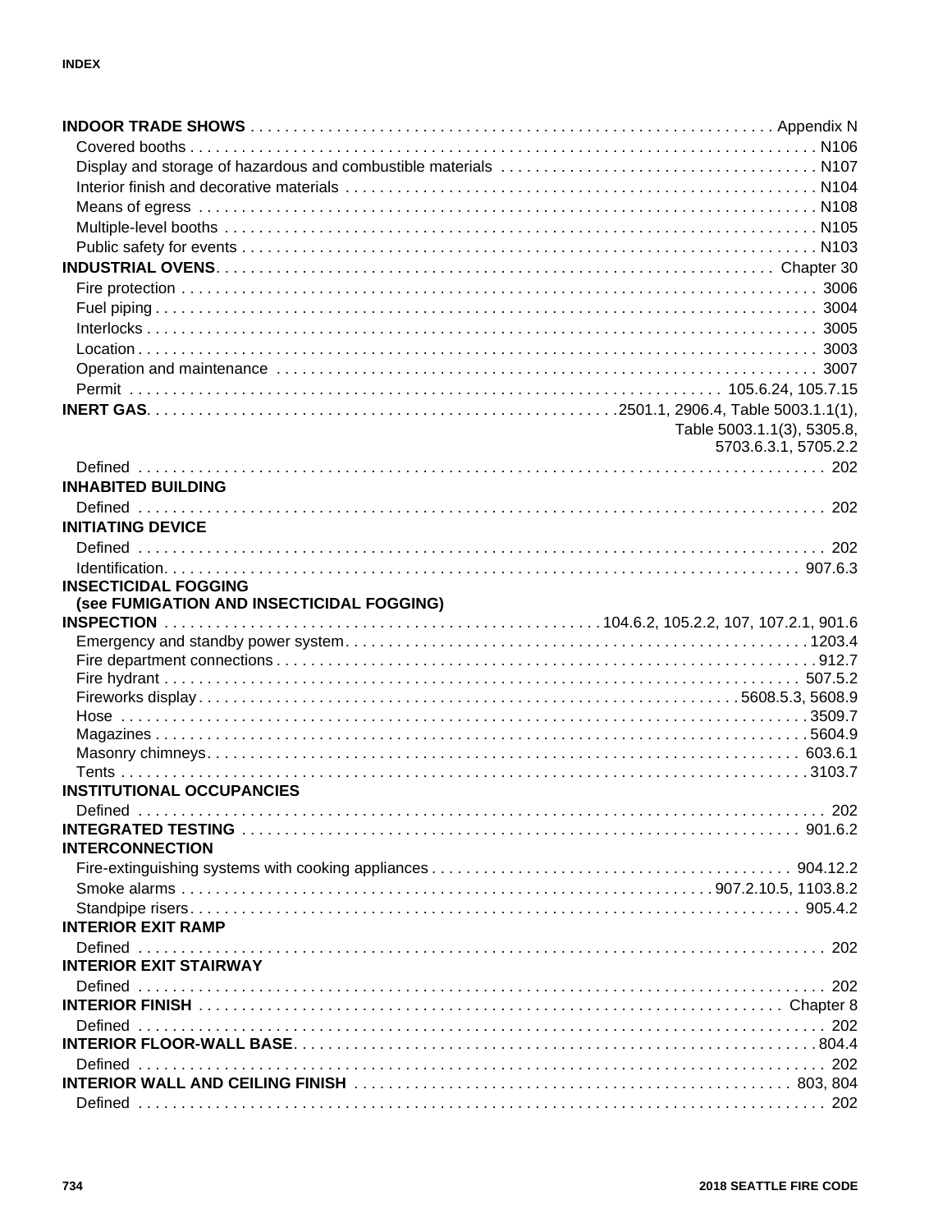**INDOOR TRADE SHOWS** . . . . . . . . . . Appendix N
- Covered booths . . . . . . . . . . N106
- Display and storage of hazardous and combustible materials . . . . . . . . . . N107
- Interior finish and decorative materials . . . . . . . . . . N104
- Means of egress . . . . . . . . . . N108
- Multiple-level booths . . . . . . . . . . N105
- Public safety for events . . . . . . . . . . N103

**INDUSTRIAL OVENS** . . . . . . . . . . Chapter 30
- Fire protection . . . . . . . . . . 3006
- Fuel piping . . . . . . . . . . 3004
- Interlocks . . . . . . . . . . 3005
- Location . . . . . . . . . . 3003
- Operation and maintenance . . . . . . . . . . 3007
- Permit . . . . . . . . . . 105.6.24, 105.7.15

**INERT GAS** . . . . . . . . . . 2501.1, 2906.4, Table 5003.1.1(1), Table 5003.1.1(3), 5305.8, 5703.6.3.1, 5705.2.2
- Defined . . . . . . . . . . 202

**INHABITED BUILDING**
- Defined . . . . . . . . . . 202

**INITIATING DEVICE**
- Defined . . . . . . . . . . 202
- Identification . . . . . . . . . . 907.6.3

**INSECTICIDAL FOGGING**
**(see FUMIGATION AND INSECTICIDAL FOGGING)**

**INSPECTION** . . . . . . . . . . 104.6.2, 105.2.2, 107, 107.2.1, 901.6
- Emergency and standby power system . . . . . . . . . . 1203.4
- Fire department connections . . . . . . . . . . 912.7
- Fire hydrant . . . . . . . . . . 507.5.2
- Fireworks display . . . . . . . . . . 5608.5.3, 5608.9
- Hose . . . . . . . . . . 3509.7
- Magazines . . . . . . . . . . 5604.9
- Masonry chimneys . . . . . . . . . . 603.6.1
- Tents . . . . . . . . . . 3103.7

**INSTITUTIONAL OCCUPANCIES**
- Defined . . . . . . . . . . 202

**INTEGRATED TESTING** . . . . . . . . . . 901.6.2

**INTERCONNECTION**
- Fire-extinguishing systems with cooking appliances . . . . . . . . . . 904.12.2
- Smoke alarms . . . . . . . . . . 907.2.10.5, 1103.8.2
- Standpipe risers . . . . . . . . . . 905.4.2

**INTERIOR EXIT RAMP**
- Defined . . . . . . . . . . 202

**INTERIOR EXIT STAIRWAY**
- Defined . . . . . . . . . . 202

**INTERIOR FINISH** . . . . . . . . . . Chapter 8
- Defined . . . . . . . . . . 202

**INTERIOR FLOOR-WALL BASE** . . . . . . . . . . 804.4
- Defined . . . . . . . . . . 202

**INTERIOR WALL AND CEILING FINISH** . . . . . . . . . . 803, 804
- Defined . . . . . . . . . . 202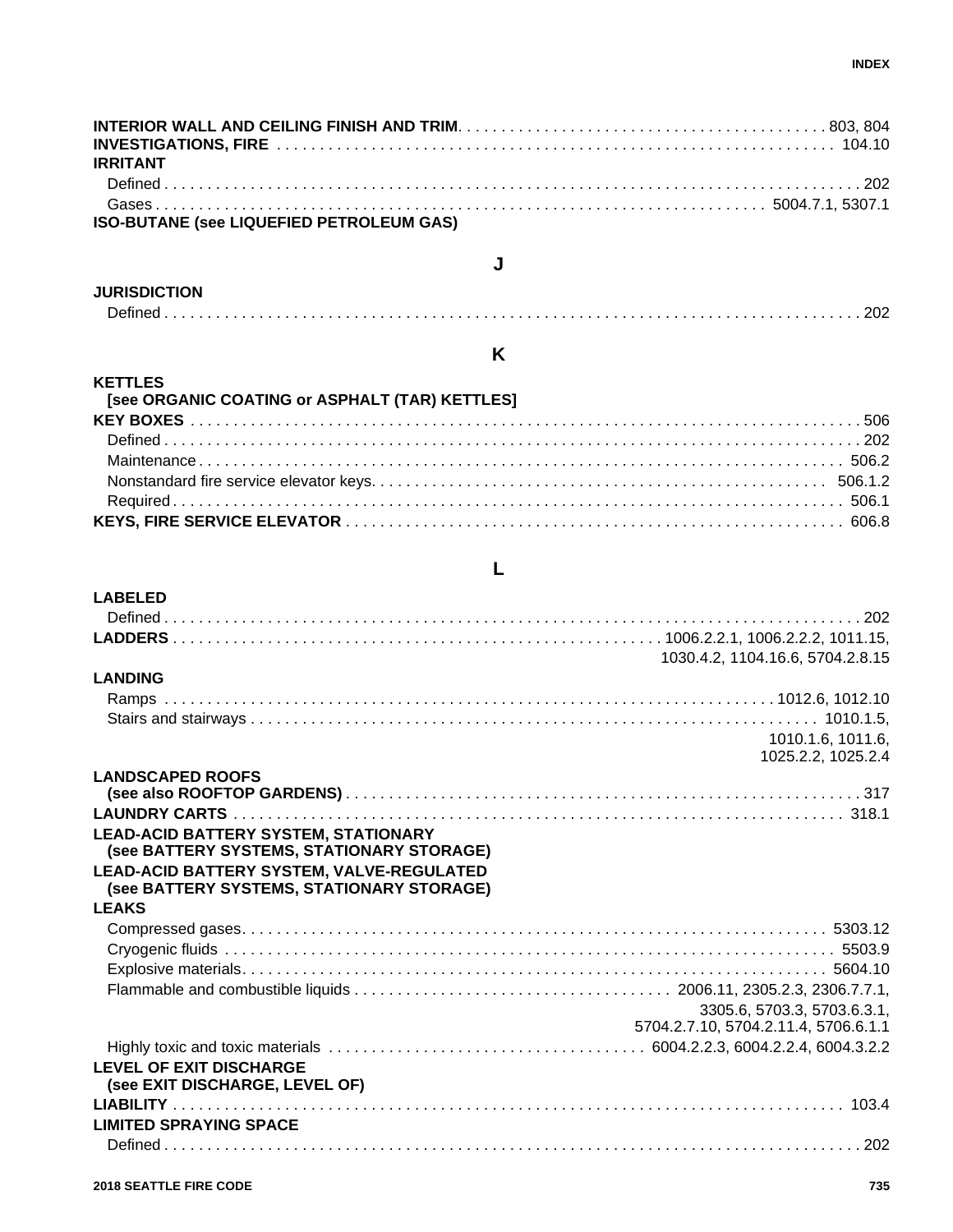**INTERIOR WALL AND CEILING FINISH AND TRIM** . . . 803, 804

**INVESTIGATIONS, FIRE** . . . 104.10

**IRRITANT**

- Defined . . . 202
- Gases . . . 5004.7.1, 5307.1

**ISO-BUTANE (see LIQUEFIED PETROLEUM GAS)**

## J

**JURISDICTION**

- Defined . . . 202

## K

**KETTLES**
**[see ORGANIC COATING or ASPHALT (TAR) KETTLES]**

**KEY BOXES** . . . 506

- Defined . . . 202
- Maintenance . . . 506.2
- Nonstandard fire service elevator keys . . . 506.1.2
- Required . . . 506.1

**KEYS, FIRE SERVICE ELEVATOR** . . . 606.8

## L

**LABELED**

- Defined . . . 202

**LADDERS** . . . 1006.2.2.1, 1006.2.2.2, 1011.15, 1030.4.2, 1104.16.6, 5704.2.8.15

**LANDING**

- Ramps . . . 1012.6, 1012.10
- Stairs and stairways . . . 1010.1.5, 1010.1.6, 1011.6, 1025.2.2, 1025.2.4

**LANDSCAPED ROOFS**
**(see also ROOFTOP GARDENS)** . . . 317

**LAUNDRY CARTS** . . . 318.1

**LEAD-ACID BATTERY SYSTEM, STATIONARY**
**(see BATTERY SYSTEMS, STATIONARY STORAGE)**

**LEAD-ACID BATTERY SYSTEM, VALVE-REGULATED**
**(see BATTERY SYSTEMS, STATIONARY STORAGE)**

**LEAKS**

- Compressed gases . . . 5303.12
- Cryogenic fluids . . . 5503.9
- Explosive materials . . . 5604.10
- Flammable and combustible liquids . . . 2006.11, 2305.2.3, 2306.7.7.1, 3305.6, 5703.3, 5703.6.3.1, 5704.2.7.10, 5704.2.11.4, 5706.6.1.1
- Highly toxic and toxic materials . . . 6004.2.2.3, 6004.2.2.4, 6004.3.2.2

**LEVEL OF EXIT DISCHARGE**
**(see EXIT DISCHARGE, LEVEL OF)**

**LIABILITY** . . . 103.4

**LIMITED SPRAYING SPACE**

- Defined . . . 202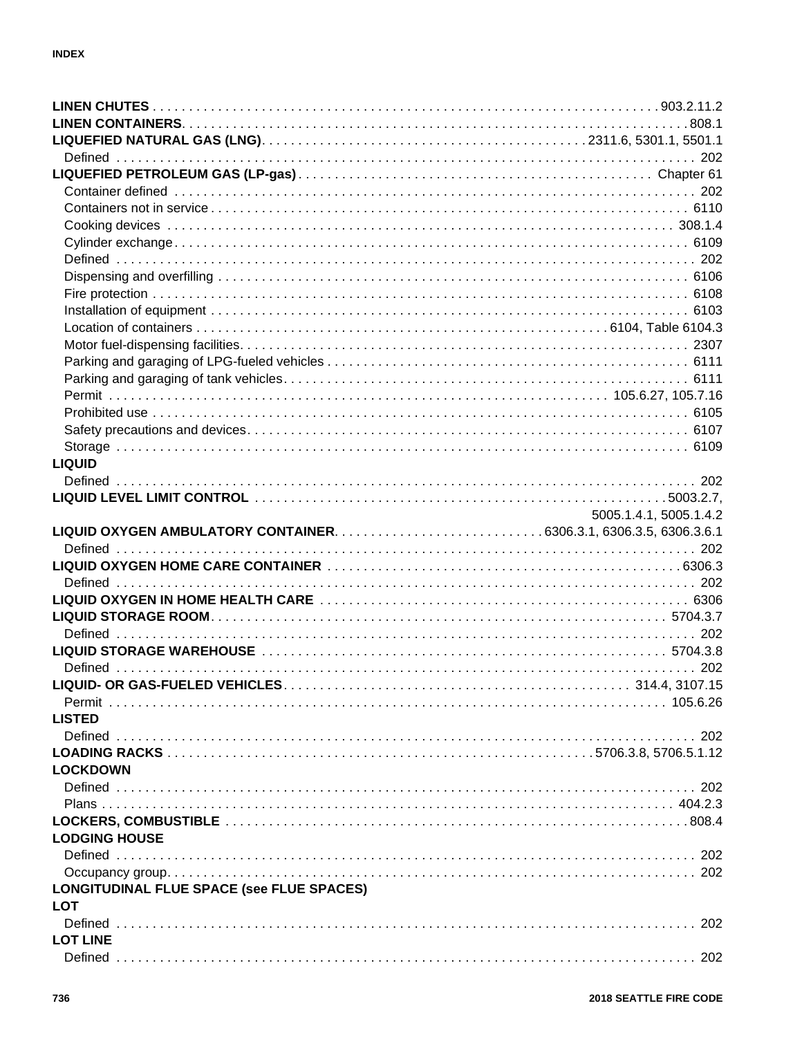**LINEN CHUTES** . . . . . . . . . . 903.2.11.2

**LINEN CONTAINERS** . . . . . . . . . . 808.1

**LIQUEFIED NATURAL GAS (LNG)** . . . . . . . . . . 2311.6, 5301.1, 5501.1

Defined . . . . . . . . . . 202

**LIQUEFIED PETROLEUM GAS (LP-gas)** . . . . . . . . . . Chapter 61

Container defined . . . . . . . . . . 202

Containers not in service . . . . . . . . . . 6110

Cooking devices . . . . . . . . . . 308.1.4

Cylinder exchange . . . . . . . . . . 6109

Defined . . . . . . . . . . 202

Dispensing and overfilling . . . . . . . . . . 6106

Fire protection . . . . . . . . . . 6108

Installation of equipment . . . . . . . . . . 6103

Location of containers . . . . . . . . . . 6104, Table 6104.3

Motor fuel-dispensing facilities . . . . . . . . . . 2307

Parking and garaging of LPG-fueled vehicles . . . . . . . . . . 6111

Parking and garaging of tank vehicles . . . . . . . . . . 6111

Permit . . . . . . . . . . 105.6.27, 105.7.16

Prohibited use . . . . . . . . . . 6105

Safety precautions and devices . . . . . . . . . . 6107

Storage . . . . . . . . . . 6109

**LIQUID**

Defined . . . . . . . . . . 202

**LIQUID LEVEL LIMIT CONTROL** . . . . . . . . . . 5003.2.7, 5005.1.4.1, 5005.1.4.2

**LIQUID OXYGEN AMBULATORY CONTAINER** . . . . . . . . . . 6306.3.1, 6306.3.5, 6306.3.6.1

Defined . . . . . . . . . . 202

**LIQUID OXYGEN HOME CARE CONTAINER** . . . . . . . . . . 6306.3

Defined . . . . . . . . . . 202

**LIQUID OXYGEN IN HOME HEALTH CARE** . . . . . . . . . . 6306

**LIQUID STORAGE ROOM** . . . . . . . . . . 5704.3.7

Defined . . . . . . . . . . 202

**LIQUID STORAGE WAREHOUSE** . . . . . . . . . . 5704.3.8

Defined . . . . . . . . . . 202

**LIQUID- OR GAS-FUELED VEHICLES** . . . . . . . . . . 314.4, 3107.15

Permit . . . . . . . . . . 105.6.26

**LISTED**

Defined . . . . . . . . . . 202

**LOADING RACKS** . . . . . . . . . . 5706.3.8, 5706.5.1.12

**LOCKDOWN**

Defined . . . . . . . . . . 202

Plans . . . . . . . . . . 404.2.3

**LOCKERS, COMBUSTIBLE** . . . . . . . . . . 808.4

**LODGING HOUSE**

Defined . . . . . . . . . . 202

Occupancy group . . . . . . . . . . 202

**LONGITUDINAL FLUE SPACE (see FLUE SPACES)**

**LOT**

Defined . . . . . . . . . . 202

**LOT LINE**

Defined . . . . . . . . . . 202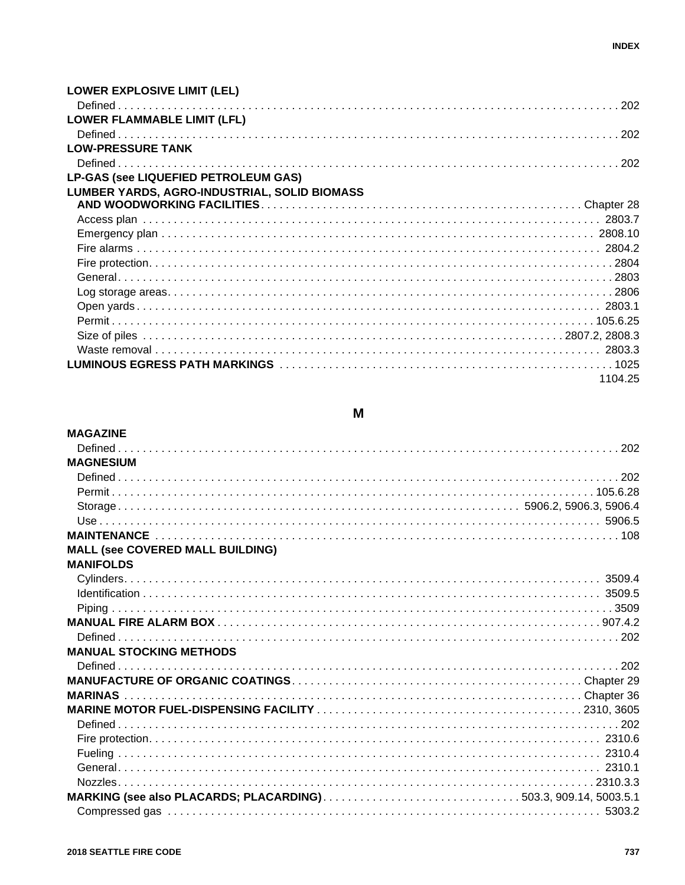**LOWER EXPLOSIVE LIMIT (LEL)**

Defined . . . 202

**LOWER FLAMMABLE LIMIT (LFL)**

Defined . . . 202

**LOW-PRESSURE TANK**

Defined . . . 202

**LP-GAS (see LIQUEFIED PETROLEUM GAS)**

**LUMBER YARDS, AGRO-INDUSTRIAL, SOLID BIOMASS AND WOODWORKING FACILITIES** . . . Chapter 28

Access plan . . . 2803.7
Emergency plan . . . 2808.10
Fire alarms . . . 2804.2
Fire protection . . . 2804
General . . . 2803
Log storage areas . . . 2806
Open yards . . . 2803.1
Permit . . . 105.6.25
Size of piles . . . 2807.2, 2808.3
Waste removal . . . 2803.3

**LUMINOUS EGRESS PATH MARKINGS** . . . 1025, 1104.25

## M

**MAGAZINE**

Defined . . . 202

**MAGNESIUM**

Defined . . . 202
Permit . . . 105.6.28
Storage . . . 5906.2, 5906.3, 5906.4
Use . . . 5906.5

**MAINTENANCE** . . . 108

**MALL (see COVERED MALL BUILDING)**

**MANIFOLDS**

Cylinders . . . 3509.4
Identification . . . 3509.5
Piping . . . 3509

**MANUAL FIRE ALARM BOX** . . . 907.4.2

Defined . . . 202

**MANUAL STOCKING METHODS**

Defined . . . 202

**MANUFACTURE OF ORGANIC COATINGS** . . . Chapter 29

**MARINAS** . . . Chapter 36

**MARINE MOTOR FUEL-DISPENSING FACILITY** . . . 2310, 3605

Defined . . . 202
Fire protection . . . 2310.6
Fueling . . . 2310.4
General . . . 2310.1
Nozzles . . . 2310.3.3

**MARKING (see also PLACARDS; PLACARDING)** . . . 503.3, 909.14, 5003.5.1

Compressed gas . . . 5303.2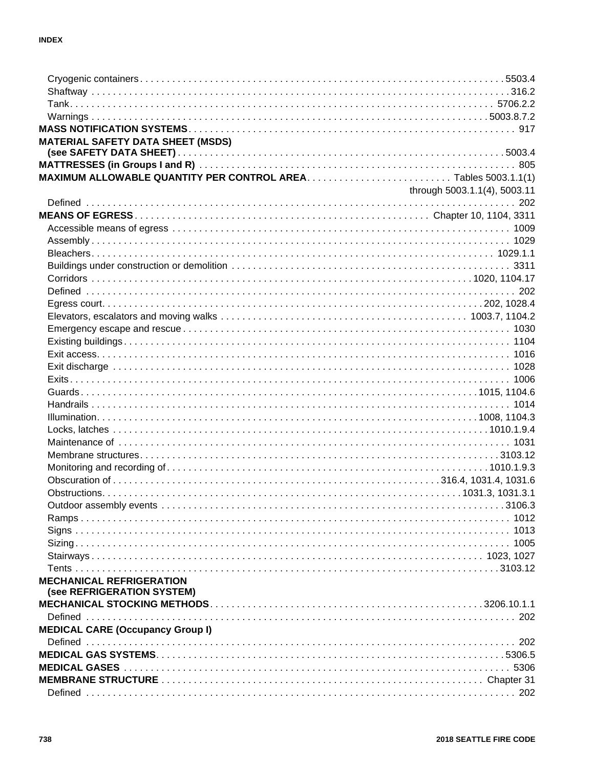Cryogenic containers . . . 5503.4
Shaftway . . . 316.2
Tank . . . 5706.2.2
Warnings . . . 5003.8.7.2

**MASS NOTIFICATION SYSTEMS** . . . 917

**MATERIAL SAFETY DATA SHEET (MSDS) (see SAFETY DATA SHEET)** . . . 5003.4

**MATTRESSES (in Groups I and R)** . . . 805

**MAXIMUM ALLOWABLE QUANTITY PER CONTROL AREA** . . . Tables 5003.1.1(1) through 5003.1.1(4), 5003.11

Defined . . . 202

**MEANS OF EGRESS** . . . Chapter 10, 1104, 3311

Accessible means of egress . . . 1009
Assembly . . . 1029
Bleachers . . . 1029.1.1
Buildings under construction or demolition . . . 3311
Corridors . . . 1020, 1104.17
Defined . . . 202
Egress court . . . 202, 1028.4
Elevators, escalators and moving walks . . . 1003.7, 1104.2
Emergency escape and rescue . . . 1030
Existing buildings . . . 1104
Exit access . . . 1016
Exit discharge . . . 1028
Exits . . . 1006
Guards . . . 1015, 1104.6
Handrails . . . 1014
Illumination . . . 1008, 1104.3
Locks, latches . . . 1010.1.9.4
Maintenance of . . . 1031
Membrane structures . . . 3103.12
Monitoring and recording of . . . 1010.1.9.3
Obscuration of . . . 316.4, 1031.4, 1031.6
Obstructions . . . 1031.3, 1031.3.1
Outdoor assembly events . . . 3106.3
Ramps . . . 1012
Signs . . . 1013
Sizing . . . 1005
Stairways . . . 1023, 1027
Tents . . . 3103.12

**MECHANICAL REFRIGERATION (see REFRIGERATION SYSTEM)**

**MECHANICAL STOCKING METHODS** . . . 3206.10.1.1

Defined . . . 202

**MEDICAL CARE (Occupancy Group I)**

Defined . . . 202

**MEDICAL GAS SYSTEMS** . . . 5306.5

**MEDICAL GASES** . . . 5306

**MEMBRANE STRUCTURE** . . . Chapter 31

Defined . . . 202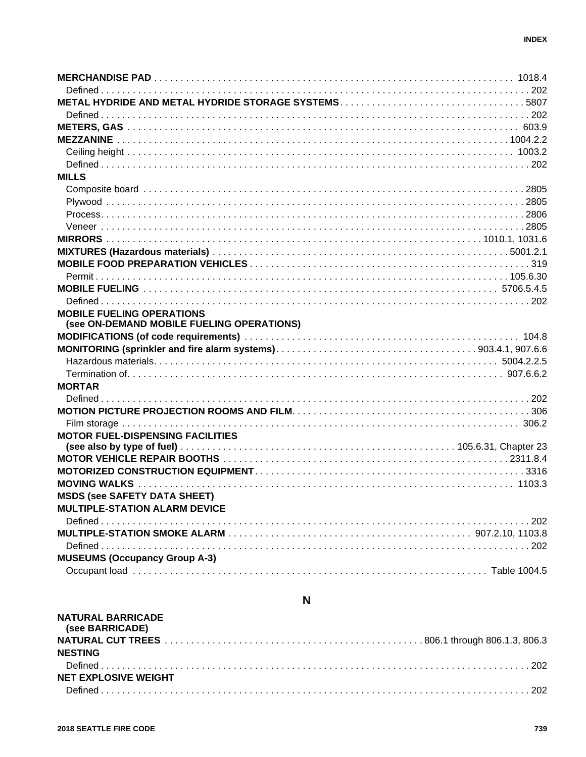**MERCHANDISE PAD** . . . . . . . . . . 1018.4
Defined . . . . . . . . . . 202
**METAL HYDRIDE AND METAL HYDRIDE STORAGE SYSTEMS** . . . . . . . . . . 5807
Defined . . . . . . . . . . 202
**METERS, GAS** . . . . . . . . . . 603.9
**MEZZANINE** . . . . . . . . . . 1004.2.2
Ceiling height . . . . . . . . . . 1003.2
Defined . . . . . . . . . . 202
**MILLS**
Composite board . . . . . . . . . . 2805
Plywood . . . . . . . . . . 2805
Process. . . . . . . . . . . 2806
Veneer . . . . . . . . . . 2805
**MIRRORS** . . . . . . . . . . 1010.1, 1031.6
**MIXTURES (Hazardous materials)** . . . . . . . . . . 5001.2.1
**MOBILE FOOD PREPARATION VEHICLES** . . . . . . . . . . 319
Permit . . . . . . . . . . 105.6.30
**MOBILE FUELING** . . . . . . . . . . 5706.5.4.5
Defined . . . . . . . . . . 202
**MOBILE FUELING OPERATIONS**
**(see ON-DEMAND MOBILE FUELING OPERATIONS)**
**MODIFICATIONS (of code requirements)** . . . . . . . . . . 104.8
**MONITORING (sprinkler and fire alarm systems)** . . . . . . . . . . 903.4.1, 907.6.6
Hazardous materials. . . . . . . . . . . 5004.2.2.5
Termination of. . . . . . . . . . . 907.6.6.2
**MORTAR**
Defined . . . . . . . . . . 202
**MOTION PICTURE PROJECTION ROOMS AND FILM**. . . . . . . . . . . 306
Film storage . . . . . . . . . . 306.2
**MOTOR FUEL-DISPENSING FACILITIES**
**(see also by type of fuel)** . . . . . . . . . . 105.6.31, Chapter 23
**MOTOR VEHICLE REPAIR BOOTHS** . . . . . . . . . . 2311.8.4
**MOTORIZED CONSTRUCTION EQUIPMENT**. . . . . . . . . . . 3316
**MOVING WALKS** . . . . . . . . . . 1103.3
**MSDS (see SAFETY DATA SHEET)**
**MULTIPLE-STATION ALARM DEVICE**
Defined . . . . . . . . . . 202
**MULTIPLE-STATION SMOKE ALARM** . . . . . . . . . . 907.2.10, 1103.8
Defined . . . . . . . . . . 202
**MUSEUMS (Occupancy Group A-3)**
Occupant load . . . . . . . . . . Table 1004.5

## N

**NATURAL BARRICADE**
**(see BARRICADE)**
**NATURAL CUT TREES** . . . . . . . . . . 806.1 through 806.1.3, 806.3
**NESTING**
Defined . . . . . . . . . . 202
**NET EXPLOSIVE WEIGHT**
Defined . . . . . . . . . . 202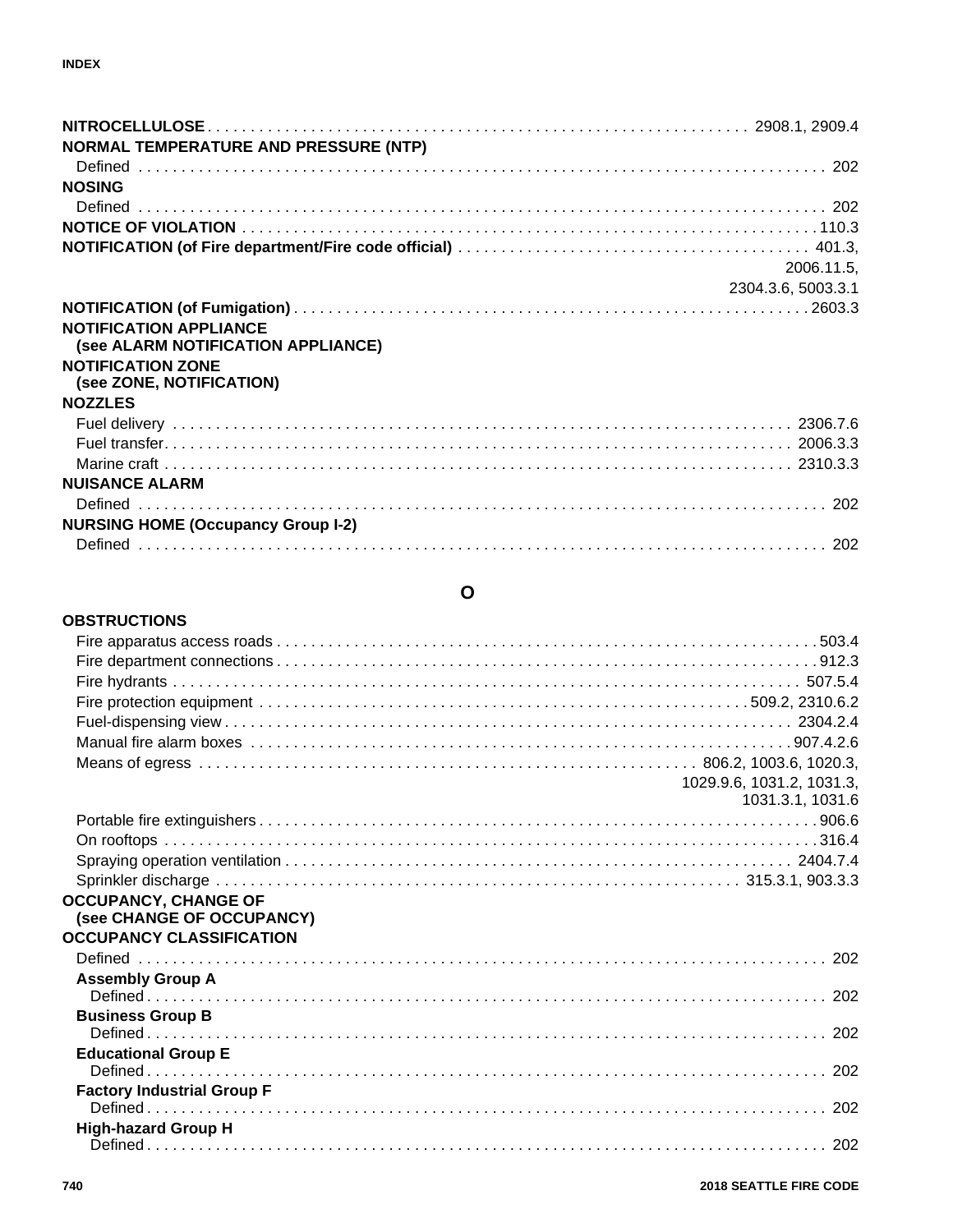**NITROCELLULOSE** . . . 2908.1, 2909.4

**NORMAL TEMPERATURE AND PRESSURE (NTP)**

Defined . . . 202

**NOSING**

Defined . . . 202

**NOTICE OF VIOLATION** . . . 110.3

**NOTIFICATION (of Fire department/Fire code official)** . . . 401.3, 2006.11.5, 2304.3.6, 5003.3.1

**NOTIFICATION (of Fumigation)** . . . 2603.3

**NOTIFICATION APPLIANCE (see ALARM NOTIFICATION APPLIANCE)**

**NOTIFICATION ZONE (see ZONE, NOTIFICATION)**

**NOZZLES**

Fuel delivery . . . 2306.7.6

Fuel transfer . . . 2006.3.3

Marine craft . . . 2310.3.3

**NUISANCE ALARM**

Defined . . . 202

**NURSING HOME (Occupancy Group I-2)**

Defined . . . 202

## O

**OBSTRUCTIONS**

Fire apparatus access roads . . . 503.4

Fire department connections . . . 912.3

Fire hydrants . . . 507.5.4

Fire protection equipment . . . 509.2, 2310.6.2

Fuel-dispensing view . . . 2304.2.4

Manual fire alarm boxes . . . 907.4.2.6

Means of egress . . . 806.2, 1003.6, 1020.3, 1029.9.6, 1031.2, 1031.3, 1031.3.1, 1031.6

Portable fire extinguishers . . . 906.6

On rooftops . . . 316.4

Spraying operation ventilation . . . 2404.7.4

Sprinkler discharge . . . 315.3.1, 903.3.3

**OCCUPANCY, CHANGE OF (see CHANGE OF OCCUPANCY)**

**OCCUPANCY CLASSIFICATION**

Defined . . . 202

**Assembly Group A**

Defined . . . 202

**Business Group B**

Defined . . . 202

**Educational Group E**

Defined . . . 202

**Factory Industrial Group F**

Defined . . . 202

**High-hazard Group H**

Defined . . . 202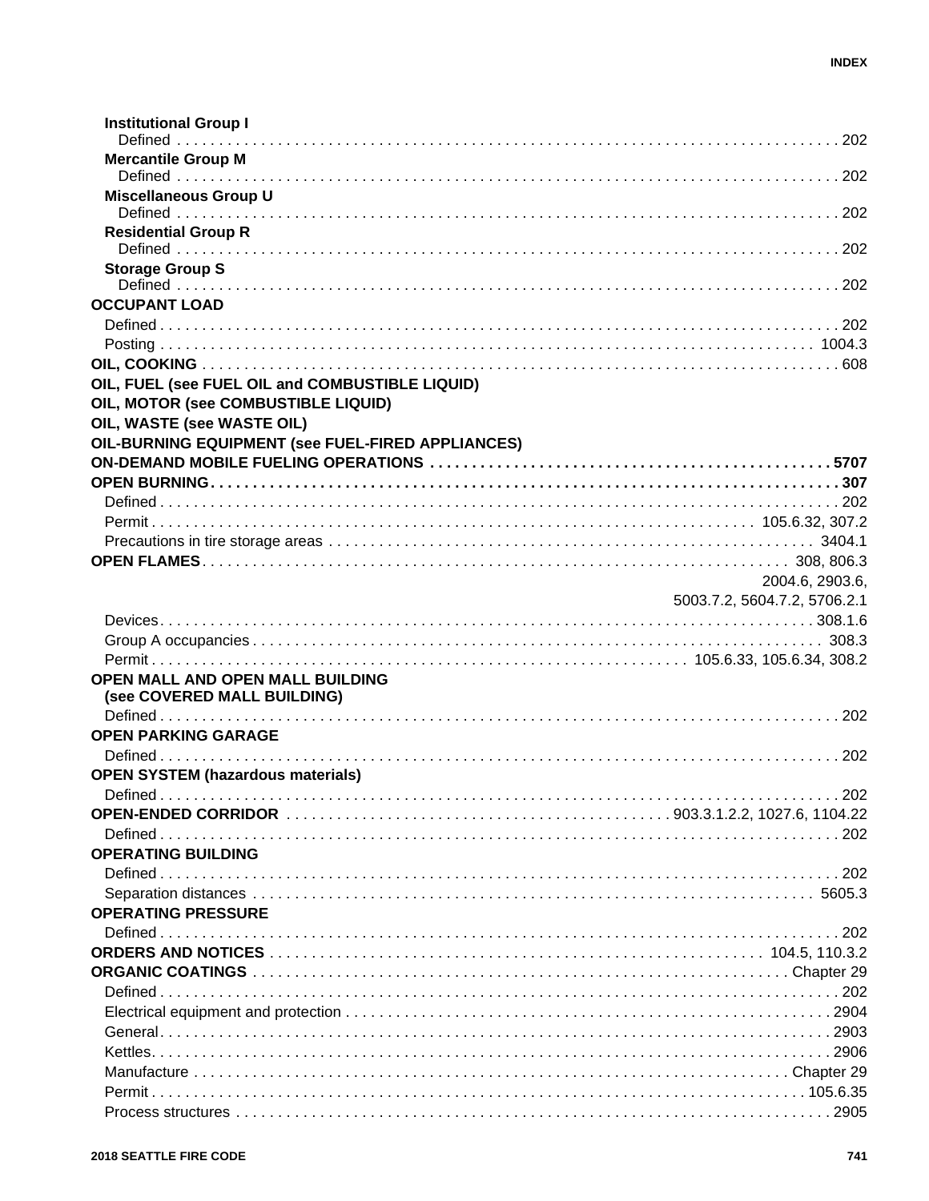**Institutional Group I**
Defined . . . 202

**Mercantile Group M**
Defined . . . 202

**Miscellaneous Group U**
Defined . . . 202

**Residential Group R**
Defined . . . 202

**Storage Group S**
Defined . . . 202

**OCCUPANT LOAD**
Defined . . . 202
Posting . . . 1004.3

**OIL, COOKING** . . . 608

**OIL, FUEL (see FUEL OIL and COMBUSTIBLE LIQUID)**

**OIL, MOTOR (see COMBUSTIBLE LIQUID)**

**OIL, WASTE (see WASTE OIL)**

**OIL-BURNING EQUIPMENT (see FUEL-FIRED APPLIANCES)**

**ON-DEMAND MOBILE FUELING OPERATIONS . . . 5707**

**OPEN BURNING . . . 307**
Defined . . . 202
Permit . . . 105.6.32, 307.2
Precautions in tire storage areas . . . 3404.1

**OPEN FLAMES** . . . 308, 806.3, 2004.6, 2903.6, 5003.7.2, 5604.7.2, 5706.2.1
Devices . . . 308.1.6
Group A occupancies . . . 308.3
Permit . . . 105.6.33, 105.6.34, 308.2

**OPEN MALL AND OPEN MALL BUILDING (see COVERED MALL BUILDING)**
Defined . . . 202

**OPEN PARKING GARAGE**
Defined . . . 202

**OPEN SYSTEM (hazardous materials)**
Defined . . . 202

**OPEN-ENDED CORRIDOR** . . . 903.3.1.2.2, 1027.6, 1104.22
Defined . . . 202

**OPERATING BUILDING**
Defined . . . 202
Separation distances . . . 5605.3

**OPERATING PRESSURE**
Defined . . . 202

**ORDERS AND NOTICES** . . . 104.5, 110.3.2

**ORGANIC COATINGS** . . . Chapter 29
Defined . . . 202
Electrical equipment and protection . . . 2904
General . . . 2903
Kettles . . . 2906
Manufacture . . . Chapter 29
Permit . . . 105.6.35
Process structures . . . 2905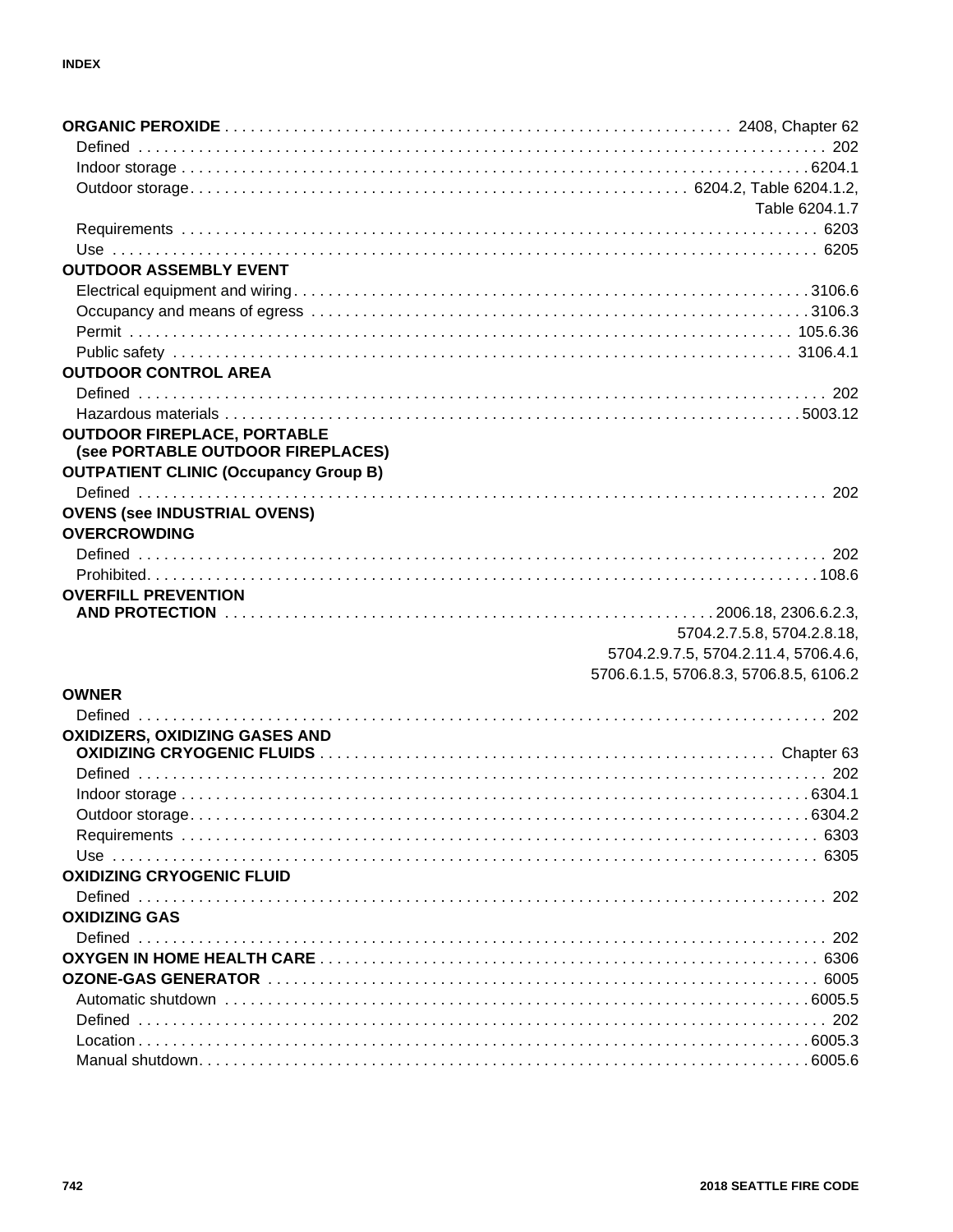**ORGANIC PEROXIDE** . . . . . . . . . . . . . . . . . . . . 2408, Chapter 62
- Defined . . . . . . . . . . . . . . . . . . . . 202
- Indoor storage . . . . . . . . . . . . . . . . . . . . 6204.1
- Outdoor storage. . . . . . . . . . . . . . . . . . . . 6204.2, Table 6204.1.2, Table 6204.1.7
- Requirements . . . . . . . . . . . . . . . . . . . . 6203
- Use . . . . . . . . . . . . . . . . . . . . 6205

**OUTDOOR ASSEMBLY EVENT**
- Electrical equipment and wiring. . . . . . . . . . . . . . . . . . . . 3106.6
- Occupancy and means of egress . . . . . . . . . . . . . . . . . . . . 3106.3
- Permit . . . . . . . . . . . . . . . . . . . . 105.6.36
- Public safety . . . . . . . . . . . . . . . . . . . . 3106.4.1

**OUTDOOR CONTROL AREA**
- Defined . . . . . . . . . . . . . . . . . . . . 202
- Hazardous materials . . . . . . . . . . . . . . . . . . . . 5003.12

**OUTDOOR FIREPLACE, PORTABLE (see PORTABLE OUTDOOR FIREPLACES)**

**OUTPATIENT CLINIC (Occupancy Group B)**
- Defined . . . . . . . . . . . . . . . . . . . . 202

**OVENS (see INDUSTRIAL OVENS)**

**OVERCROWDING**
- Defined . . . . . . . . . . . . . . . . . . . . 202
- Prohibited. . . . . . . . . . . . . . . . . . . . 108.6

**OVERFILL PREVENTION AND PROTECTION** . . . . . . . . . . . . . . . . . . . . 2006.18, 2306.6.2.3, 5704.2.7.5.8, 5704.2.8.18, 5704.2.9.7.5, 5704.2.11.4, 5706.4.6, 5706.6.1.5, 5706.8.3, 5706.8.5, 6106.2

**OWNER**
- Defined . . . . . . . . . . . . . . . . . . . . 202

**OXIDIZERS, OXIDIZING GASES AND OXIDIZING CRYOGENIC FLUIDS** . . . . . . . . . . . . . . . . . . . . Chapter 63
- Defined . . . . . . . . . . . . . . . . . . . . 202
- Indoor storage . . . . . . . . . . . . . . . . . . . . 6304.1
- Outdoor storage. . . . . . . . . . . . . . . . . . . . 6304.2
- Requirements . . . . . . . . . . . . . . . . . . . . 6303
- Use . . . . . . . . . . . . . . . . . . . . 6305

**OXIDIZING CRYOGENIC FLUID**
- Defined . . . . . . . . . . . . . . . . . . . . 202

**OXIDIZING GAS**
- Defined . . . . . . . . . . . . . . . . . . . . 202

**OXYGEN IN HOME HEALTH CARE** . . . . . . . . . . . . . . . . . . . . 6306

**OZONE-GAS GENERATOR** . . . . . . . . . . . . . . . . . . . . 6005
- Automatic shutdown . . . . . . . . . . . . . . . . . . . . 6005.5
- Defined . . . . . . . . . . . . . . . . . . . . 202
- Location . . . . . . . . . . . . . . . . . . . . 6005.3
- Manual shutdown. . . . . . . . . . . . . . . . . . . . 6005.6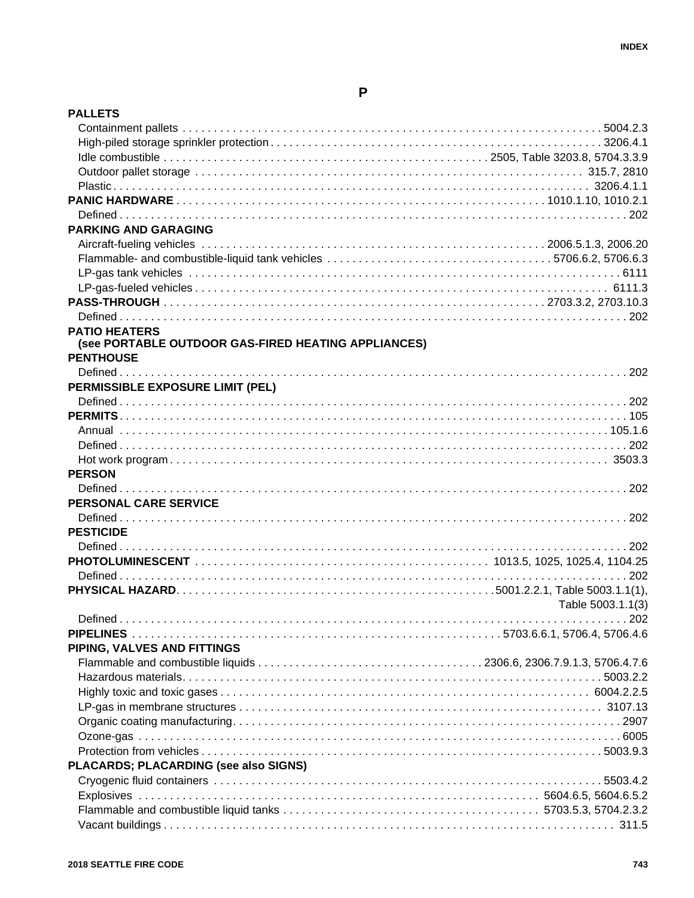# P

**PALLETS**

- Containment pallets . . . 5004.2.3
- High-piled storage sprinkler protection . . . 3206.4.1
- Idle combustible . . . 2505, Table 3203.8, 5704.3.3.9
- Outdoor pallet storage . . . 315.7, 2810
- Plastic . . . 3206.4.1.1

**PANIC HARDWARE** . . . 1010.1.10, 1010.2.1

- Defined . . . 202

**PARKING AND GARAGING**

- Aircraft-fueling vehicles . . . 2006.5.1.3, 2006.20
- Flammable- and combustible-liquid tank vehicles . . . 5706.6.2, 5706.6.3
- LP-gas tank vehicles . . . 6111
- LP-gas-fueled vehicles . . . 6111.3

**PASS-THROUGH** . . . 2703.3.2, 2703.10.3

- Defined . . . 202

**PATIO HEATERS**
**(see PORTABLE OUTDOOR GAS-FIRED HEATING APPLIANCES)**

**PENTHOUSE**

- Defined . . . 202

**PERMISSIBLE EXPOSURE LIMIT (PEL)**

- Defined . . . 202

**PERMITS** . . . 105

- Annual . . . 105.1.6
- Defined . . . 202
- Hot work program . . . 3503.3

**PERSON**

- Defined . . . 202

**PERSONAL CARE SERVICE**

- Defined . . . 202

**PESTICIDE**

- Defined . . . 202

**PHOTOLUMINESCENT** . . . 1013.5, 1025, 1025.4, 1104.25

- Defined . . . 202

**PHYSICAL HAZARD** . . . 5001.2.2.1, Table 5003.1.1(1), Table 5003.1.1(3)

- Defined . . . 202

**PIPELINES** . . . 5703.6.6.1, 5706.4, 5706.4.6

**PIPING, VALVES AND FITTINGS**

- Flammable and combustible liquids . . . 2306.6, 2306.7.9.1.3, 5706.4.7.6
- Hazardous materials . . . 5003.2.2
- Highly toxic and toxic gases . . . 6004.2.2.5
- LP-gas in membrane structures . . . 3107.13
- Organic coating manufacturing . . . 2907
- Ozone-gas . . . 6005
- Protection from vehicles . . . 5003.9.3

**PLACARDS; PLACARDING (see also SIGNS)**

- Cryogenic fluid containers . . . 5503.4.2
- Explosives . . . 5604.6.5, 5604.6.5.2
- Flammable and combustible liquid tanks . . . 5703.5.3, 5704.2.3.2
- Vacant buildings . . . 311.5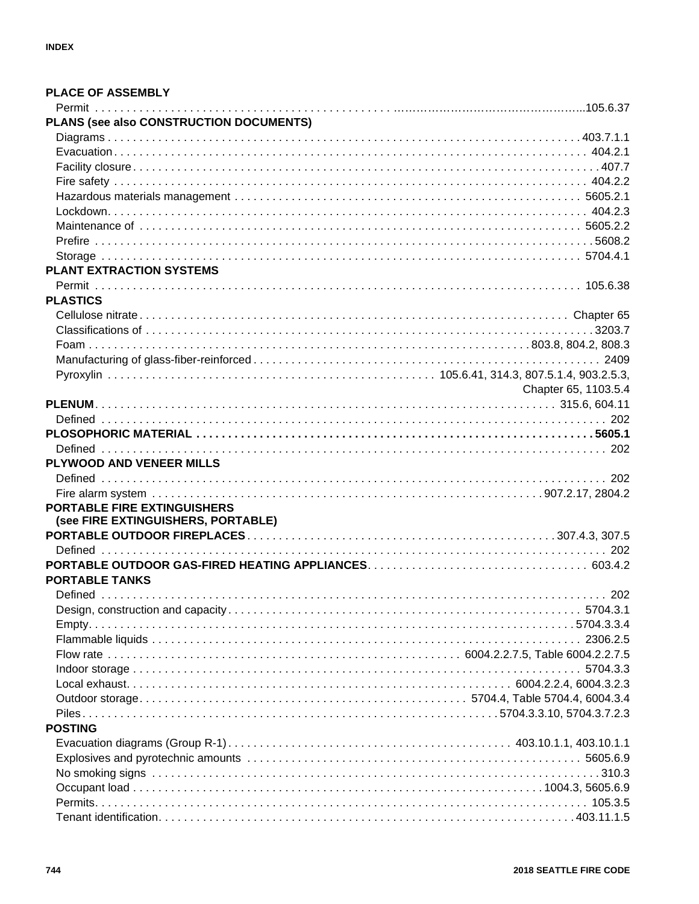**PLACE OF ASSEMBLY**

Permit . . . . . 105.6.37

**PLANS (see also CONSTRUCTION DOCUMENTS)**

Diagrams . . . . . 403.7.1.1
Evacuation . . . . . 404.2.1
Facility closure . . . . . 407.7
Fire safety . . . . . 404.2.2
Hazardous materials management . . . . . 5605.2.1
Lockdown . . . . . 404.2.3
Maintenance of . . . . . 5605.2.2
Prefire . . . . . 5608.2
Storage . . . . . 5704.4.1

**PLANT EXTRACTION SYSTEMS**

Permit . . . . . 105.6.38

**PLASTICS**

Cellulose nitrate . . . . . Chapter 65
Classifications of . . . . . 3203.7
Foam . . . . . 803.8, 804.2, 808.3
Manufacturing of glass-fiber-reinforced . . . . . 2409
Pyroxylin . . . . . 105.6.41, 314.3, 807.5.1.4, 903.2.5.3, Chapter 65, 1103.5.4

**PLENUM** . . . . . 315.6, 604.11

Defined . . . . . 202

**PLOSOPHORIC MATERIAL . . . . . 5605.1**

Defined . . . . . 202

**PLYWOOD AND VENEER MILLS**

Defined . . . . . 202
Fire alarm system . . . . . 907.2.17, 2804.2

**PORTABLE FIRE EXTINGUISHERS (see FIRE EXTINGUISHERS, PORTABLE)**

**PORTABLE OUTDOOR FIREPLACES** . . . . . 307.4.3, 307.5

Defined . . . . . 202

**PORTABLE OUTDOOR GAS-FIRED HEATING APPLIANCES** . . . . . 603.4.2

**PORTABLE TANKS**

Defined . . . . . 202
Design, construction and capacity . . . . . 5704.3.1
Empty . . . . . 5704.3.3.4
Flammable liquids . . . . . 2306.2.5
Flow rate . . . . . 6004.2.2.7.5, Table 6004.2.2.7.5
Indoor storage . . . . . 5704.3.3
Local exhaust . . . . . 6004.2.2.4, 6004.3.2.3
Outdoor storage . . . . . 5704.4, Table 5704.4, 6004.3.4
Piles . . . . . 5704.3.3.10, 5704.3.7.2.3

**POSTING**

Evacuation diagrams (Group R-1) . . . . . 403.10.1.1, 403.10.1.1
Explosives and pyrotechnic amounts . . . . . 5605.6.9
No smoking signs . . . . . 310.3
Occupant load . . . . . 1004.3, 5605.6.9
Permits . . . . . 105.3.5
Tenant identification . . . . . 403.11.1.5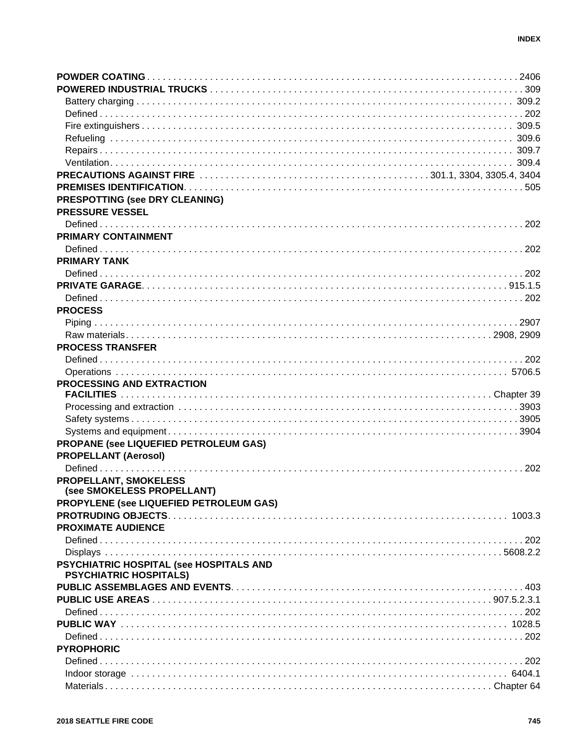**POWDER COATING** . . . . . . . . . . 2406

**POWERED INDUSTRIAL TRUCKS** . . . . . . . . . . 309

Battery charging . . . . . . . . . . 309.2

Defined . . . . . . . . . . 202

Fire extinguishers . . . . . . . . . . 309.5

Refueling . . . . . . . . . . 309.6

Repairs . . . . . . . . . . 309.7

Ventilation . . . . . . . . . . 309.4

**PRECAUTIONS AGAINST FIRE** . . . . . . . . . . 301.1, 3304, 3305.4, 3404

**PREMISES IDENTIFICATION** . . . . . . . . . . 505

**PRESPOTTING (see DRY CLEANING)**

**PRESSURE VESSEL**

Defined . . . . . . . . . . 202

**PRIMARY CONTAINMENT**

Defined . . . . . . . . . . 202

**PRIMARY TANK**

Defined . . . . . . . . . . 202

**PRIVATE GARAGE** . . . . . . . . . . 915.1.5

Defined . . . . . . . . . . 202

**PROCESS**

Piping . . . . . . . . . . 2907

Raw materials . . . . . . . . . . 2908, 2909

**PROCESS TRANSFER**

Defined . . . . . . . . . . 202

Operations . . . . . . . . . . 5706.5

**PROCESSING AND EXTRACTION FACILITIES** . . . . . . . . . . Chapter 39

Processing and extraction . . . . . . . . . . 3903

Safety systems . . . . . . . . . . 3905

Systems and equipment . . . . . . . . . . 3904

**PROPANE (see LIQUEFIED PETROLEUM GAS)**

**PROPELLANT (Aerosol)**

Defined . . . . . . . . . . 202

**PROPELLANT, SMOKELESS (see SMOKELESS PROPELLANT)**

**PROPYLENE (see LIQUEFIED PETROLEUM GAS)**

**PROTRUDING OBJECTS** . . . . . . . . . . 1003.3

**PROXIMATE AUDIENCE**

Defined . . . . . . . . . . 202

Displays . . . . . . . . . . 5608.2.2

**PSYCHIATRIC HOSPITAL (see HOSPITALS AND PSYCHIATRIC HOSPITALS)**

**PUBLIC ASSEMBLAGES AND EVENTS** . . . . . . . . . . 403

**PUBLIC USE AREAS** . . . . . . . . . . 907.5.2.3.1

Defined . . . . . . . . . . 202

**PUBLIC WAY** . . . . . . . . . . 1028.5

Defined . . . . . . . . . . 202

**PYROPHORIC**

Defined . . . . . . . . . . 202

Indoor storage . . . . . . . . . . 6404.1

Materials . . . . . . . . . . Chapter 64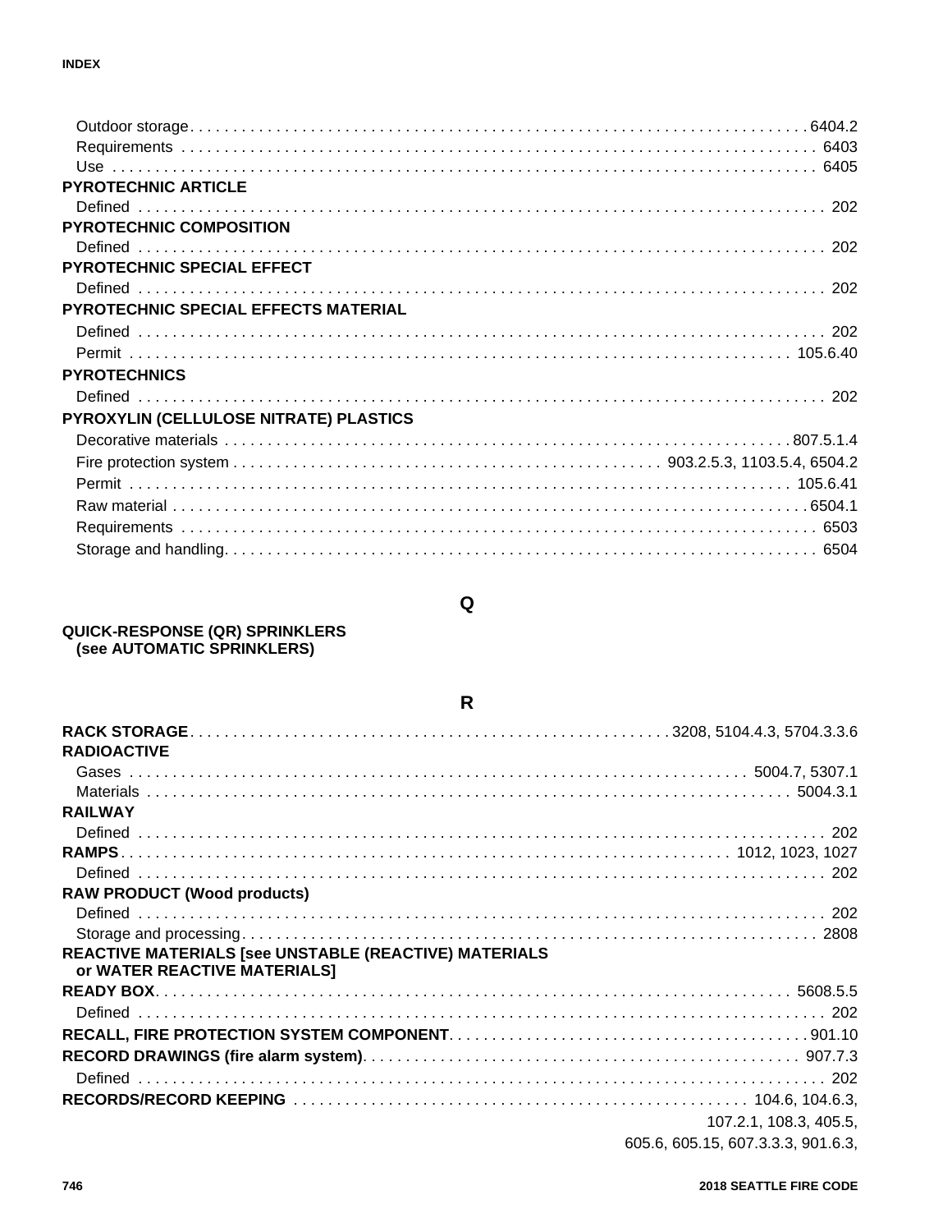Outdoor storage. . . . . 6404.2
Requirements . . . . . 6403
Use . . . . . 6405

**PYROTECHNIC ARTICLE**

Defined . . . . . 202

**PYROTECHNIC COMPOSITION**

Defined . . . . . 202

**PYROTECHNIC SPECIAL EFFECT**

Defined . . . . . 202

**PYROTECHNIC SPECIAL EFFECTS MATERIAL**

Defined . . . . . 202
Permit . . . . . 105.6.40

**PYROTECHNICS**

Defined . . . . . 202

**PYROXYLIN (CELLULOSE NITRATE) PLASTICS**

Decorative materials . . . . . 807.5.1.4
Fire protection system . . . . . 903.2.5.3, 1103.5.4, 6504.2
Permit . . . . . 105.6.41
Raw material . . . . . 6504.1
Requirements . . . . . 6503
Storage and handling. . . . . 6504

## Q

**QUICK-RESPONSE (QR) SPRINKLERS (see AUTOMATIC SPRINKLERS)**

## R

**RACK STORAGE**. . . . . 3208, 5104.4.3, 5704.3.3.6

**RADIOACTIVE**

Gases . . . . . 5004.7, 5307.1
Materials . . . . . 5004.3.1

**RAILWAY**

Defined . . . . . 202

**RAMPS**. . . . . 1012, 1023, 1027

Defined . . . . . 202

**RAW PRODUCT (Wood products)**

Defined . . . . . 202
Storage and processing. . . . . 2808

**REACTIVE MATERIALS [see UNSTABLE (REACTIVE) MATERIALS or WATER REACTIVE MATERIALS]**

**READY BOX**. . . . . 5608.5.5

Defined . . . . . 202

**RECALL, FIRE PROTECTION SYSTEM COMPONENT**. . . . . 901.10

**RECORD DRAWINGS (fire alarm system)**. . . . . 907.7.3

Defined . . . . . 202

**RECORDS/RECORD KEEPING** . . . . . 104.6, 104.6.3, 107.2.1, 108.3, 405.5, 605.6, 605.15, 607.3.3.3, 901.6.3,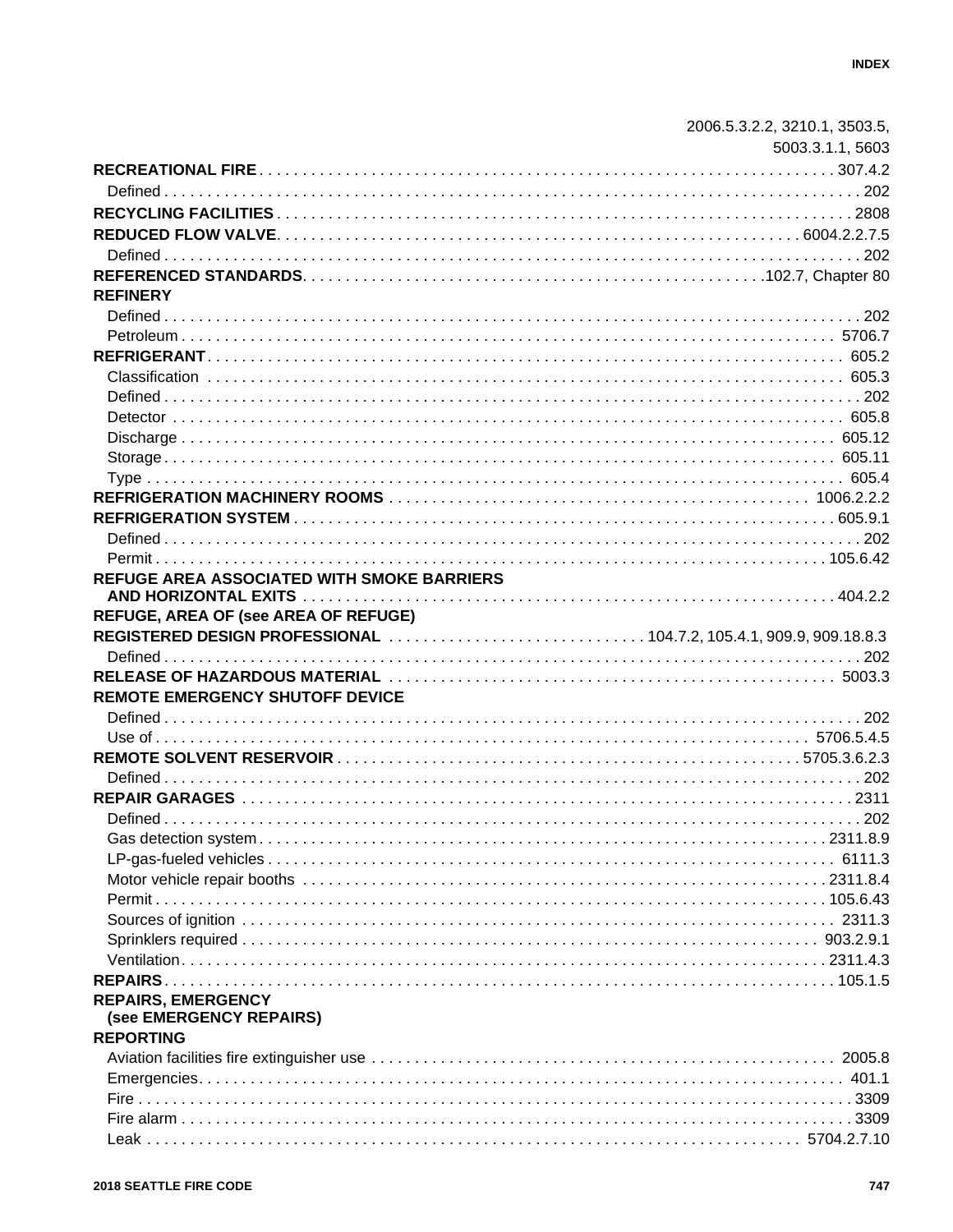2006.5.3.2.2, 3210.1, 3503.5, 5003.3.1.1, 5603

**RECREATIONAL FIRE** . . . . . . . . . . 307.4.2
- Defined . . . . . . . . . . 202

**RECYCLING FACILITIES** . . . . . . . . . . 2808

**REDUCED FLOW VALVE** . . . . . . . . . . 6004.2.2.7.5
- Defined . . . . . . . . . . 202

**REFERENCED STANDARDS** . . . . . . . . . . 102.7, Chapter 80

**REFINERY**
- Defined . . . . . . . . . . 202
- Petroleum . . . . . . . . . . 5706.7

**REFRIGERANT** . . . . . . . . . . 605.2
- Classification . . . . . . . . . . 605.3
- Defined . . . . . . . . . . 202
- Detector . . . . . . . . . . 605.8
- Discharge . . . . . . . . . . 605.12
- Storage . . . . . . . . . . 605.11
- Type . . . . . . . . . . 605.4

**REFRIGERATION MACHINERY ROOMS** . . . . . . . . . . 1006.2.2.2

**REFRIGERATION SYSTEM** . . . . . . . . . . 605.9.1
- Defined . . . . . . . . . . 202
- Permit . . . . . . . . . . 105.6.42

**REFUGE AREA ASSOCIATED WITH SMOKE BARRIERS AND HORIZONTAL EXITS** . . . . . . . . . . 404.2.2

**REFUGE, AREA OF (see AREA OF REFUGE)**

**REGISTERED DESIGN PROFESSIONAL** . . . . . . . . . . 104.7.2, 105.4.1, 909.9, 909.18.8.3
- Defined . . . . . . . . . . 202

**RELEASE OF HAZARDOUS MATERIAL** . . . . . . . . . . 5003.3

**REMOTE EMERGENCY SHUTOFF DEVICE**
- Defined . . . . . . . . . . 202
- Use of . . . . . . . . . . 5706.5.4.5

**REMOTE SOLVENT RESERVOIR** . . . . . . . . . . 5705.3.6.2.3
- Defined . . . . . . . . . . 202

**REPAIR GARAGES** . . . . . . . . . . 2311
- Defined . . . . . . . . . . 202
- Gas detection system . . . . . . . . . . 2311.8.9
- LP-gas-fueled vehicles . . . . . . . . . . 6111.3
- Motor vehicle repair booths . . . . . . . . . . 2311.8.4
- Permit . . . . . . . . . . 105.6.43
- Sources of ignition . . . . . . . . . . 2311.3
- Sprinklers required . . . . . . . . . . 903.2.9.1
- Ventilation . . . . . . . . . . 2311.4.3

**REPAIRS** . . . . . . . . . . 105.1.5

**REPAIRS, EMERGENCY (see EMERGENCY REPAIRS)**

**REPORTING**
- Aviation facilities fire extinguisher use . . . . . . . . . . 2005.8
- Emergencies . . . . . . . . . . 401.1
- Fire . . . . . . . . . . 3309
- Fire alarm . . . . . . . . . . 3309
- Leak . . . . . . . . . . 5704.2.7.10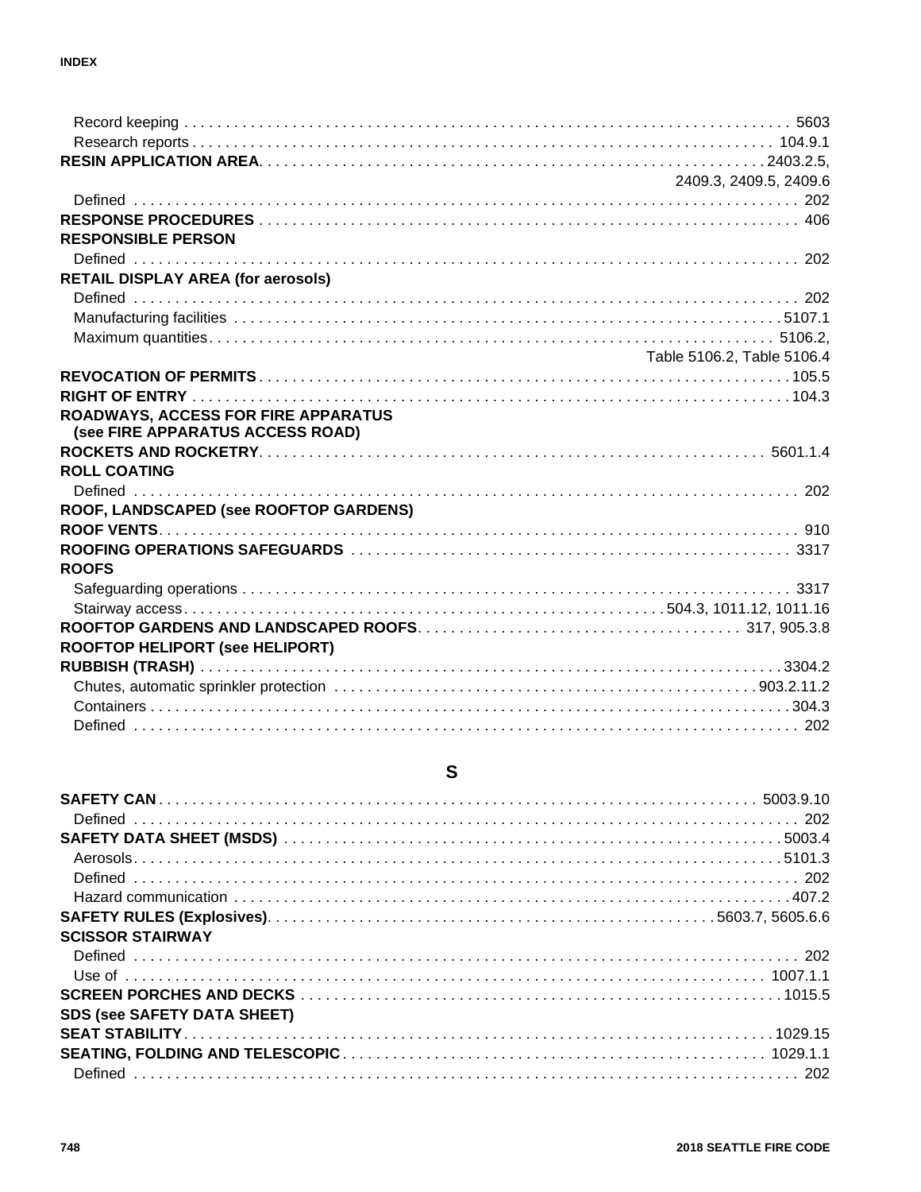Record keeping . . . . . . . . . . 5603
Research reports . . . . . . . . . . 104.9.1
**RESIN APPLICATION AREA** . . . . . . . . . . 2403.2.5, 2409.3, 2409.5, 2409.6
Defined . . . . . . . . . . 202
**RESPONSE PROCEDURES** . . . . . . . . . . 406
**RESPONSIBLE PERSON**
Defined . . . . . . . . . . 202
**RETAIL DISPLAY AREA (for aerosols)**
Defined . . . . . . . . . . 202
Manufacturing facilities . . . . . . . . . . 5107.1
Maximum quantities . . . . . . . . . . 5106.2, Table 5106.2, Table 5106.4
**REVOCATION OF PERMITS** . . . . . . . . . . 105.5
**RIGHT OF ENTRY** . . . . . . . . . . 104.3
**ROADWAYS, ACCESS FOR FIRE APPARATUS (see FIRE APPARATUS ACCESS ROAD)**
**ROCKETS AND ROCKETRY** . . . . . . . . . . 5601.1.4
**ROLL COATING**
Defined . . . . . . . . . . 202
**ROOF, LANDSCAPED (see ROOFTOP GARDENS)**
**ROOF VENTS** . . . . . . . . . . 910
**ROOFING OPERATIONS SAFEGUARDS** . . . . . . . . . . 3317
**ROOFS**
Safeguarding operations . . . . . . . . . . 3317
Stairway access . . . . . . . . . . 504.3, 1011.12, 1011.16
**ROOFTOP GARDENS AND LANDSCAPED ROOFS** . . . . . . . . . . 317, 905.3.8
**ROOFTOP HELIPORT (see HELIPORT)**
**RUBBISH (TRASH)** . . . . . . . . . . 3304.2
Chutes, automatic sprinkler protection . . . . . . . . . . 903.2.11.2
Containers . . . . . . . . . . 304.3
Defined . . . . . . . . . . 202

## S

**SAFETY CAN** . . . . . . . . . . 5003.9.10
Defined . . . . . . . . . . 202
**SAFETY DATA SHEET (MSDS)** . . . . . . . . . . 5003.4
Aerosols . . . . . . . . . . 5101.3
Defined . . . . . . . . . . 202
Hazard communication . . . . . . . . . . 407.2
**SAFETY RULES (Explosives)** . . . . . . . . . . 5603.7, 5605.6.6
**SCISSOR STAIRWAY**
Defined . . . . . . . . . . 202
Use of . . . . . . . . . . 1007.1.1
**SCREEN PORCHES AND DECKS** . . . . . . . . . . 1015.5
**SDS (see SAFETY DATA SHEET)**
**SEAT STABILITY** . . . . . . . . . . 1029.15
**SEATING, FOLDING AND TELESCOPIC** . . . . . . . . . . 1029.1.1
Defined . . . . . . . . . . 202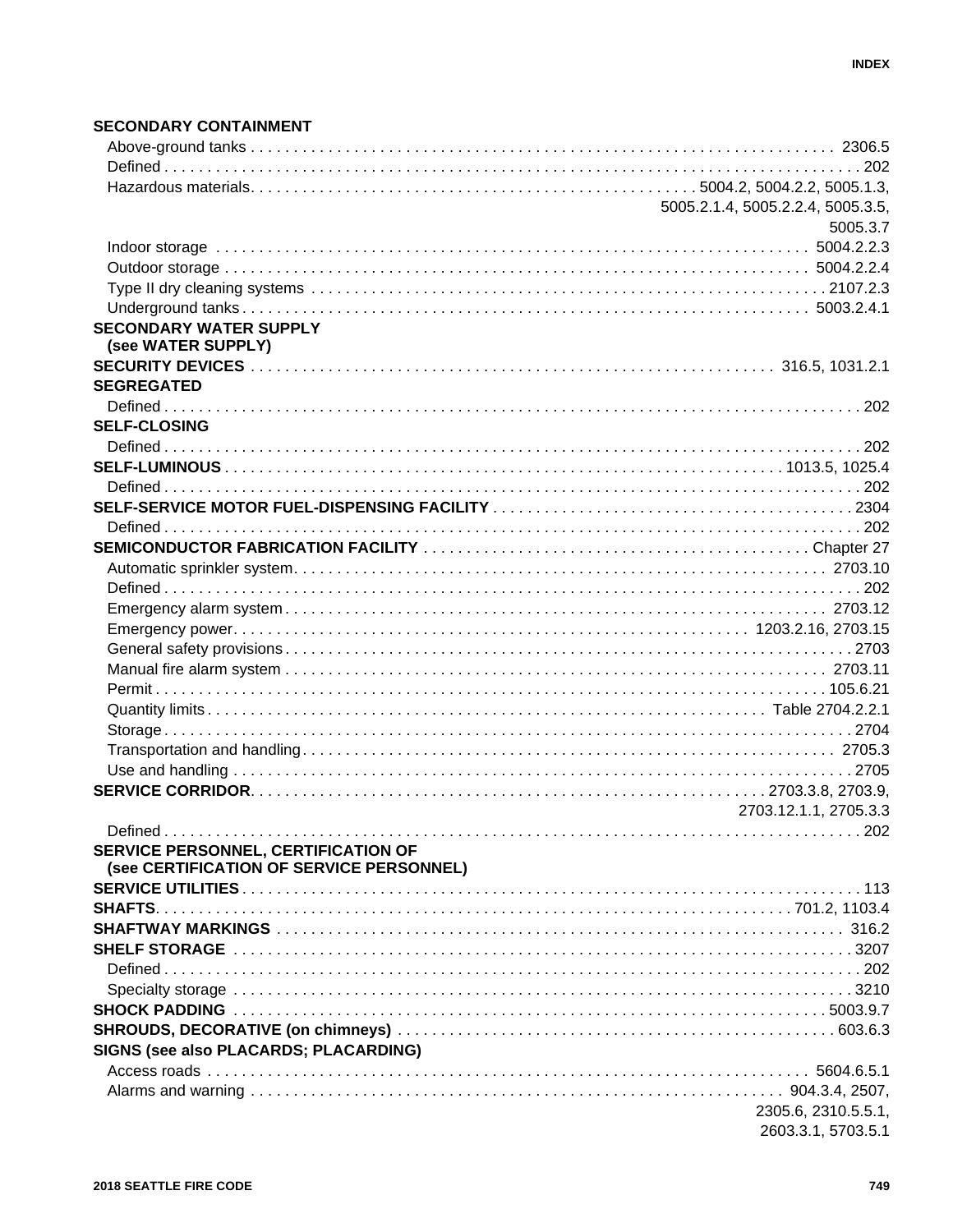**SECONDARY CONTAINMENT**

- Above-ground tanks . . . . . 2306.5
- Defined . . . . . 202
- Hazardous materials . . . . . 5004.2, 5004.2.2, 5005.1.3, 5005.2.1.4, 5005.2.2.4, 5005.3.5, 5005.3.7
- Indoor storage . . . . . 5004.2.2.3
- Outdoor storage . . . . . 5004.2.2.4
- Type II dry cleaning systems . . . . . 2107.2.3
- Underground tanks . . . . . 5003.2.4.1

**SECONDARY WATER SUPPLY (see WATER SUPPLY)**

**SECURITY DEVICES** . . . . . 316.5, 1031.2.1

**SEGREGATED**

- Defined . . . . . 202

**SELF-CLOSING**

- Defined . . . . . 202

**SELF-LUMINOUS** . . . . . 1013.5, 1025.4

- Defined . . . . . 202

**SELF-SERVICE MOTOR FUEL-DISPENSING FACILITY** . . . . . 2304

- Defined . . . . . 202

**SEMICONDUCTOR FABRICATION FACILITY** . . . . . Chapter 27

- Automatic sprinkler system . . . . . 2703.10
- Defined . . . . . 202
- Emergency alarm system . . . . . 2703.12
- Emergency power . . . . . 1203.2.16, 2703.15
- General safety provisions . . . . . 2703
- Manual fire alarm system . . . . . 2703.11
- Permit . . . . . 105.6.21
- Quantity limits . . . . . Table 2704.2.2.1
- Storage . . . . . 2704
- Transportation and handling . . . . . 2705.3
- Use and handling . . . . . 2705

**SERVICE CORRIDOR** . . . . . 2703.3.8, 2703.9, 2703.12.1.1, 2705.3.3

- Defined . . . . . 202

**SERVICE PERSONNEL, CERTIFICATION OF (see CERTIFICATION OF SERVICE PERSONNEL)**

**SERVICE UTILITIES** . . . . . 113

**SHAFTS** . . . . . 701.2, 1103.4

**SHAFTWAY MARKINGS** . . . . . 316.2

**SHELF STORAGE** . . . . . 3207

- Defined . . . . . 202
- Specialty storage . . . . . 3210

**SHOCK PADDING** . . . . . 5003.9.7

**SHROUDS, DECORATIVE (on chimneys)** . . . . . 603.6.3

**SIGNS (see also PLACARDS; PLACARDING)**

- Access roads . . . . . 5604.6.5.1
- Alarms and warning . . . . . 904.3.4, 2507, 2305.6, 2310.5.5.1, 2603.3.1, 5703.5.1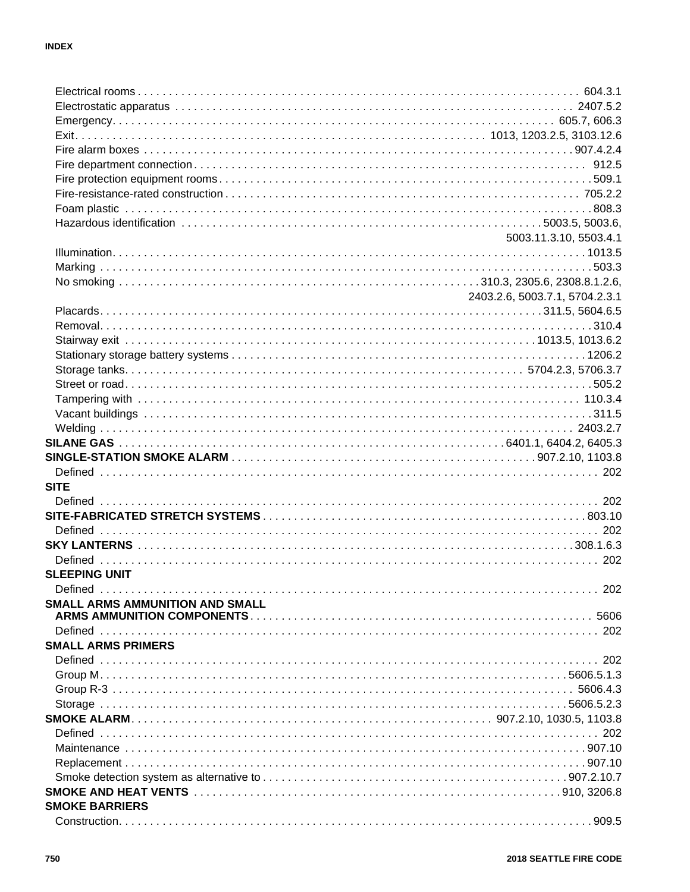Electrical rooms . . . . . . . . . . . . . . . . . . . . . . . . . . . . . . . . 604.3.1
Electrostatic apparatus . . . . . . . . . . . . . . . . . . . . . . . . . . . . 2407.5.2
Emergency . . . . . . . . . . . . . . . . . . . . . . . . . . . . . . . . 605.7, 606.3
Exit . . . . . . . . . . . . . . . . . . . . . . . . . . . . . . . . 1013, 1203.2.5, 3103.12.6
Fire alarm boxes . . . . . . . . . . . . . . . . . . . . . . . . . . . . 907.4.2.4
Fire department connection . . . . . . . . . . . . . . . . . . . . . . . . 912.5
Fire protection equipment rooms . . . . . . . . . . . . . . . . . . . . . . 509.1
Fire-resistance-rated construction . . . . . . . . . . . . . . . . . . . . . 705.2.2
Foam plastic . . . . . . . . . . . . . . . . . . . . . . . . . . . . . . . . 808.3
Hazardous identification . . . . . . . . . . . . . . . . . . . . . . 5003.5, 5003.6, 5003.11.3.10, 5503.4.1
Illumination . . . . . . . . . . . . . . . . . . . . . . . . . . . . . . . . 1013.5
Marking . . . . . . . . . . . . . . . . . . . . . . . . . . . . . . . . 503.3
No smoking . . . . . . . . . . . . . . . . . . . . 310.3, 2305.6, 2308.8.1.2.6, 2403.2.6, 5003.7.1, 5704.2.3.1
Placards . . . . . . . . . . . . . . . . . . . . . . . . . . . . . . . . 311.5, 5604.6.5
Removal . . . . . . . . . . . . . . . . . . . . . . . . . . . . . . . . 310.4
Stairway exit . . . . . . . . . . . . . . . . . . . . . . . . . . . . . . . . 1013.5, 1013.6.2
Stationary storage battery systems . . . . . . . . . . . . . . . . . . . . 1206.2
Storage tanks . . . . . . . . . . . . . . . . . . . . . . . . . . . . . . . . 5704.2.3, 5706.3.7
Street or road . . . . . . . . . . . . . . . . . . . . . . . . . . . . . . . . 505.2
Tampering with . . . . . . . . . . . . . . . . . . . . . . . . . . . . . . . . 110.3.4
Vacant buildings . . . . . . . . . . . . . . . . . . . . . . . . . . . . . . . . 311.5
Welding . . . . . . . . . . . . . . . . . . . . . . . . . . . . . . . . 2403.2.7

**SILANE GAS** . . . . . . . . . . . . . . . . . . . . . . . . . . . . . . . . 6401.1, 6404.2, 6405.3

**SINGLE-STATION SMOKE ALARM** . . . . . . . . . . . . . . . . . . . . 907.2.10, 1103.8
Defined . . . . . . . . . . . . . . . . . . . . . . . . . . . . . . . . 202

**SITE**
Defined . . . . . . . . . . . . . . . . . . . . . . . . . . . . . . . . 202

**SITE-FABRICATED STRETCH SYSTEMS** . . . . . . . . . . . . . . . . . . . . 803.10
Defined . . . . . . . . . . . . . . . . . . . . . . . . . . . . . . . . 202

**SKY LANTERNS** . . . . . . . . . . . . . . . . . . . . . . . . . . . . . . . . 308.1.6.3
Defined . . . . . . . . . . . . . . . . . . . . . . . . . . . . . . . . 202

**SLEEPING UNIT**
Defined . . . . . . . . . . . . . . . . . . . . . . . . . . . . . . . . 202

**SMALL ARMS AMMUNITION AND SMALL ARMS AMMUNITION COMPONENTS** . . . . . . . . . . . . . . . . . . . . 5606
Defined . . . . . . . . . . . . . . . . . . . . . . . . . . . . . . . . 202

**SMALL ARMS PRIMERS**
Defined . . . . . . . . . . . . . . . . . . . . . . . . . . . . . . . . 202
Group M . . . . . . . . . . . . . . . . . . . . . . . . . . . . . . . . 5606.5.1.3
Group R-3 . . . . . . . . . . . . . . . . . . . . . . . . . . . . . . . . 5606.4.3
Storage . . . . . . . . . . . . . . . . . . . . . . . . . . . . . . . . 5606.5.2.3

**SMOKE ALARM** . . . . . . . . . . . . . . . . . . . . . . . . . . . . 907.2.10, 1030.5, 1103.8
Defined . . . . . . . . . . . . . . . . . . . . . . . . . . . . . . . . 202
Maintenance . . . . . . . . . . . . . . . . . . . . . . . . . . . . . . . . 907.10
Replacement . . . . . . . . . . . . . . . . . . . . . . . . . . . . . . . . 907.10
Smoke detection system as alternative to . . . . . . . . . . . . . . . . . . . . 907.2.10.7

**SMOKE AND HEAT VENTS** . . . . . . . . . . . . . . . . . . . . . . . . . . . . 910, 3206.8

**SMOKE BARRIERS**
Construction . . . . . . . . . . . . . . . . . . . . . . . . . . . . . . . . 909.5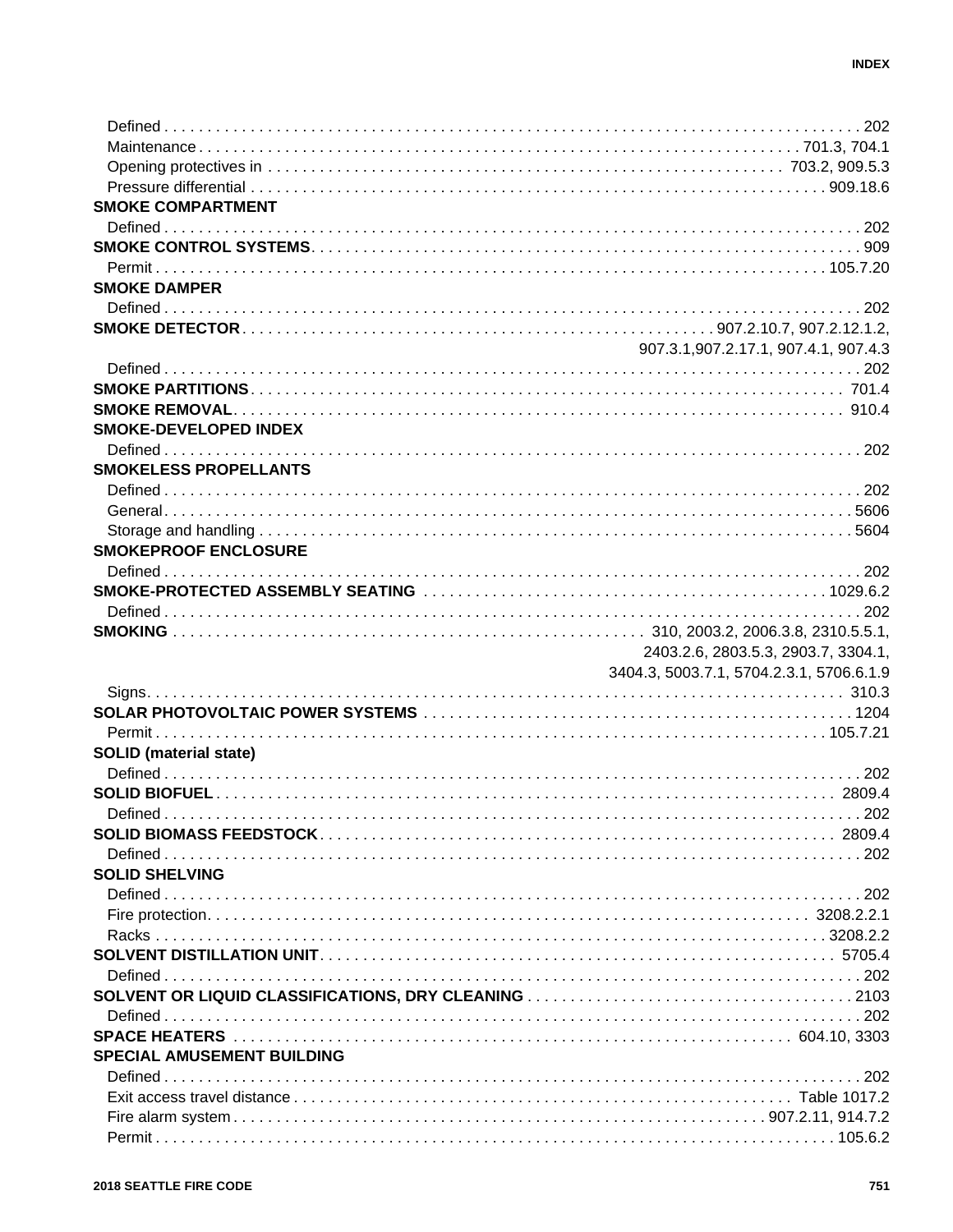Defined . . . . . . . . . . . . . . . . . . . . . . . . . . . . . . . . . . . . . . . . . . . . . . . . . . . . . . . . . . . . . . . . . . . . . . . . . . . . 202
Maintenance . . . . . . . . . . . . . . . . . . . . . . . . . . . . . . . . . . . . . . . . . . . . . . . . . . . . . . . . . . . . . . . . . 701.3, 704.1
Opening protectives in . . . . . . . . . . . . . . . . . . . . . . . . . . . . . . . . . . . . . . . . . . . . . . . . . . . . 703.2, 909.5.3
Pressure differential . . . . . . . . . . . . . . . . . . . . . . . . . . . . . . . . . . . . . . . . . . . . . . . . . . . . . . . . . . . 909.18.6

**SMOKE COMPARTMENT**
Defined . . . . . . . . . . . . . . . . . . . . . . . . . . . . . . . . . . . . . . . . . . . . . . . . . . . . . . . . . . . . . . . . . . . . . . . . . . . . 202

**SMOKE CONTROL SYSTEMS** . . . . . . . . . . . . . . . . . . . . . . . . . . . . . . . . . . . . . . . . . . . . . . . . . . . . . . . . . 909
Permit . . . . . . . . . . . . . . . . . . . . . . . . . . . . . . . . . . . . . . . . . . . . . . . . . . . . . . . . . . . . . . . . . . . . . . . . . 105.7.20

**SMOKE DAMPER**
Defined . . . . . . . . . . . . . . . . . . . . . . . . . . . . . . . . . . . . . . . . . . . . . . . . . . . . . . . . . . . . . . . . . . . . . . . . . . . . 202

**SMOKE DETECTOR** . . . . . . . . . . . . . . . . . . . . . . . . . . . . . . . . . . . . . . . . . . . . . . . . . . 907.2.10.7, 907.2.12.1.2, 907.3.1,907.2.17.1, 907.4.1, 907.4.3
Defined . . . . . . . . . . . . . . . . . . . . . . . . . . . . . . . . . . . . . . . . . . . . . . . . . . . . . . . . . . . . . . . . . . . . . . . . . . . . 202

**SMOKE PARTITIONS** . . . . . . . . . . . . . . . . . . . . . . . . . . . . . . . . . . . . . . . . . . . . . . . . . . . . . . . . . . . . . . 701.4

**SMOKE REMOVAL** . . . . . . . . . . . . . . . . . . . . . . . . . . . . . . . . . . . . . . . . . . . . . . . . . . . . . . . . . . . . . . . . 910.4

**SMOKE-DEVELOPED INDEX**
Defined . . . . . . . . . . . . . . . . . . . . . . . . . . . . . . . . . . . . . . . . . . . . . . . . . . . . . . . . . . . . . . . . . . . . . . . . . . . . 202

**SMOKELESS PROPELLANTS**
Defined . . . . . . . . . . . . . . . . . . . . . . . . . . . . . . . . . . . . . . . . . . . . . . . . . . . . . . . . . . . . . . . . . . . . . . . . . . . . 202
General . . . . . . . . . . . . . . . . . . . . . . . . . . . . . . . . . . . . . . . . . . . . . . . . . . . . . . . . . . . . . . . . . . . . . . . . . . . 5606
Storage and handling . . . . . . . . . . . . . . . . . . . . . . . . . . . . . . . . . . . . . . . . . . . . . . . . . . . . . . . . . . . . . . . 5604

**SMOKEPROOF ENCLOSURE**
Defined . . . . . . . . . . . . . . . . . . . . . . . . . . . . . . . . . . . . . . . . . . . . . . . . . . . . . . . . . . . . . . . . . . . . . . . . . . . . 202

**SMOKE-PROTECTED ASSEMBLY SEATING** . . . . . . . . . . . . . . . . . . . . . . . . . . . . . . . . . . . . . . . . . . . . . 1029.6.2
Defined . . . . . . . . . . . . . . . . . . . . . . . . . . . . . . . . . . . . . . . . . . . . . . . . . . . . . . . . . . . . . . . . . . . . . . . . . . . . 202

**SMOKING** . . . . . . . . . . . . . . . . . . . . . . . . . . . . . . . . . . . . . . . . . . . . . . . . . . 310, 2003.2, 2006.3.8, 2310.5.5.1, 2403.2.6, 2803.5.3, 2903.7, 3304.1, 3404.3, 5003.7.1, 5704.2.3.1, 5706.6.1.9
Signs . . . . . . . . . . . . . . . . . . . . . . . . . . . . . . . . . . . . . . . . . . . . . . . . . . . . . . . . . . . . . . . . . . . . . . . . . . . . 310.3

**SOLAR PHOTOVOLTAIC POWER SYSTEMS** . . . . . . . . . . . . . . . . . . . . . . . . . . . . . . . . . . . . . . . . . . . . . . 1204
Permit . . . . . . . . . . . . . . . . . . . . . . . . . . . . . . . . . . . . . . . . . . . . . . . . . . . . . . . . . . . . . . . . . . . . . . . . . 105.7.21

**SOLID (material state)**
Defined . . . . . . . . . . . . . . . . . . . . . . . . . . . . . . . . . . . . . . . . . . . . . . . . . . . . . . . . . . . . . . . . . . . . . . . . . . . . 202

**SOLID BIOFUEL** . . . . . . . . . . . . . . . . . . . . . . . . . . . . . . . . . . . . . . . . . . . . . . . . . . . . . . . . . . . . . . . . . . 2809.4
Defined . . . . . . . . . . . . . . . . . . . . . . . . . . . . . . . . . . . . . . . . . . . . . . . . . . . . . . . . . . . . . . . . . . . . . . . . . . . . 202

**SOLID BIOMASS FEEDSTOCK** . . . . . . . . . . . . . . . . . . . . . . . . . . . . . . . . . . . . . . . . . . . . . . . . . . . . . . . 2809.4
Defined . . . . . . . . . . . . . . . . . . . . . . . . . . . . . . . . . . . . . . . . . . . . . . . . . . . . . . . . . . . . . . . . . . . . . . . . . . . . 202

**SOLID SHELVING**
Defined . . . . . . . . . . . . . . . . . . . . . . . . . . . . . . . . . . . . . . . . . . . . . . . . . . . . . . . . . . . . . . . . . . . . . . . . . . . . 202
Fire protection . . . . . . . . . . . . . . . . . . . . . . . . . . . . . . . . . . . . . . . . . . . . . . . . . . . . . . . . . . . . . . . . . . 3208.2.2.1
Racks . . . . . . . . . . . . . . . . . . . . . . . . . . . . . . . . . . . . . . . . . . . . . . . . . . . . . . . . . . . . . . . . . . . . . . . . . . 3208.2.2

**SOLVENT DISTILLATION UNIT** . . . . . . . . . . . . . . . . . . . . . . . . . . . . . . . . . . . . . . . . . . . . . . . . . . . . . . . 5705.4
Defined . . . . . . . . . . . . . . . . . . . . . . . . . . . . . . . . . . . . . . . . . . . . . . . . . . . . . . . . . . . . . . . . . . . . . . . . . . . . 202

**SOLVENT OR LIQUID CLASSIFICATIONS, DRY CLEANING** . . . . . . . . . . . . . . . . . . . . . . . . . . . . . . . . . . . 2103
Defined . . . . . . . . . . . . . . . . . . . . . . . . . . . . . . . . . . . . . . . . . . . . . . . . . . . . . . . . . . . . . . . . . . . . . . . . . . . . 202

**SPACE HEATERS** . . . . . . . . . . . . . . . . . . . . . . . . . . . . . . . . . . . . . . . . . . . . . . . . . . . . . . . . . . . . 604.10, 3303

**SPECIAL AMUSEMENT BUILDING**
Defined . . . . . . . . . . . . . . . . . . . . . . . . . . . . . . . . . . . . . . . . . . . . . . . . . . . . . . . . . . . . . . . . . . . . . . . . . . . . 202
Exit access travel distance . . . . . . . . . . . . . . . . . . . . . . . . . . . . . . . . . . . . . . . . . . . . . . . . . . . . . . . Table 1017.2
Fire alarm system . . . . . . . . . . . . . . . . . . . . . . . . . . . . . . . . . . . . . . . . . . . . . . . . . . . . . . . . . . 907.2.11, 914.7.2
Permit . . . . . . . . . . . . . . . . . . . . . . . . . . . . . . . . . . . . . . . . . . . . . . . . . . . . . . . . . . . . . . . . . . . . . . . . . . 105.6.2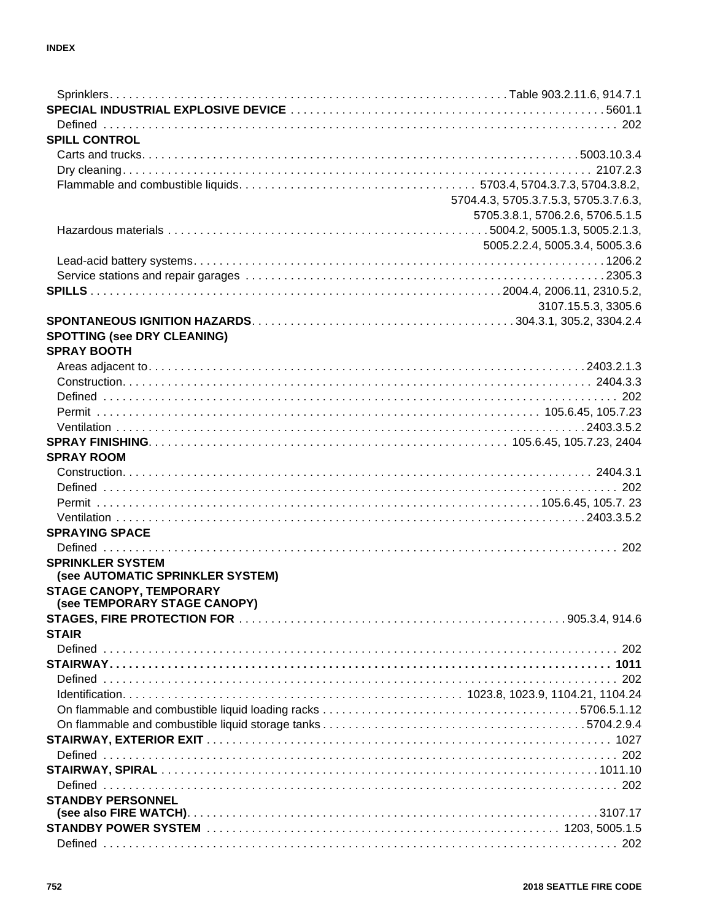Sprinklers . . . Table 903.2.11.6, 914.7.1

**SPECIAL INDUSTRIAL EXPLOSIVE DEVICE** . . . 5601.1

Defined . . . 202

**SPILL CONTROL**

Carts and trucks . . . 5003.10.3.4

Dry cleaning . . . 2107.2.3

Flammable and combustible liquids . . . 5703.4, 5704.3.7.3, 5704.3.8.2, 5704.4.3, 5705.3.7.5.3, 5705.3.7.6.3, 5705.3.8.1, 5706.2.6, 5706.5.1.5

Hazardous materials . . . 5004.2, 5005.1.3, 5005.2.1.3, 5005.2.2.4, 5005.3.4, 5005.3.6

Lead-acid battery systems . . . 1206.2

Service stations and repair garages . . . 2305.3

**SPILLS** . . . 2004.4, 2006.11, 2310.5.2, 3107.15.5.3, 3305.6

**SPONTANEOUS IGNITION HAZARDS** . . . 304.3.1, 305.2, 3304.2.4

**SPOTTING (see DRY CLEANING)**

**SPRAY BOOTH**

Areas adjacent to . . . 2403.2.1.3

Construction . . . 2404.3.3

Defined . . . 202

Permit . . . 105.6.45, 105.7.23

Ventilation . . . 2403.3.5.2

**SPRAY FINISHING** . . . 105.6.45, 105.7.23, 2404

**SPRAY ROOM**

Construction . . . 2404.3.1

Defined . . . 202

Permit . . . 105.6.45, 105.7. 23

Ventilation . . . 2403.3.5.2

**SPRAYING SPACE**

Defined . . . 202

**SPRINKLER SYSTEM (see AUTOMATIC SPRINKLER SYSTEM)**

**STAGE CANOPY, TEMPORARY (see TEMPORARY STAGE CANOPY)**

**STAGES, FIRE PROTECTION FOR** . . . 905.3.4, 914.6

**STAIR**

Defined . . . 202

**STAIRWAY . . . 1011**

Defined . . . 202

Identification . . . 1023.8, 1023.9, 1104.21, 1104.24

On flammable and combustible liquid loading racks . . . 5706.5.1.12

On flammable and combustible liquid storage tanks . . . 5704.2.9.4

**STAIRWAY, EXTERIOR EXIT** . . . 1027

Defined . . . 202

**STAIRWAY, SPIRAL** . . . 1011.10

Defined . . . 202

**STANDBY PERSONNEL (see also FIRE WATCH)** . . . 3107.17

**STANDBY POWER SYSTEM** . . . 1203, 5005.1.5

Defined . . . 202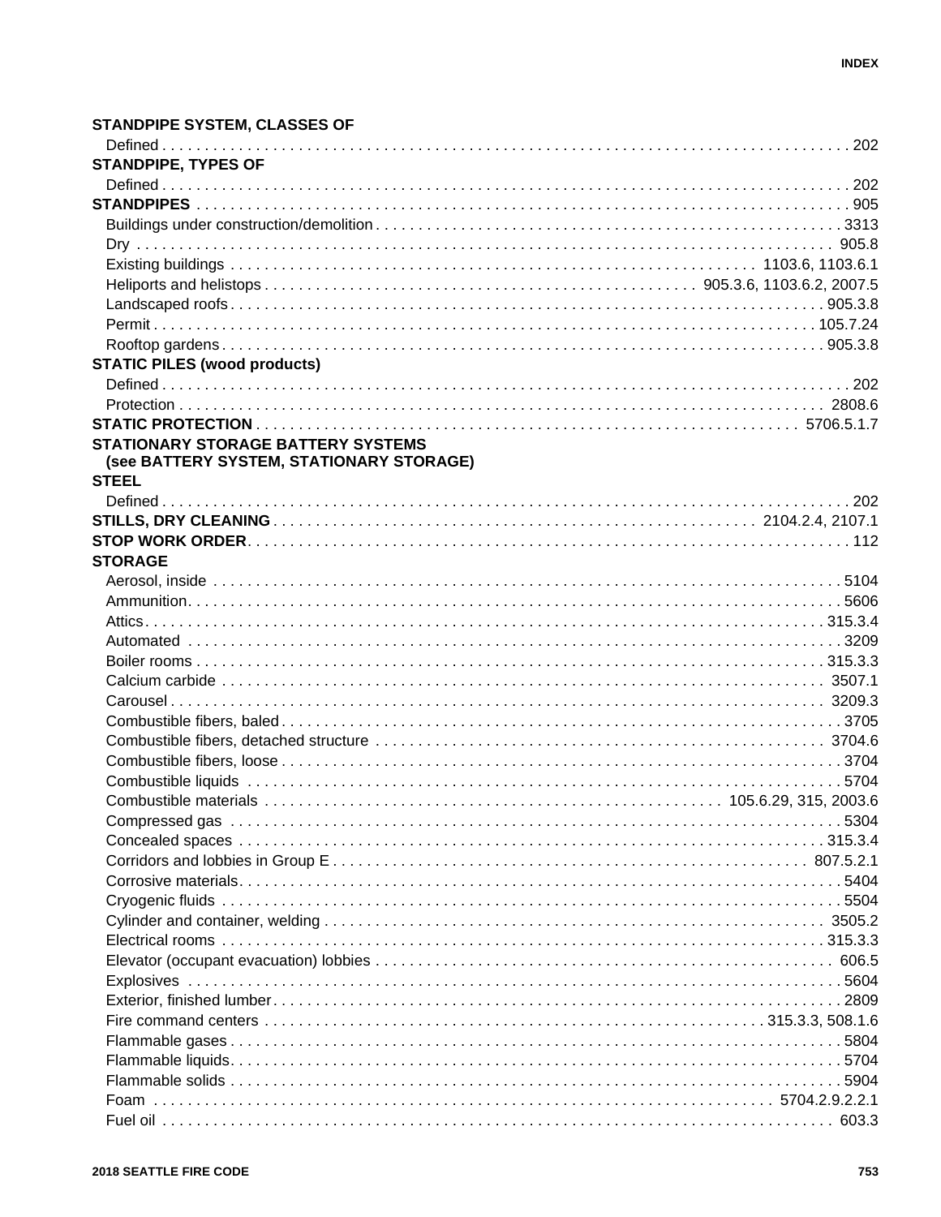**STANDPIPE SYSTEM, CLASSES OF**

Defined . . . 202

**STANDPIPE, TYPES OF**

Defined . . . 202

**STANDPIPES** . . . 905

Buildings under construction/demolition . . . 3313

Dry . . . 905.8

Existing buildings . . . 1103.6, 1103.6.1

Heliports and helistops . . . 905.3.6, 1103.6.2, 2007.5

Landscaped roofs . . . 905.3.8

Permit . . . 105.7.24

Rooftop gardens . . . 905.3.8

**STATIC PILES (wood products)**

Defined . . . 202

Protection . . . 2808.6

**STATIC PROTECTION** . . . 5706.5.1.7

**STATIONARY STORAGE BATTERY SYSTEMS (see BATTERY SYSTEM, STATIONARY STORAGE)**

**STEEL**

Defined . . . 202

**STILLS, DRY CLEANING** . . . 2104.2.4, 2107.1

**STOP WORK ORDER** . . . 112

**STORAGE**

Aerosol, inside . . . 5104

Ammunition . . . 5606

Attics . . . 315.3.4

Automated . . . 3209

Boiler rooms . . . 315.3.3

Calcium carbide . . . 3507.1

Carousel . . . 3209.3

Combustible fibers, baled . . . 3705

Combustible fibers, detached structure . . . 3704.6

Combustible fibers, loose . . . 3704

Combustible liquids . . . 5704

Combustible materials . . . 105.6.29, 315, 2003.6

Compressed gas . . . 5304

Concealed spaces . . . 315.3.4

Corridors and lobbies in Group E . . . 807.5.2.1

Corrosive materials . . . 5404

Cryogenic fluids . . . 5504

Cylinder and container, welding . . . 3505.2

Electrical rooms . . . 315.3.3

Elevator (occupant evacuation) lobbies . . . 606.5

Explosives . . . 5604

Exterior, finished lumber . . . 2809

Fire command centers . . . 315.3.3, 508.1.6

Flammable gases . . . 5804

Flammable liquids . . . 5704

Flammable solids . . . 5904

Foam . . . 5704.2.9.2.2.1

Fuel oil . . . 603.3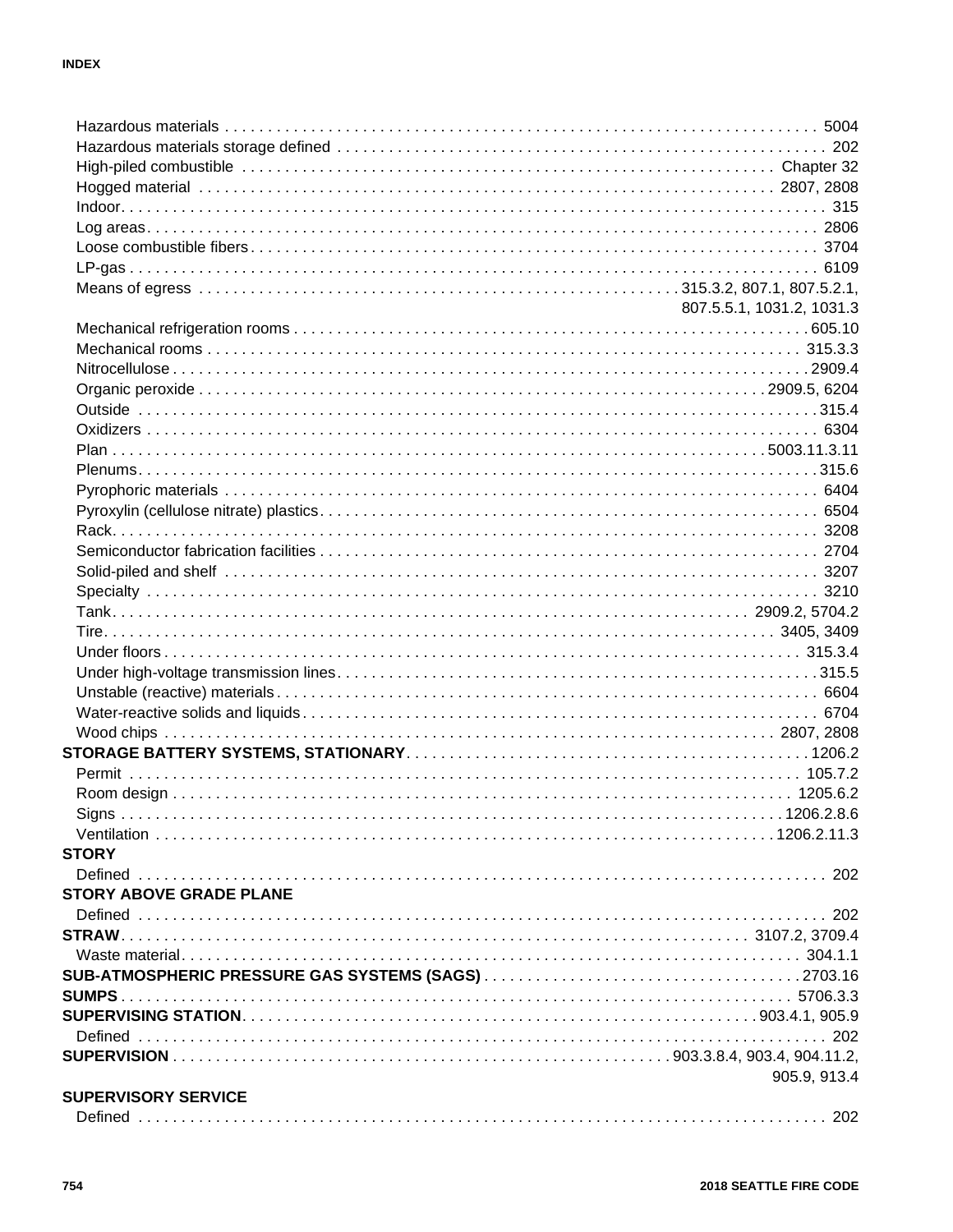Hazardous materials . . . . . . . . . . 5004
Hazardous materials storage defined . . . . . . . . . . 202
High-piled combustible . . . . . . . . . . Chapter 32
Hogged material . . . . . . . . . . 2807, 2808
Indoor. . . . . . . . . . 315
Log areas. . . . . . . . . . 2806
Loose combustible fibers . . . . . . . . . . 3704
LP-gas . . . . . . . . . . 6109
Means of egress . . . . . . . . . . 315.3.2, 807.1, 807.5.2.1, 807.5.5.1, 1031.2, 1031.3
Mechanical refrigeration rooms . . . . . . . . . . 605.10
Mechanical rooms . . . . . . . . . . 315.3.3
Nitrocellulose . . . . . . . . . . 2909.4
Organic peroxide . . . . . . . . . . 2909.5, 6204
Outside . . . . . . . . . . 315.4
Oxidizers . . . . . . . . . . 6304
Plan . . . . . . . . . . 5003.11.3.11
Plenums. . . . . . . . . . 315.6
Pyrophoric materials . . . . . . . . . . 6404
Pyroxylin (cellulose nitrate) plastics. . . . . . . . . . 6504
Rack. . . . . . . . . . 3208
Semiconductor fabrication facilities . . . . . . . . . . 2704
Solid-piled and shelf . . . . . . . . . . 3207
Specialty . . . . . . . . . . 3210
Tank. . . . . . . . . . 2909.2, 5704.2
Tire. . . . . . . . . . 3405, 3409
Under floors . . . . . . . . . . 315.3.4
Under high-voltage transmission lines. . . . . . . . . . 315.5
Unstable (reactive) materials . . . . . . . . . . 6604
Water-reactive solids and liquids. . . . . . . . . . 6704
Wood chips . . . . . . . . . . 2807, 2808

**STORAGE BATTERY SYSTEMS, STATIONARY**. . . . . . . . . . 1206.2
Permit . . . . . . . . . . 105.7.2
Room design . . . . . . . . . . 1205.6.2
Signs . . . . . . . . . . 1206.2.8.6
Ventilation . . . . . . . . . . 1206.2.11.3

**STORY**
Defined . . . . . . . . . . 202

**STORY ABOVE GRADE PLANE**
Defined . . . . . . . . . . 202

**STRAW**. . . . . . . . . . 3107.2, 3709.4
Waste material. . . . . . . . . . 304.1.1

**SUB-ATMOSPHERIC PRESSURE GAS SYSTEMS (SAGS)** . . . . . . . . . . 2703.16

**SUMPS** . . . . . . . . . . 5706.3.3

**SUPERVISING STATION**. . . . . . . . . . 903.4.1, 905.9
Defined . . . . . . . . . . 202

**SUPERVISION** . . . . . . . . . . 903.3.8.4, 903.4, 904.11.2, 905.9, 913.4

**SUPERVISORY SERVICE**
Defined . . . . . . . . . . 202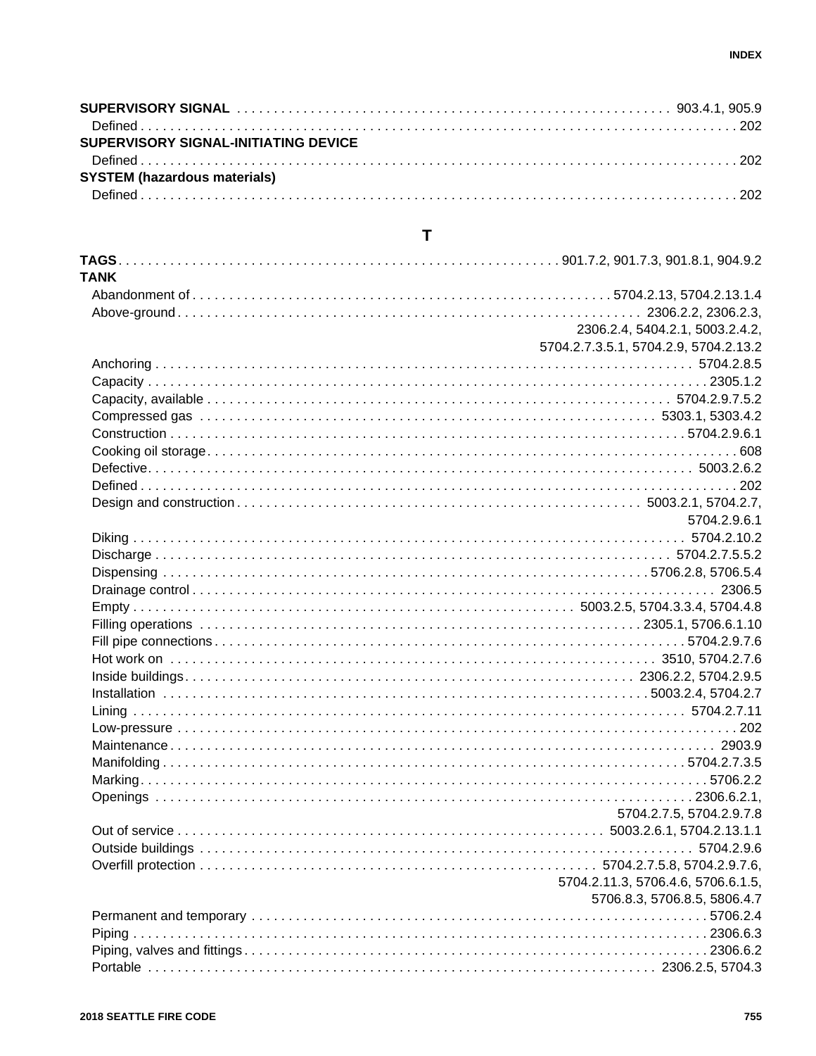**SUPERVISORY SIGNAL** . . . 903.4.1, 905.9
- Defined . . . 202

**SUPERVISORY SIGNAL-INITIATING DEVICE**
- Defined . . . 202

**SYSTEM (hazardous materials)**
- Defined . . . 202

## T

**TAGS** . . . 901.7.2, 901.7.3, 901.8.1, 904.9.2

**TANK**
- Abandonment of . . . 5704.2.13, 5704.2.13.1.4
- Above-ground . . . 2306.2.2, 2306.2.3, 2306.2.4, 5404.2.1, 5003.2.4.2, 5704.2.7.3.5.1, 5704.2.9, 5704.2.13.2
- Anchoring . . . 5704.2.8.5
- Capacity . . . 2305.1.2
- Capacity, available . . . 5704.2.9.7.5.2
- Compressed gas . . . 5303.1, 5303.4.2
- Construction . . . 5704.2.9.6.1
- Cooking oil storage . . . 608
- Defective . . . 5003.2.6.2
- Defined . . . 202
- Design and construction . . . 5003.2.1, 5704.2.7, 5704.2.9.6.1
- Diking . . . 5704.2.10.2
- Discharge . . . 5704.2.7.5.5.2
- Dispensing . . . 5706.2.8, 5706.5.4
- Drainage control . . . 2306.5
- Empty . . . 5003.2.5, 5704.3.3.4, 5704.4.8
- Filling operations . . . 2305.1, 5706.6.1.10
- Fill pipe connections . . . 5704.2.9.7.6
- Hot work on . . . 3510, 5704.2.7.6
- Inside buildings . . . 2306.2.2, 5704.2.9.5
- Installation . . . 5003.2.4, 5704.2.7
- Lining . . . 5704.2.7.11
- Low-pressure . . . 202
- Maintenance . . . 2903.9
- Manifolding . . . 5704.2.7.3.5
- Marking . . . 5706.2.2
- Openings . . . 2306.6.2.1, 5704.2.7.5, 5704.2.9.7.8
- Out of service . . . 5003.2.6.1, 5704.2.13.1.1
- Outside buildings . . . 5704.2.9.6
- Overfill protection . . . 5704.2.7.5.8, 5704.2.9.7.6, 5704.2.11.3, 5706.4.6, 5706.6.1.5, 5706.8.3, 5706.8.5, 5806.4.7
- Permanent and temporary . . . 5706.2.4
- Piping . . . 2306.6.3
- Piping, valves and fittings . . . 2306.6.2
- Portable . . . 2306.2.5, 5704.3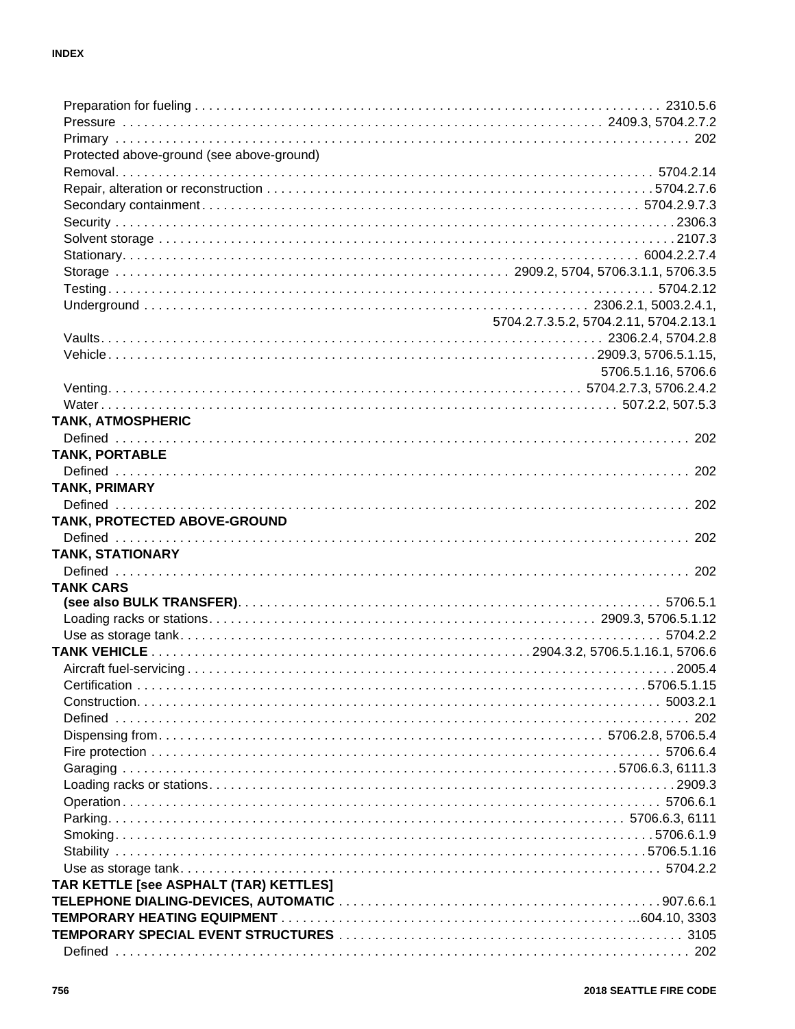Preparation for fueling . . . . . . . . . . 2310.5.6
Pressure . . . . . . . . . . 2409.3, 5704.2.7.2
Primary . . . . . . . . . . 202
Protected above-ground (see above-ground)
Removal. . . . . . . . . . 5704.2.14
Repair, alteration or reconstruction . . . . . . . . . . 5704.2.7.6
Secondary containment . . . . . . . . . . 5704.2.9.7.3
Security . . . . . . . . . . 2306.3
Solvent storage . . . . . . . . . . 2107.3
Stationary. . . . . . . . . . 6004.2.2.7.4
Storage . . . . . . . . . . 2909.2, 5704, 5706.3.1.1, 5706.3.5
Testing. . . . . . . . . . 5704.2.12
Underground . . . . . . . . . . 2306.2.1, 5003.2.4.1, 5704.2.7.3.5.2, 5704.2.11, 5704.2.13.1
Vaults. . . . . . . . . . 2306.2.4, 5704.2.8
Vehicle. . . . . . . . . . 2909.3, 5706.5.1.15, 5706.5.1.16, 5706.6
Venting. . . . . . . . . . 5704.2.7.3, 5706.2.4.2
Water . . . . . . . . . . 507.2.2, 507.5.3

**TANK, ATMOSPHERIC**
Defined . . . . . . . . . . 202

**TANK, PORTABLE**
Defined . . . . . . . . . . 202

**TANK, PRIMARY**
Defined . . . . . . . . . . 202

**TANK, PROTECTED ABOVE-GROUND**
Defined . . . . . . . . . . 202

**TANK, STATIONARY**
Defined . . . . . . . . . . 202

**TANK CARS**
**(see also BULK TRANSFER)**. . . . . . . . . . 5706.5.1
Loading racks or stations. . . . . . . . . . 2909.3, 5706.5.1.12
Use as storage tank. . . . . . . . . . 5704.2.2

**TANK VEHICLE** . . . . . . . . . . 2904.3.2, 5706.5.1.16.1, 5706.6
Aircraft fuel-servicing . . . . . . . . . . 2005.4
Certification . . . . . . . . . . 5706.5.1.15
Construction. . . . . . . . . . 5003.2.1
Defined . . . . . . . . . . 202
Dispensing from. . . . . . . . . . 5706.2.8, 5706.5.4
Fire protection . . . . . . . . . . 5706.6.4
Garaging . . . . . . . . . . 5706.6.3, 6111.3
Loading racks or stations. . . . . . . . . . 2909.3
Operation . . . . . . . . . . 5706.6.1
Parking. . . . . . . . . . 5706.6.3, 6111
Smoking. . . . . . . . . . 5706.6.1.9
Stability . . . . . . . . . . 5706.5.1.16
Use as storage tank. . . . . . . . . . 5704.2.2

**TAR KETTLE [see ASPHALT (TAR) KETTLES]**

**TELEPHONE DIALING-DEVICES, AUTOMATIC** . . . . . . . . . . 907.6.6.1

**TEMPORARY HEATING EQUIPMENT** . . . . . . . . . . 604.10, 3303

**TEMPORARY SPECIAL EVENT STRUCTURES** . . . . . . . . . . 3105
Defined . . . . . . . . . . 202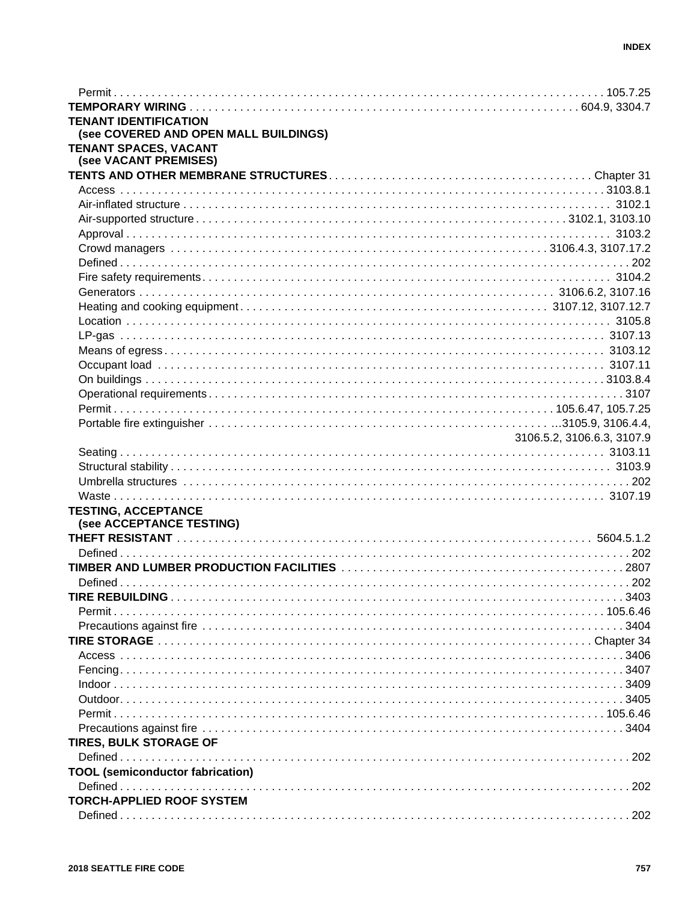Permit . . . . . . . . . . . . . . . . . . . . . . . . . . . . . . . . . . . . . . . . 105.7.25

**TEMPORARY WIRING** . . . . . . . . . . . . . . . . . . . . . . . . . . . . . . 604.9, 3304.7

**TENANT IDENTIFICATION**
**(see COVERED AND OPEN MALL BUILDINGS)**

**TENANT SPACES, VACANT**
**(see VACANT PREMISES)**

**TENTS AND OTHER MEMBRANE STRUCTURES** . . . . . . . . . . . . . . . . Chapter 31

Access . . . . . . . . . . . . . . . . . . . . . . . . . . . . . . . . . . . . . . . . 3103.8.1

Air-inflated structure . . . . . . . . . . . . . . . . . . . . . . . . . . . . . . . . 3102.1

Air-supported structure . . . . . . . . . . . . . . . . . . . . . . . . . 3102.1, 3103.10

Approval . . . . . . . . . . . . . . . . . . . . . . . . . . . . . . . . . . . . . . . 3103.2

Crowd managers . . . . . . . . . . . . . . . . . . . . . . . . . . 3106.4.3, 3107.17.2

Defined . . . . . . . . . . . . . . . . . . . . . . . . . . . . . . . . . . . . . . . . . . 202

Fire safety requirements . . . . . . . . . . . . . . . . . . . . . . . . . . . . . . 3104.2

Generators . . . . . . . . . . . . . . . . . . . . . . . . . . . . . . . . 3106.6.2, 3107.16

Heating and cooking equipment . . . . . . . . . . . . . . . . . . . . 3107.12, 3107.12.7

Location . . . . . . . . . . . . . . . . . . . . . . . . . . . . . . . . . . . . . . . 3105.8

LP-gas . . . . . . . . . . . . . . . . . . . . . . . . . . . . . . . . . . . . . . . . 3107.13

Means of egress . . . . . . . . . . . . . . . . . . . . . . . . . . . . . . . . . . 3103.12

Occupant load . . . . . . . . . . . . . . . . . . . . . . . . . . . . . . . . . . . 3107.11

On buildings . . . . . . . . . . . . . . . . . . . . . . . . . . . . . . . . . . . . 3103.8.4

Operational requirements . . . . . . . . . . . . . . . . . . . . . . . . . . . . . . . 3107

Permit . . . . . . . . . . . . . . . . . . . . . . . . . . . . . . . . . 105.6.47, 105.7.25

Portable fire extinguisher . . . . . . . . . . . . . . . . . . . . . . . . ...3105.9, 3106.4.4, 3106.5.2, 3106.6.3, 3107.9

Seating . . . . . . . . . . . . . . . . . . . . . . . . . . . . . . . . . . . . . . . 3103.11

Structural stability . . . . . . . . . . . . . . . . . . . . . . . . . . . . . . . . . . 3103.9

Umbrella structures . . . . . . . . . . . . . . . . . . . . . . . . . . . . . . . . . . . 202

Waste . . . . . . . . . . . . . . . . . . . . . . . . . . . . . . . . . . . . . . . . 3107.19

**TESTING, ACCEPTANCE**
**(see ACCEPTANCE TESTING)**

**THEFT RESISTANT** . . . . . . . . . . . . . . . . . . . . . . . . . . . . . . . . 5604.5.1.2

Defined . . . . . . . . . . . . . . . . . . . . . . . . . . . . . . . . . . . . . . . . . . 202

**TIMBER AND LUMBER PRODUCTION FACILITIES** . . . . . . . . . . . . . . . . . 2807

Defined . . . . . . . . . . . . . . . . . . . . . . . . . . . . . . . . . . . . . . . . . . 202

**TIRE REBUILDING** . . . . . . . . . . . . . . . . . . . . . . . . . . . . . . . . . . . 3403

Permit . . . . . . . . . . . . . . . . . . . . . . . . . . . . . . . . . . . . . . . 105.6.46

Precautions against fire . . . . . . . . . . . . . . . . . . . . . . . . . . . . . . . . 3404

**TIRE STORAGE** . . . . . . . . . . . . . . . . . . . . . . . . . . . . . . . . . . Chapter 34

Access . . . . . . . . . . . . . . . . . . . . . . . . . . . . . . . . . . . . . . . . . 3406

Fencing . . . . . . . . . . . . . . . . . . . . . . . . . . . . . . . . . . . . . . . . 3407

Indoor . . . . . . . . . . . . . . . . . . . . . . . . . . . . . . . . . . . . . . . . . 3409

Outdoor . . . . . . . . . . . . . . . . . . . . . . . . . . . . . . . . . . . . . . . . 3405

Permit . . . . . . . . . . . . . . . . . . . . . . . . . . . . . . . . . . . . . . . 105.6.46

Precautions against fire . . . . . . . . . . . . . . . . . . . . . . . . . . . . . . . . 3404

**TIRES, BULK STORAGE OF**

Defined . . . . . . . . . . . . . . . . . . . . . . . . . . . . . . . . . . . . . . . . . . 202

**TOOL (semiconductor fabrication)**

Defined . . . . . . . . . . . . . . . . . . . . . . . . . . . . . . . . . . . . . . . . . . 202

**TORCH-APPLIED ROOF SYSTEM**

Defined . . . . . . . . . . . . . . . . . . . . . . . . . . . . . . . . . . . . . . . . . . 202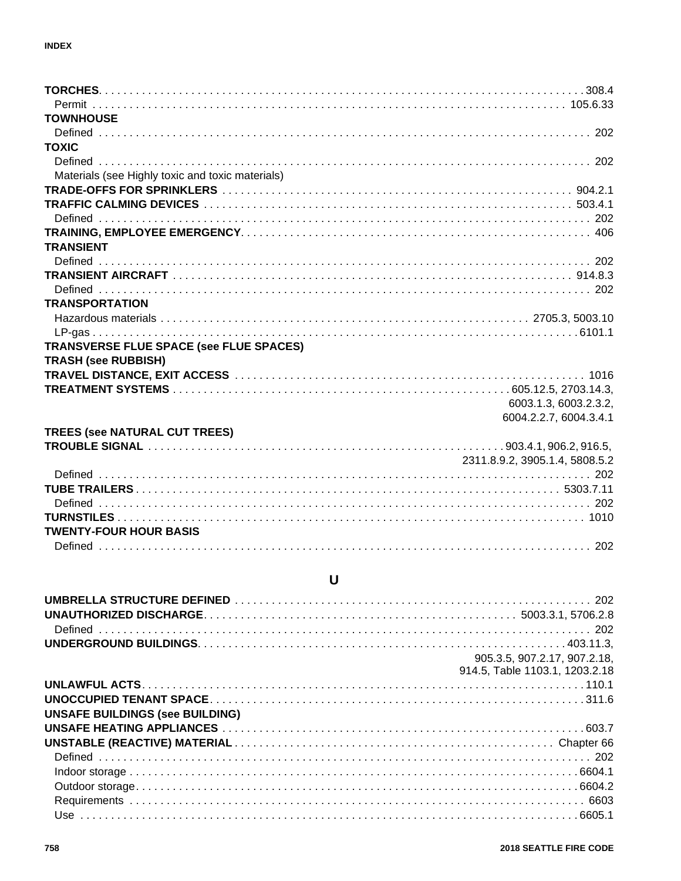**TORCHES** . . . 308.4
- Permit . . . 105.6.33

**TOWNHOUSE**
- Defined . . . 202

**TOXIC**
- Defined . . . 202
- Materials (see Highly toxic and toxic materials)

**TRADE-OFFS FOR SPRINKLERS** . . . 904.2.1

**TRAFFIC CALMING DEVICES** . . . 503.4.1
- Defined . . . 202

**TRAINING, EMPLOYEE EMERGENCY** . . . 406

**TRANSIENT**
- Defined . . . 202

**TRANSIENT AIRCRAFT** . . . 914.8.3
- Defined . . . 202

**TRANSPORTATION**
- Hazardous materials . . . 2705.3, 5003.10
- LP-gas . . . 6101.1

**TRANSVERSE FLUE SPACE (see FLUE SPACES)**

**TRASH (see RUBBISH)**

**TRAVEL DISTANCE, EXIT ACCESS** . . . 1016

**TREATMENT SYSTEMS** . . . 605.12.5, 2703.14.3, 6003.1.3, 6003.2.3.2, 6004.2.2.7, 6004.3.4.1

**TREES (see NATURAL CUT TREES)**

**TROUBLE SIGNAL** . . . 903.4.1, 906.2, 916.5, 2311.8.9.2, 3905.1.4, 5808.5.2
- Defined . . . 202

**TUBE TRAILERS** . . . 5303.7.11
- Defined . . . 202

**TURNSTILES** . . . 1010

**TWENTY-FOUR HOUR BASIS**
- Defined . . . 202

## U

**UMBRELLA STRUCTURE DEFINED** . . . 202

**UNAUTHORIZED DISCHARGE** . . . 5003.3.1, 5706.2.8
- Defined . . . 202

**UNDERGROUND BUILDINGS** . . . 403.11.3, 905.3.5, 907.2.17, 907.2.18, 914.5, Table 1103.1, 1203.2.18

**UNLAWFUL ACTS** . . . 110.1

**UNOCCUPIED TENANT SPACE** . . . 311.6

**UNSAFE BUILDINGS (see BUILDING)**

**UNSAFE HEATING APPLIANCES** . . . 603.7

**UNSTABLE (REACTIVE) MATERIAL** . . . Chapter 66
- Defined . . . 202
- Indoor storage . . . 6604.1
- Outdoor storage . . . 6604.2
- Requirements . . . 6603
- Use . . . 6605.1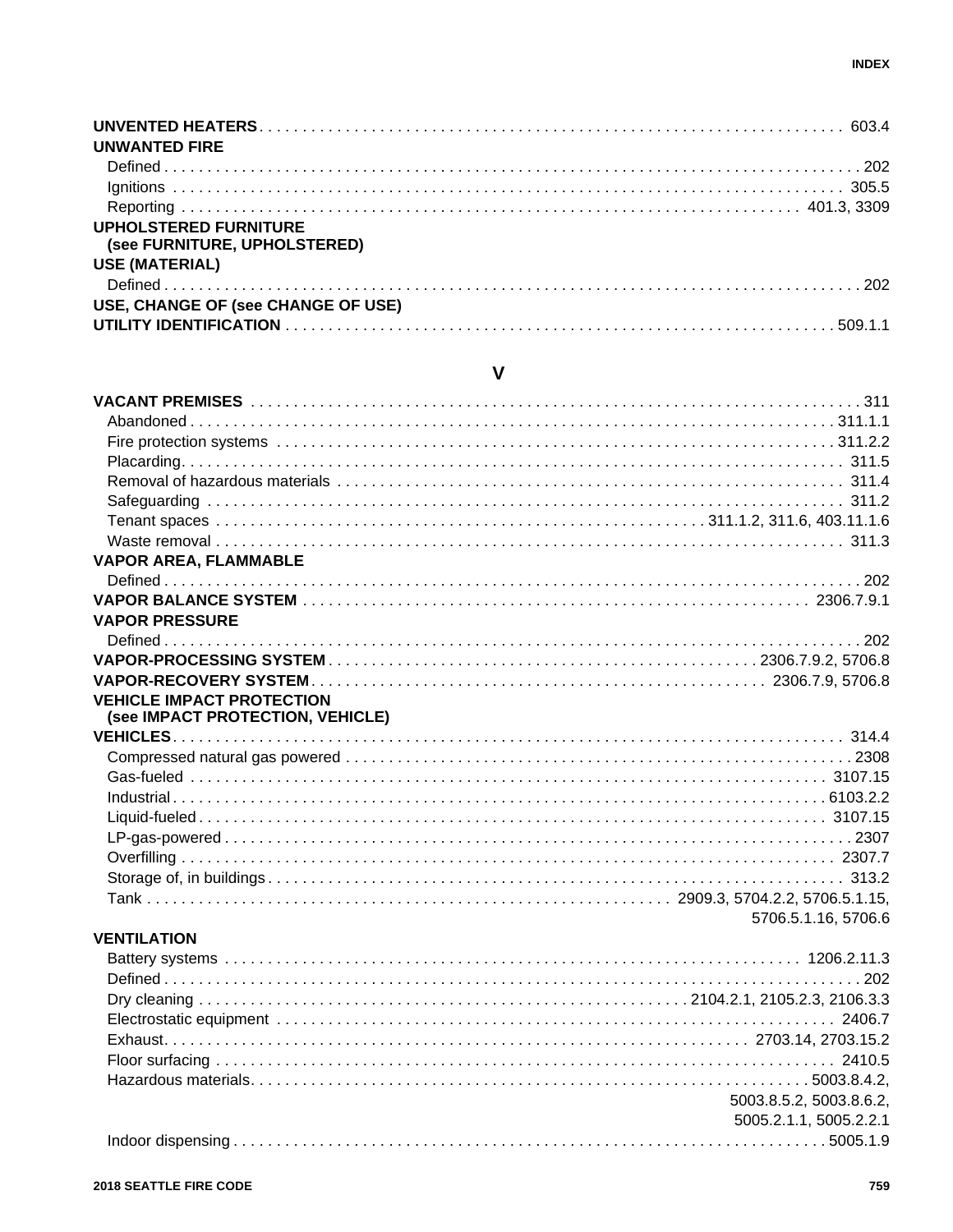**UNVENTED HEATERS** . . . . . . . . . . 603.4

**UNWANTED FIRE**

- Defined . . . . . . . . . . 202
- Ignitions . . . . . . . . . . 305.5
- Reporting . . . . . . . . . . 401.3, 3309

**UPHOLSTERED FURNITURE (see FURNITURE, UPHOLSTERED)**

**USE (MATERIAL)**

- Defined . . . . . . . . . . 202

**USE, CHANGE OF (see CHANGE OF USE)**

**UTILITY IDENTIFICATION** . . . . . . . . . . 509.1.1

## V

**VACANT PREMISES** . . . . . . . . . . 311

- Abandoned . . . . . . . . . . 311.1.1
- Fire protection systems . . . . . . . . . . 311.2.2
- Placarding . . . . . . . . . . 311.5
- Removal of hazardous materials . . . . . . . . . . 311.4
- Safeguarding . . . . . . . . . . 311.2
- Tenant spaces . . . . . . . . . . 311.1.2, 311.6, 403.11.1.6
- Waste removal . . . . . . . . . . 311.3

**VAPOR AREA, FLAMMABLE**

- Defined . . . . . . . . . . 202

**VAPOR BALANCE SYSTEM** . . . . . . . . . . 2306.7.9.1

**VAPOR PRESSURE**

- Defined . . . . . . . . . . 202

**VAPOR-PROCESSING SYSTEM** . . . . . . . . . . 2306.7.9.2, 5706.8

**VAPOR-RECOVERY SYSTEM** . . . . . . . . . . 2306.7.9, 5706.8

**VEHICLE IMPACT PROTECTION (see IMPACT PROTECTION, VEHICLE)**

**VEHICLES** . . . . . . . . . . 314.4

- Compressed natural gas powered . . . . . . . . . . 2308
- Gas-fueled . . . . . . . . . . 3107.15
- Industrial . . . . . . . . . . 6103.2.2
- Liquid-fueled . . . . . . . . . . 3107.15
- LP-gas-powered . . . . . . . . . . 2307
- Overfilling . . . . . . . . . . 2307.7
- Storage of, in buildings . . . . . . . . . . 313.2
- Tank . . . . . . . . . . 2909.3, 5704.2.2, 5706.5.1.15, 5706.5.1.16, 5706.6

**VENTILATION**

- Battery systems . . . . . . . . . . 1206.2.11.3
- Defined . . . . . . . . . . 202
- Dry cleaning . . . . . . . . . . 2104.2.1, 2105.2.3, 2106.3.3
- Electrostatic equipment . . . . . . . . . . 2406.7
- Exhaust . . . . . . . . . . 2703.14, 2703.15.2
- Floor surfacing . . . . . . . . . . 2410.5
- Hazardous materials . . . . . . . . . . 5003.8.4.2, 5003.8.5.2, 5003.8.6.2, 5005.2.1.1, 5005.2.2.1
- Indoor dispensing . . . . . . . . . . 5005.1.9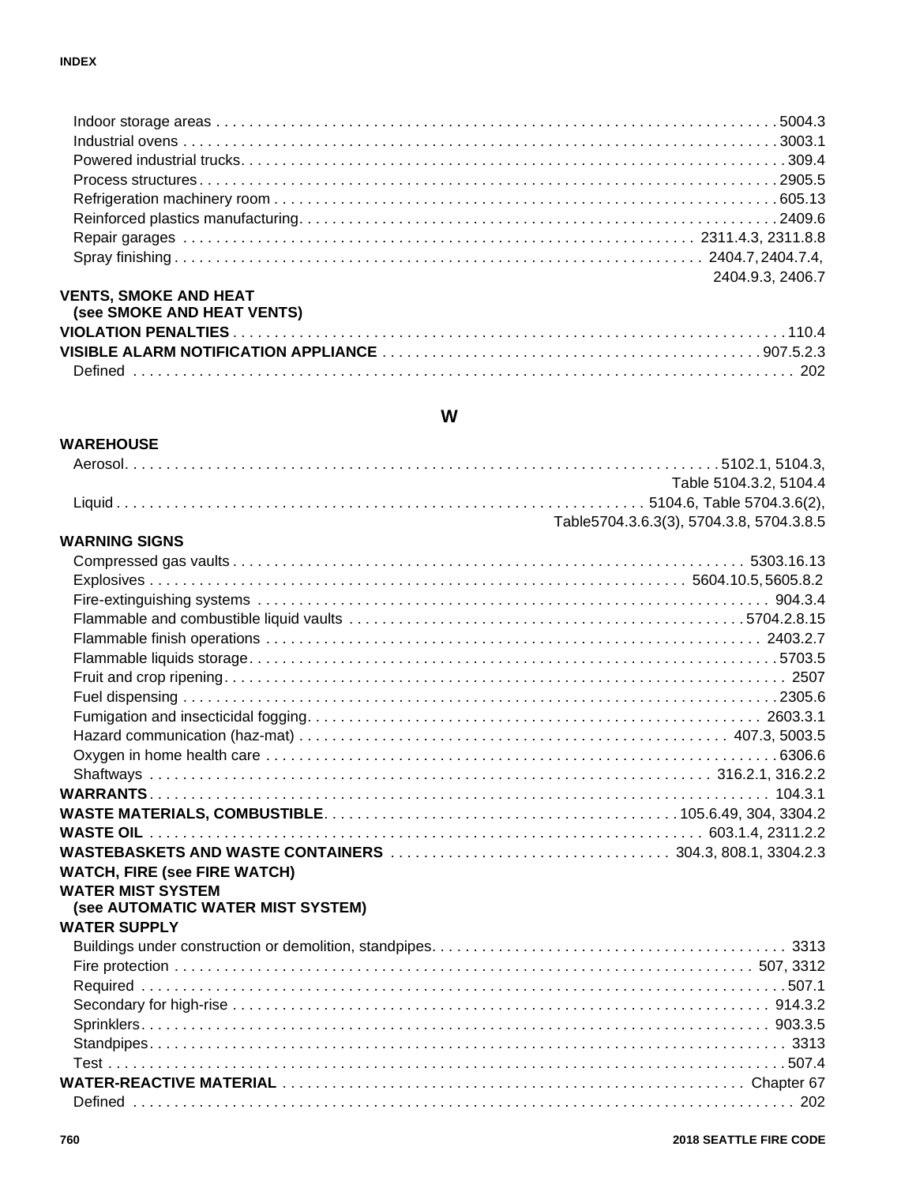Indoor storage areas . . . . . . . . . . . . . . . . . . . . . . 5004.3
Industrial ovens . . . . . . . . . . . . . . . . . . . . . . 3003.1
Powered industrial trucks. . . . . . . . . . . . . . . . . . . . . . 309.4
Process structures . . . . . . . . . . . . . . . . . . . . . . 2905.5
Refrigeration machinery room . . . . . . . . . . . . . . . . . . . . . . 605.13
Reinforced plastics manufacturing. . . . . . . . . . . . . . . . . . . . . . 2409.6
Repair garages . . . . . . . . . . . . . . . . . . . . . . 2311.4.3, 2311.8.8
Spray finishing . . . . . . . . . . . . . . . . . . . . . . 2404.7, 2404.7.4, 2404.9.3, 2406.7

**VENTS, SMOKE AND HEAT (see SMOKE AND HEAT VENTS)**

**VIOLATION PENALTIES** . . . . . . . . . . . . . . . . . . . . . . 110.4

**VISIBLE ALARM NOTIFICATION APPLIANCE** . . . . . . . . . . . . . . . . . . . . . . 907.5.2.3
Defined . . . . . . . . . . . . . . . . . . . . . . 202

## W

**WAREHOUSE**
Aerosol. . . . . . . . . . . . . . . . . . . . . . 5102.1, 5104.3, Table 5104.3.2, 5104.4
Liquid . . . . . . . . . . . . . . . . . . . . . . 5104.6, Table 5704.3.6(2), Table5704.3.6.3(3), 5704.3.8, 5704.3.8.5

**WARNING SIGNS**
Compressed gas vaults . . . . . . . . . . . . . . . . . . . . . . 5303.16.13
Explosives . . . . . . . . . . . . . . . . . . . . . . 5604.10.5, 5605.8.2
Fire-extinguishing systems . . . . . . . . . . . . . . . . . . . . . . 904.3.4
Flammable and combustible liquid vaults . . . . . . . . . . . . . . . . . . . . . . 5704.2.8.15
Flammable finish operations . . . . . . . . . . . . . . . . . . . . . . 2403.2.7
Flammable liquids storage. . . . . . . . . . . . . . . . . . . . . . 5703.5
Fruit and crop ripening. . . . . . . . . . . . . . . . . . . . . . 2507
Fuel dispensing . . . . . . . . . . . . . . . . . . . . . . 2305.6
Fumigation and insecticidal fogging. . . . . . . . . . . . . . . . . . . . . . 2603.3.1
Hazard communication (haz-mat) . . . . . . . . . . . . . . . . . . . . . . 407.3, 5003.5
Oxygen in home health care . . . . . . . . . . . . . . . . . . . . . . 6306.6
Shaftways . . . . . . . . . . . . . . . . . . . . . . 316.2.1, 316.2.2

**WARRANTS**. . . . . . . . . . . . . . . . . . . . . . 104.3.1

**WASTE MATERIALS, COMBUSTIBLE**. . . . . . . . . . . . . . . . . . . . . . 105.6.49, 304, 3304.2

**WASTE OIL** . . . . . . . . . . . . . . . . . . . . . . 603.1.4, 2311.2.2

**WASTEBASKETS AND WASTE CONTAINERS** . . . . . . . . . . . . . . . . . . . . . . 304.3, 808.1, 3304.2.3

**WATCH, FIRE (see FIRE WATCH)**

**WATER MIST SYSTEM (see AUTOMATIC WATER MIST SYSTEM)**

**WATER SUPPLY**
Buildings under construction or demolition, standpipes. . . . . . . . . . . . . . . . . . . . . . 3313
Fire protection . . . . . . . . . . . . . . . . . . . . . . 507, 3312
Required . . . . . . . . . . . . . . . . . . . . . . 507.1
Secondary for high-rise . . . . . . . . . . . . . . . . . . . . . . 914.3.2
Sprinklers. . . . . . . . . . . . . . . . . . . . . . 903.3.5
Standpipes. . . . . . . . . . . . . . . . . . . . . . 3313
Test . . . . . . . . . . . . . . . . . . . . . . 507.4

**WATER-REACTIVE MATERIAL** . . . . . . . . . . . . . . . . . . . . . . Chapter 67
Defined . . . . . . . . . . . . . . . . . . . . . . 202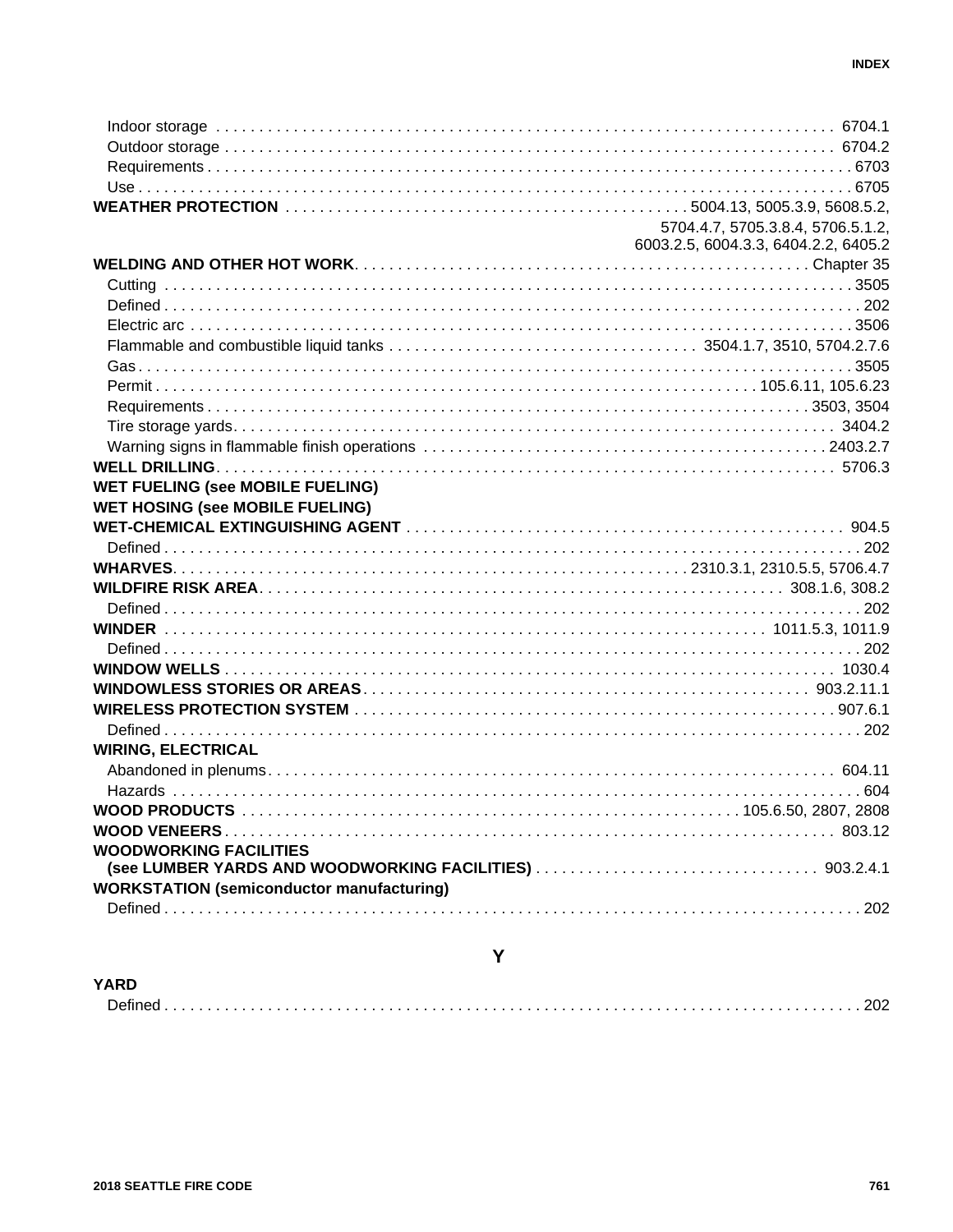Indoor storage . . . 6704.1
Outdoor storage . . . 6704.2
Requirements . . . 6703
Use . . . 6705

**WEATHER PROTECTION** . . . 5004.13, 5005.3.9, 5608.5.2, 5704.4.7, 5705.3.8.4, 5706.5.1.2, 6003.2.5, 6004.3.3, 6404.2.2, 6405.2

**WELDING AND OTHER HOT WORK** . . . Chapter 35
Cutting . . . 3505
Defined . . . 202
Electric arc . . . 3506
Flammable and combustible liquid tanks . . . 3504.1.7, 3510, 5704.2.7.6
Gas . . . 3505
Permit . . . 105.6.11, 105.6.23
Requirements . . . 3503, 3504
Tire storage yards . . . 3404.2
Warning signs in flammable finish operations . . . 2403.2.7

**WELL DRILLING** . . . 5706.3

**WET FUELING (see MOBILE FUELING)**

**WET HOSING (see MOBILE FUELING)**

**WET-CHEMICAL EXTINGUISHING AGENT** . . . 904.5
Defined . . . 202

**WHARVES** . . . 2310.3.1, 2310.5.5, 5706.4.7

**WILDFIRE RISK AREA** . . . 308.1.6, 308.2
Defined . . . 202

**WINDER** . . . 1011.5.3, 1011.9
Defined . . . 202

**WINDOW WELLS** . . . 1030.4

**WINDOWLESS STORIES OR AREAS** . . . 903.2.11.1

**WIRELESS PROTECTION SYSTEM** . . . 907.6.1
Defined . . . 202

**WIRING, ELECTRICAL**
Abandoned in plenums . . . 604.11
Hazards . . . 604

**WOOD PRODUCTS** . . . 105.6.50, 2807, 2808

**WOOD VENEERS** . . . 803.12

**WOODWORKING FACILITIES (see LUMBER YARDS AND WOODWORKING FACILITIES)** . . . 903.2.4.1

**WORKSTATION (semiconductor manufacturing)**
Defined . . . 202

## Y

**YARD**
Defined . . . 202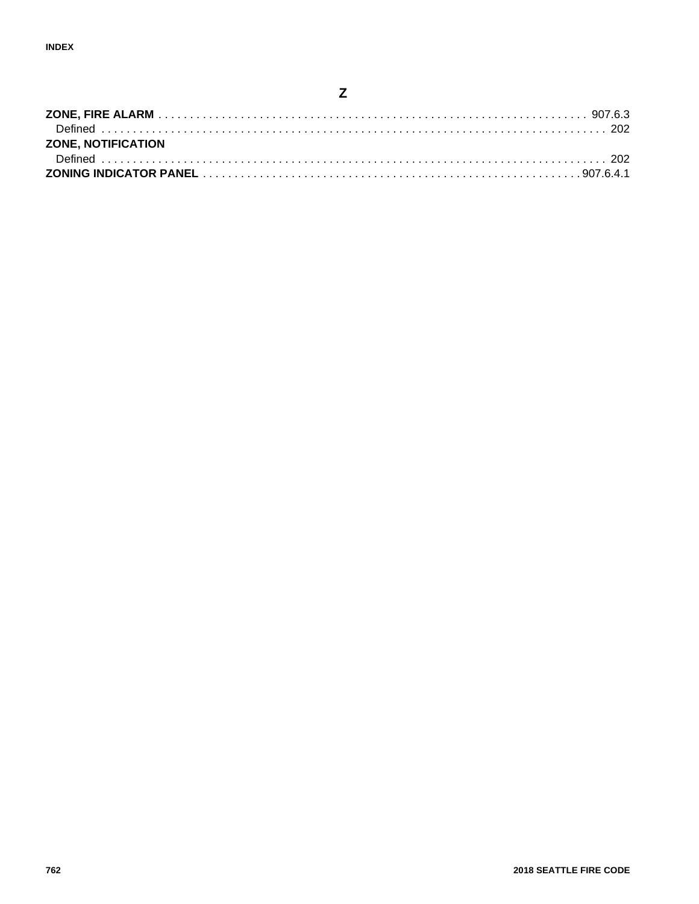## Z

**ZONE, FIRE ALARM** . . . . . . . . . . . . . . . . . . . . . . . . . . . . . . . . . . . . . . . . . . . . . . . . . . . . . . . . . . . . . . . 907.6.3
Defined . . . . . . . . . . . . . . . . . . . . . . . . . . . . . . . . . . . . . . . . . . . . . . . . . . . . . . . . . . . . . . . . . . . . . . . . . 202

**ZONE, NOTIFICATION**
Defined . . . . . . . . . . . . . . . . . . . . . . . . . . . . . . . . . . . . . . . . . . . . . . . . . . . . . . . . . . . . . . . . . . . . . . . . . 202

**ZONING INDICATOR PANEL** . . . . . . . . . . . . . . . . . . . . . . . . . . . . . . . . . . . . . . . . . . . . . . . . . . . . . . . . 907.6.4.1